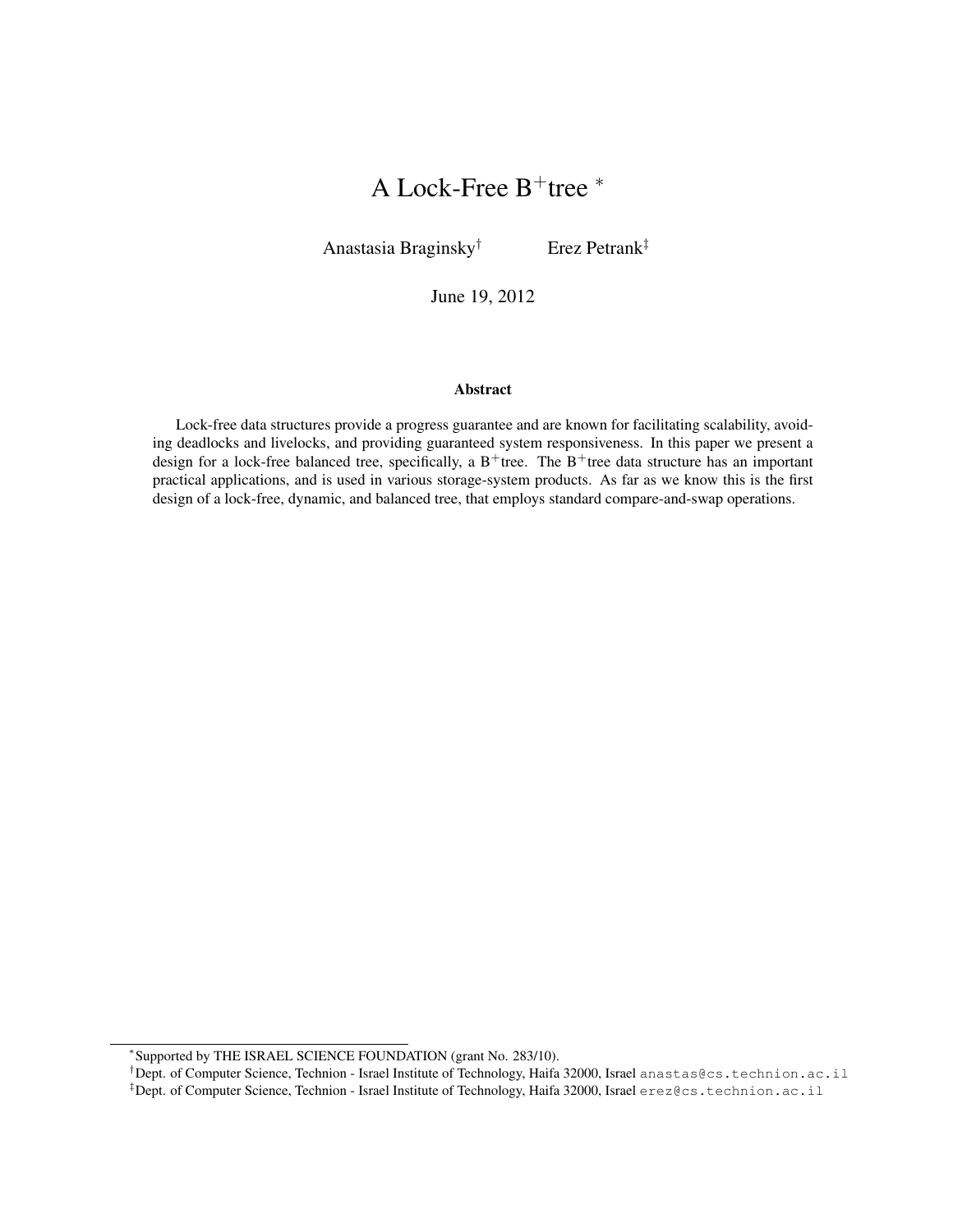# A Lock-Free $B^+$tree [*]

Anastasia Braginsky[†] Erez Petrank[‡]

June 19, 2012

## Abstract

Lock-free data structures provide a progress guarantee and are known for facilitating scalability, avoiding deadlocks and livelocks, and providing guaranteed system responsiveness. In this paper we present a design for a lock-free balanced tree, specifically, a $B^+$tree. The $B^+$tree data structure has an important practical applications, and is used in various storage-system products. As far as we know this is the first design of a lock-free, dynamic, and balanced tree, that employs standard compare-and-swap operations.

---

[*] Supported by THE ISRAEL SCIENCE FOUNDATION (grant No. 283/10).

[†] Dept. of Computer Science, Technion - Israel Institute of Technology, Haifa 32000, Israel anastas@cs.technion.ac.il

[‡] Dept. of Computer Science, Technion - Israel Institute of Technology, Haifa 32000, Israel erez@cs.technion.ac.il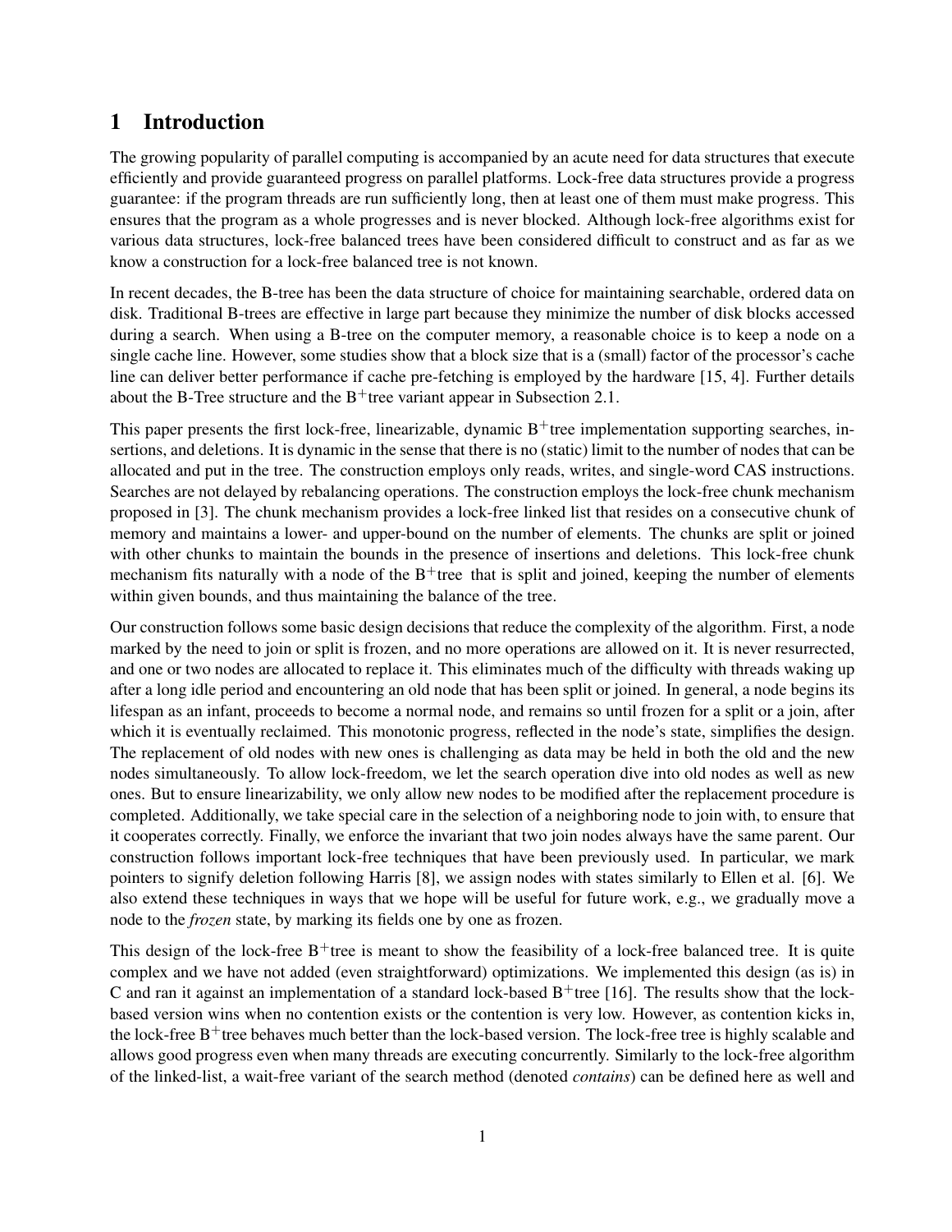# 1 Introduction

The growing popularity of parallel computing is accompanied by an acute need for data structures that execute efficiently and provide guaranteed progress on parallel platforms. Lock-free data structures provide a progress guarantee: if the program threads are run sufficiently long, then at least one of them must make progress. This ensures that the program as a whole progresses and is never blocked. Although lock-free algorithms exist for various data structures, lock-free balanced trees have been considered difficult to construct and as far as we know a construction for a lock-free balanced tree is not known.

In recent decades, the B-tree has been the data structure of choice for maintaining searchable, ordered data on disk. Traditional B-trees are effective in large part because they minimize the number of disk blocks accessed during a search. When using a B-tree on the computer memory, a reasonable choice is to keep a node on a single cache line. However, some studies show that a block size that is a (small) factor of the processor's cache line can deliver better performance if cache pre-fetching is employed by the hardware [15, 4]. Further details about the B-Tree structure and the $B^+$tree variant appear in Subsection 2.1.

This paper presents the first lock-free, linearizable, dynamic $B^+$tree implementation supporting searches, insertions, and deletions. It is dynamic in the sense that there is no (static) limit to the number of nodes that can be allocated and put in the tree. The construction employs only reads, writes, and single-word CAS instructions. Searches are not delayed by rebalancing operations. The construction employs the lock-free chunk mechanism proposed in [3]. The chunk mechanism provides a lock-free linked list that resides on a consecutive chunk of memory and maintains a lower- and upper-bound on the number of elements. The chunks are split or joined with other chunks to maintain the bounds in the presence of insertions and deletions. This lock-free chunk mechanism fits naturally with a node of the $B^+$tree that is split and joined, keeping the number of elements within given bounds, and thus maintaining the balance of the tree.

Our construction follows some basic design decisions that reduce the complexity of the algorithm. First, a node marked by the need to join or split is frozen, and no more operations are allowed on it. It is never resurrected, and one or two nodes are allocated to replace it. This eliminates much of the difficulty with threads waking up after a long idle period and encountering an old node that has been split or joined. In general, a node begins its lifespan as an infant, proceeds to become a normal node, and remains so until frozen for a split or a join, after which it is eventually reclaimed. This monotonic progress, reflected in the node's state, simplifies the design. The replacement of old nodes with new ones is challenging as data may be held in both the old and the new nodes simultaneously. To allow lock-freedom, we let the search operation dive into old nodes as well as new ones. But to ensure linearizability, we only allow new nodes to be modified after the replacement procedure is completed. Additionally, we take special care in the selection of a neighboring node to join with, to ensure that it cooperates correctly. Finally, we enforce the invariant that two join nodes always have the same parent. Our construction follows important lock-free techniques that have been previously used. In particular, we mark pointers to signify deletion following Harris [8], we assign nodes with states similarly to Ellen et al. [6]. We also extend these techniques in ways that we hope will be useful for future work, e.g., we gradually move a node to the *frozen* state, by marking its fields one by one as frozen.

This design of the lock-free $B^+$tree is meant to show the feasibility of a lock-free balanced tree. It is quite complex and we have not added (even straightforward) optimizations. We implemented this design (as is) in C and ran it against an implementation of a standard lock-based $B^+$tree [16]. The results show that the lock-based version wins when no contention exists or the contention is very low. However, as contention kicks in, the lock-free $B^+$tree behaves much better than the lock-based version. The lock-free tree is highly scalable and allows good progress even when many threads are executing concurrently. Similarly to the lock-free algorithm of the linked-list, a wait-free variant of the search method (denoted *contains*) can be defined here as well and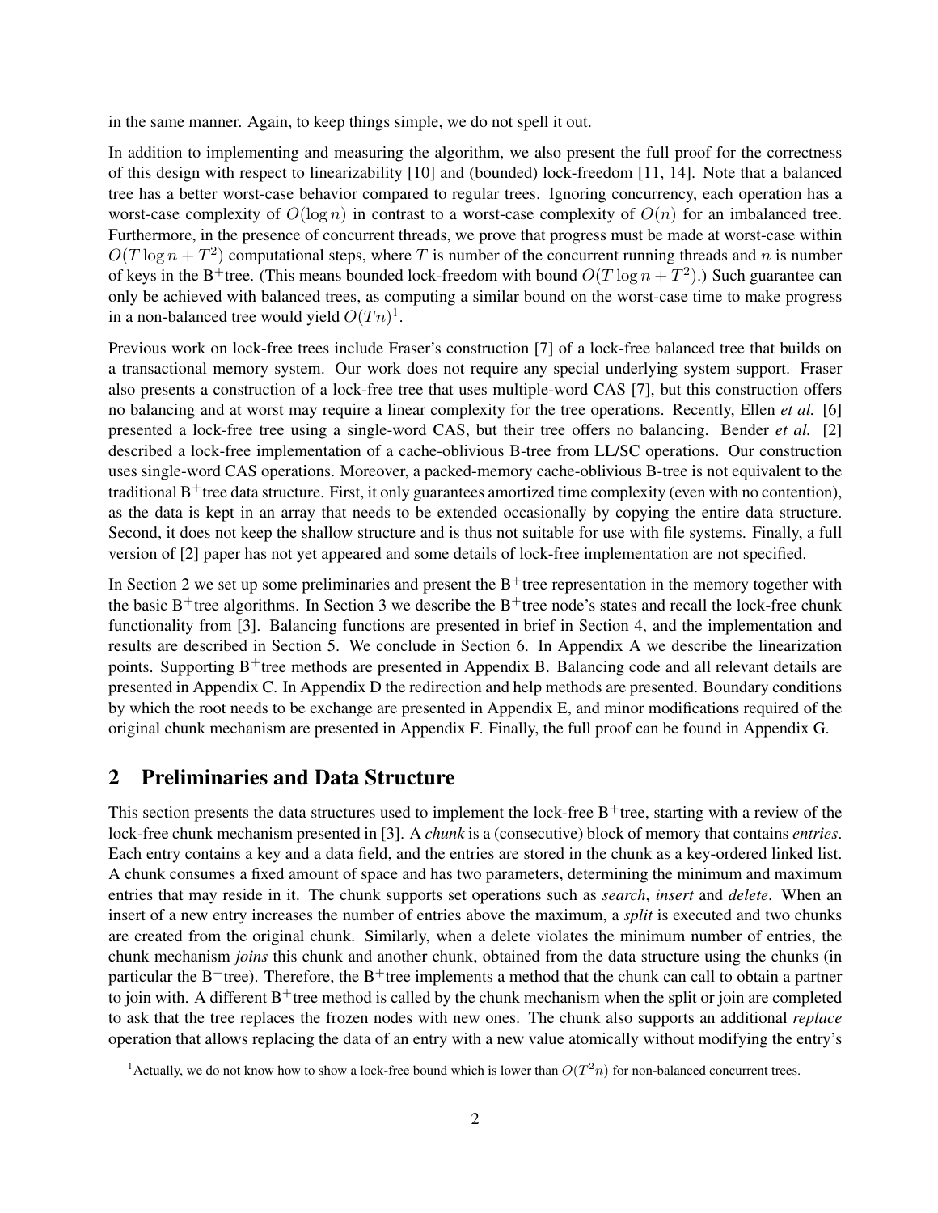in the same manner. Again, to keep things simple, we do not spell it out.

In addition to implementing and measuring the algorithm, we also present the full proof for the correctness of this design with respect to linearizability [10] and (bounded) lock-freedom [11, 14]. Note that a balanced tree has a better worst-case behavior compared to regular trees. Ignoring concurrency, each operation has a worst-case complexity of $O(\log n)$ in contrast to a worst-case complexity of $O(n)$ for an imbalanced tree. Furthermore, in the presence of concurrent threads, we prove that progress must be made at worst-case within $O(T \log n + T^2)$ computational steps, where $T$ is number of the concurrent running threads and $n$ is number of keys in the B$^+$tree. (This means bounded lock-freedom with bound $O(T \log n + T^2)$.) Such guarantee can only be achieved with balanced trees, as computing a similar bound on the worst-case time to make progress in a non-balanced tree would yield $O(Tn)$[1].

Previous work on lock-free trees include Fraser's construction [7] of a lock-free balanced tree that builds on a transactional memory system. Our work does not require any special underlying system support. Fraser also presents a construction of a lock-free tree that uses multiple-word CAS [7], but this construction offers no balancing and at worst may require a linear complexity for the tree operations. Recently, Ellen *et al.* [6] presented a lock-free tree using a single-word CAS, but their tree offers no balancing. Bender *et al.* [2] described a lock-free implementation of a cache-oblivious B-tree from LL/SC operations. Our construction uses single-word CAS operations. Moreover, a packed-memory cache-oblivious B-tree is not equivalent to the traditional B$^+$tree data structure. First, it only guarantees amortized time complexity (even with no contention), as the data is kept in an array that needs to be extended occasionally by copying the entire data structure. Second, it does not keep the shallow structure and is thus not suitable for use with file systems. Finally, a full version of [2] paper has not yet appeared and some details of lock-free implementation are not specified.

In Section 2 we set up some preliminaries and present the B$^+$tree representation in the memory together with the basic B$^+$tree algorithms. In Section 3 we describe the B$^+$tree node's states and recall the lock-free chunk functionality from [3]. Balancing functions are presented in brief in Section 4, and the implementation and results are described in Section 5. We conclude in Section 6. In Appendix A we describe the linearization points. Supporting B$^+$tree methods are presented in Appendix B. Balancing code and all relevant details are presented in Appendix C. In Appendix D the redirection and help methods are presented. Boundary conditions by which the root needs to be exchange are presented in Appendix E, and minor modifications required of the original chunk mechanism are presented in Appendix F. Finally, the full proof can be found in Appendix G.

## 2 Preliminaries and Data Structure

This section presents the data structures used to implement the lock-free B$^+$tree, starting with a review of the lock-free chunk mechanism presented in [3]. A *chunk* is a (consecutive) block of memory that contains *entries*. Each entry contains a key and a data field, and the entries are stored in the chunk as a key-ordered linked list. A chunk consumes a fixed amount of space and has two parameters, determining the minimum and maximum entries that may reside in it. The chunk supports set operations such as *search*, *insert* and *delete*. When an insert of a new entry increases the number of entries above the maximum, a *split* is executed and two chunks are created from the original chunk. Similarly, when a delete violates the minimum number of entries, the chunk mechanism *joins* this chunk and another chunk, obtained from the data structure using the chunks (in particular the B$^+$tree). Therefore, the B$^+$tree implements a method that the chunk can call to obtain a partner to join with. A different B$^+$tree method is called by the chunk mechanism when the split or join are completed to ask that the tree replaces the frozen nodes with new ones. The chunk also supports an additional *replace* operation that allows replacing the data of an entry with a new value atomically without modifying the entry's

[1] Actually, we do not know how to show a lock-free bound which is lower than $O(T^2 n)$ for non-balanced concurrent trees.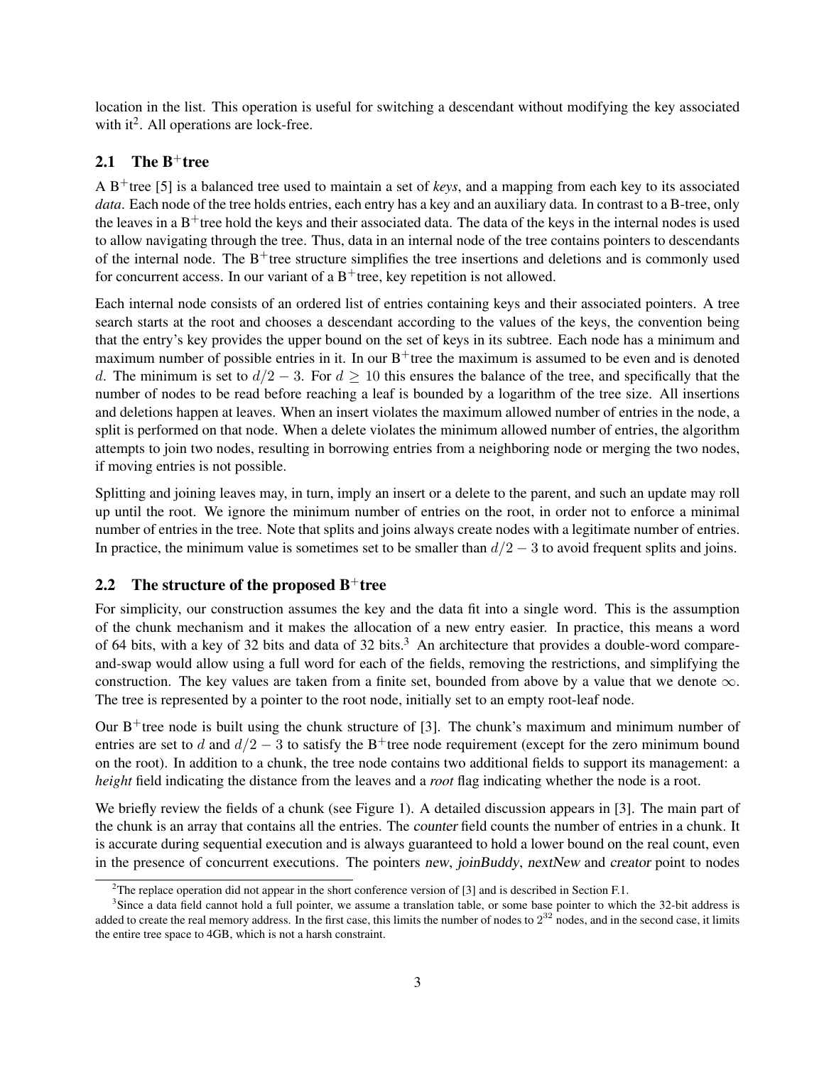location in the list. This operation is useful for switching a descendant without modifying the key associated with it[2]. All operations are lock-free.

## 2.1 The B$^+$tree

A B$^+$tree [5] is a balanced tree used to maintain a set of *keys*, and a mapping from each key to its associated *data*. Each node of the tree holds entries, each entry has a key and an auxiliary data. In contrast to a B-tree, only the leaves in a B$^+$tree hold the keys and their associated data. The data of the keys in the internal nodes is used to allow navigating through the tree. Thus, data in an internal node of the tree contains pointers to descendants of the internal node. The B$^+$tree structure simplifies the tree insertions and deletions and is commonly used for concurrent access. In our variant of a B$^+$tree, key repetition is not allowed.

Each internal node consists of an ordered list of entries containing keys and their associated pointers. A tree search starts at the root and chooses a descendant according to the values of the keys, the convention being that the entry's key provides the upper bound on the set of keys in its subtree. Each node has a minimum and maximum number of possible entries in it. In our B$^+$tree the maximum is assumed to be even and is denoted $d$. The minimum is set to $d/2 - 3$. For $d \geq 10$ this ensures the balance of the tree, and specifically that the number of nodes to be read before reaching a leaf is bounded by a logarithm of the tree size. All insertions and deletions happen at leaves. When an insert violates the maximum allowed number of entries in the node, a split is performed on that node. When a delete violates the minimum allowed number of entries, the algorithm attempts to join two nodes, resulting in borrowing entries from a neighboring node or merging the two nodes, if moving entries is not possible.

Splitting and joining leaves may, in turn, imply an insert or a delete to the parent, and such an update may roll up until the root. We ignore the minimum number of entries on the root, in order not to enforce a minimal number of entries in the tree. Note that splits and joins always create nodes with a legitimate number of entries. In practice, the minimum value is sometimes set to be smaller than $d/2 - 3$ to avoid frequent splits and joins.

## 2.2 The structure of the proposed B$^+$tree

For simplicity, our construction assumes the key and the data fit into a single word. This is the assumption of the chunk mechanism and it makes the allocation of a new entry easier. In practice, this means a word of 64 bits, with a key of 32 bits and data of 32 bits.[3] An architecture that provides a double-word compare-and-swap would allow using a full word for each of the fields, removing the restrictions, and simplifying the construction. The key values are taken from a finite set, bounded from above by a value that we denote $\infty$. The tree is represented by a pointer to the root node, initially set to an empty root-leaf node.

Our B$^+$tree node is built using the chunk structure of [3]. The chunk's maximum and minimum number of entries are set to $d$ and $d/2 - 3$ to satisfy the B$^+$tree node requirement (except for the zero minimum bound on the root). In addition to a chunk, the tree node contains two additional fields to support its management: a *height* field indicating the distance from the leaves and a *root* flag indicating whether the node is a root.

We briefly review the fields of a chunk (see Figure 1). A detailed discussion appears in [3]. The main part of the chunk is an array that contains all the entries. The *counter* field counts the number of entries in a chunk. It is accurate during sequential execution and is always guaranteed to hold a lower bound on the real count, even in the presence of concurrent executions. The pointers *new*, *joinBuddy*, *nextNew* and *creator* point to nodes

[2] The replace operation did not appear in the short conference version of [3] and is described in Section F.1.

[3] Since a data field cannot hold a full pointer, we assume a translation table, or some base pointer to which the 32-bit address is added to create the real memory address. In the first case, this limits the number of nodes to $2^{32}$ nodes, and in the second case, it limits the entire tree space to 4GB, which is not a harsh constraint.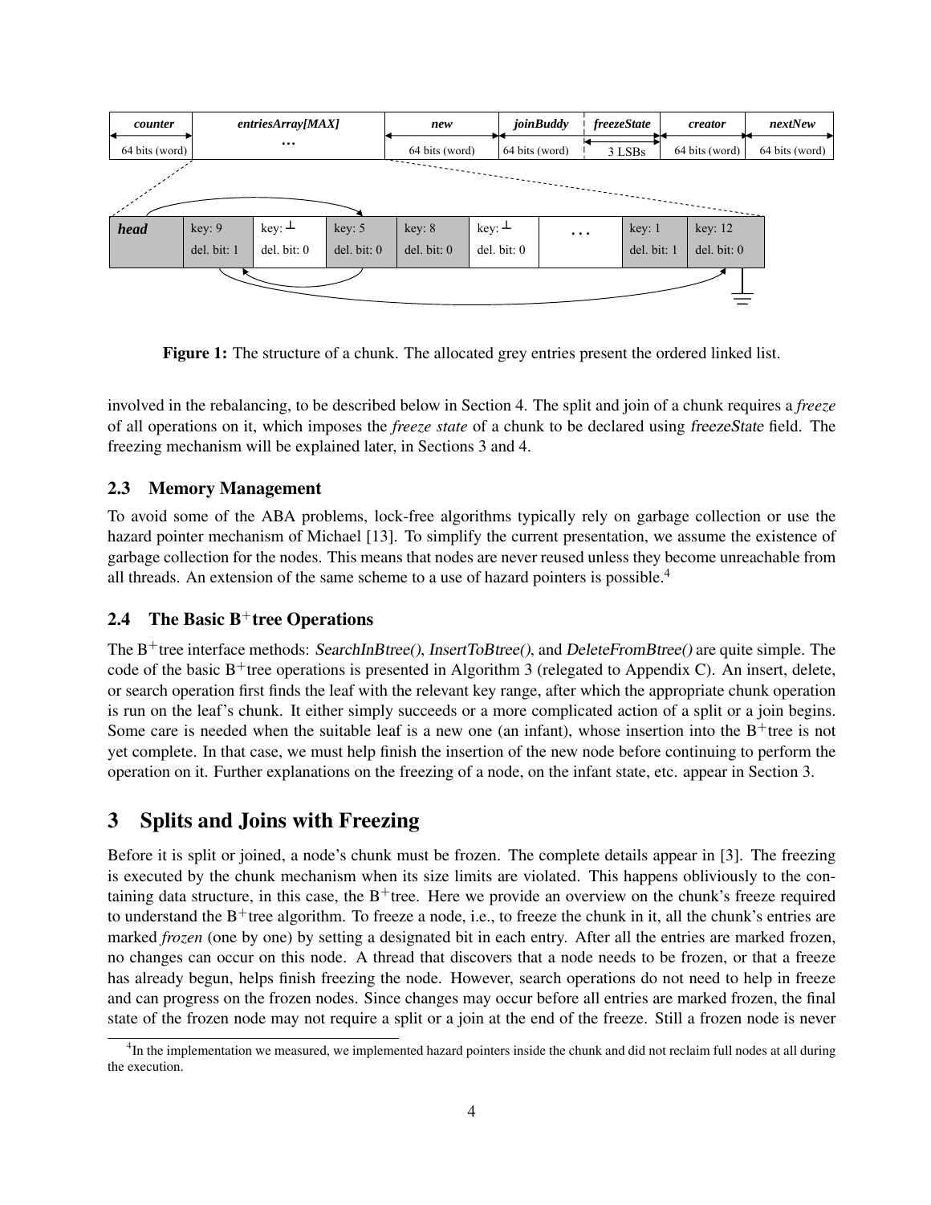counter
64 bits (word)
entriesArray[MAX]
...
new
64 bits (word)
joinBuddy
64 bits (word)
freezeState
3 LSBs
creator
64 bits (word)
nextNew
64 bits (word)

head
key: 9
del. bit: 1
key: ⊥
del. bit: 0
key: 5
del. bit: 0
key: 8
del. bit: 0
key: ⊥
del. bit: 0
...
key: 1
del. bit: 1
key: 12
del. bit: 0

**Figure 1:** The structure of a chunk. The allocated grey entries present the ordered linked list.

involved in the rebalancing, to be described below in Section 4. The split and join of a chunk requires a *freeze* of all operations on it, which imposes the *freeze state* of a chunk to be declared using *freezeState* field. The freezing mechanism will be explained later, in Sections 3 and 4.

### 2.3 Memory Management

To avoid some of the ABA problems, lock-free algorithms typically rely on garbage collection or use the hazard pointer mechanism of Michael [13]. To simplify the current presentation, we assume the existence of garbage collection for the nodes. This means that nodes are never reused unless they become unreachable from all threads. An extension of the same scheme to a use of hazard pointers is possible.[4]

### 2.4 The Basic B$^+$tree Operations

The B$^+$tree interface methods: *SearchInBtree()*, *InsertToBtree()*, and *DeleteFromBtree()* are quite simple. The code of the basic B$^+$tree operations is presented in Algorithm 3 (relegated to Appendix C). An insert, delete, or search operation first finds the leaf with the relevant key range, after which the appropriate chunk operation is run on the leaf's chunk. It either simply succeeds or a more complicated action of a split or a join begins. Some care is needed when the suitable leaf is a new one (an infant), whose insertion into the B$^+$tree is not yet complete. In that case, we must help finish the insertion of the new node before continuing to perform the operation on it. Further explanations on the freezing of a node, on the infant state, etc. appear in Section 3.

## 3 Splits and Joins with Freezing

Before it is split or joined, a node's chunk must be frozen. The complete details appear in [3]. The freezing is executed by the chunk mechanism when its size limits are violated. This happens obliviously to the containing data structure, in this case, the B$^+$tree. Here we provide an overview on the chunk's freeze required to understand the B$^+$tree algorithm. To freeze a node, i.e., to freeze the chunk in it, all the chunk's entries are marked *frozen* (one by one) by setting a designated bit in each entry. After all the entries are marked frozen, no changes can occur on this node. A thread that discovers that a node needs to be frozen, or that a freeze has already begun, helps finish freezing the node. However, search operations do not need to help in freeze and can progress on the frozen nodes. Since changes may occur before all entries are marked frozen, the final state of the frozen node may not require a split or a join at the end of the freeze. Still a frozen node is never

[4] In the implementation we measured, we implemented hazard pointers inside the chunk and did not reclaim full nodes at all during the execution.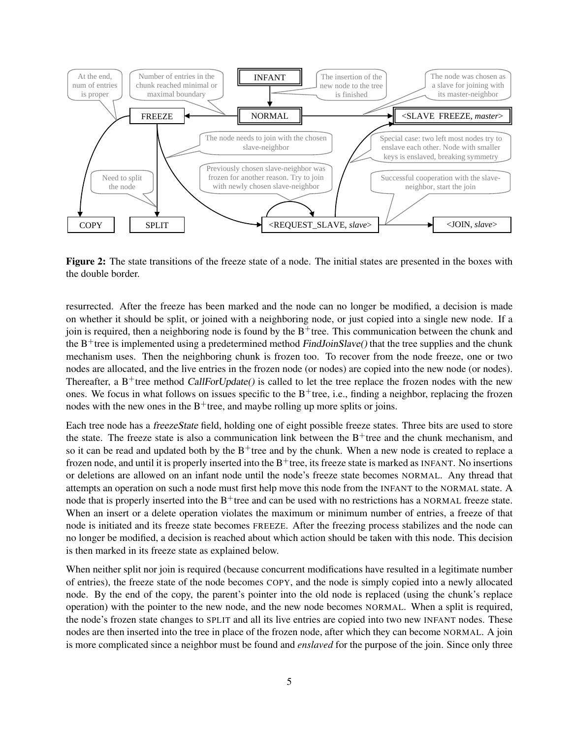INFANT

NORMAL

FREEZE

<SLAVE FREEZE, *master*>

COPY

SPLIT

<REQUEST_SLAVE, *slave*>

<JOIN, *slave*>

At the end, num of entries is proper

Number of entries in the chunk reached minimal or maximal boundary

The insertion of the new node to the tree is finished

The node was chosen as a slave for joining with its master-neighbor

The node needs to join with the chosen slave-neighbor

Special case: two left most nodes try to enslave each other. Node with smaller keys is enslaved, breaking symmetry

Need to split the node

Previously chosen slave-neighbor was frozen for another reason. Try to join with newly chosen slave-neighbor

Successful cooperation with the slave-neighbor, start the join

**Figure 2:** The state transitions of the freeze state of a node. The initial states are presented in the boxes with the double border.

resurrected. After the freeze has been marked and the node can no longer be modified, a decision is made on whether it should be split, or joined with a neighboring node, or just copied into a single new node. If a join is required, then a neighboring node is found by the $B^+$tree. This communication between the chunk and the $B^+$tree is implemented using a predetermined method *FindJoinSlave()* that the tree supplies and the chunk mechanism uses. Then the neighboring chunk is frozen too. To recover from the node freeze, one or two nodes are allocated, and the live entries in the frozen node (or nodes) are copied into the new node (or nodes). Thereafter, a $B^+$tree method *CallForUpdate()* is called to let the tree replace the frozen nodes with the new ones. We focus in what follows on issues specific to the $B^+$tree, i.e., finding a neighbor, replacing the frozen nodes with the new ones in the $B^+$tree, and maybe rolling up more splits or joins.

Each tree node has a *freezeState* field, holding one of eight possible freeze states. Three bits are used to store the state. The freeze state is also a communication link between the $B^+$tree and the chunk mechanism, and so it can be read and updated both by the $B^+$tree and by the chunk. When a new node is created to replace a frozen node, and until it is properly inserted into the $B^+$tree, its freeze state is marked as INFANT. No insertions or deletions are allowed on an infant node until the node's freeze state becomes NORMAL. Any thread that attempts an operation on such a node must first help move this node from the INFANT to the NORMAL state. A node that is properly inserted into the $B^+$tree and can be used with no restrictions has a NORMAL freeze state. When an insert or a delete operation violates the maximum or minimum number of entries, a freeze of that node is initiated and its freeze state becomes FREEZE. After the freezing process stabilizes and the node can no longer be modified, a decision is reached about which action should be taken with this node. This decision is then marked in its freeze state as explained below.

When neither split nor join is required (because concurrent modifications have resulted in a legitimate number of entries), the freeze state of the node becomes COPY, and the node is simply copied into a newly allocated node. By the end of the copy, the parent's pointer into the old node is replaced (using the chunk's replace operation) with the pointer to the new node, and the new node becomes NORMAL. When a split is required, the node's frozen state changes to SPLIT and all its live entries are copied into two new INFANT nodes. These nodes are then inserted into the tree in place of the frozen node, after which they can become NORMAL. A join is more complicated since a neighbor must be found and *enslaved* for the purpose of the join. Since only three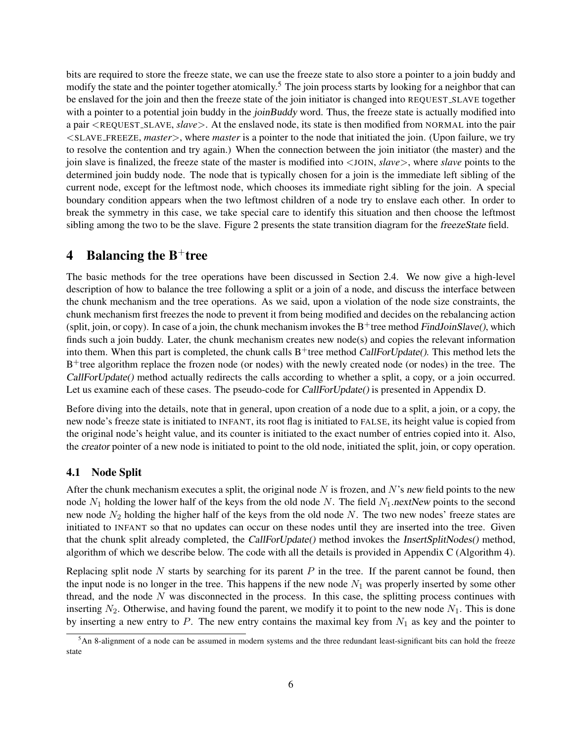bits are required to store the freeze state, we can use the freeze state to also store a pointer to a join buddy and modify the state and the pointer together atomically.[5] The join process starts by looking for a neighbor that can be enslaved for the join and then the freeze state of the join initiator is changed into REQUEST_SLAVE together with a pointer to a potential join buddy in the *joinBuddy* word. Thus, the freeze state is actually modified into a pair <REQUEST_SLAVE, *slave*>. At the enslaved node, its state is then modified from NORMAL into the pair <SLAVE_FREEZE, *master*>, where *master* is a pointer to the node that initiated the join. (Upon failure, we try to resolve the contention and try again.) When the connection between the join initiator (the master) and the join slave is finalized, the freeze state of the master is modified into <JOIN, *slave*>, where *slave* points to the determined join buddy node. The node that is typically chosen for a join is the immediate left sibling of the current node, except for the leftmost node, which chooses its immediate right sibling for the join. A special boundary condition appears when the two leftmost children of a node try to enslave each other. In order to break the symmetry in this case, we take special care to identify this situation and then choose the leftmost sibling among the two to be the slave. Figure 2 presents the state transition diagram for the *freezeState* field.

# 4 Balancing the B$^+$tree

The basic methods for the tree operations have been discussed in Section 2.4. We now give a high-level description of how to balance the tree following a split or a join of a node, and discuss the interface between the chunk mechanism and the tree operations. As we said, upon a violation of the node size constraints, the chunk mechanism first freezes the node to prevent it from being modified and decides on the rebalancing action (split, join, or copy). In case of a join, the chunk mechanism invokes the B$^+$tree method *FindJoinSlave()*, which finds such a join buddy. Later, the chunk mechanism creates new node(s) and copies the relevant information into them. When this part is completed, the chunk calls B$^+$tree method *CallForUpdate()*. This method lets the B$^+$tree algorithm replace the frozen node (or nodes) with the newly created node (or nodes) in the tree. The *CallForUpdate()* method actually redirects the calls according to whether a split, a copy, or a join occurred. Let us examine each of these cases. The pseudo-code for *CallForUpdate()* is presented in Appendix D.

Before diving into the details, note that in general, upon creation of a node due to a split, a join, or a copy, the new node's freeze state is initiated to INFANT, its root flag is initiated to FALSE, its height value is copied from the original node's height value, and its counter is initiated to the exact number of entries copied into it. Also, the *creator* pointer of a new node is initiated to point to the old node, initiated the split, join, or copy operation.

## 4.1 Node Split

After the chunk mechanism executes a split, the original node $N$ is frozen, and $N$'s *new* field points to the new node $N_1$ holding the lower half of the keys from the old node $N$. The field $N_1$.*nextNew* points to the second new node $N_2$ holding the higher half of the keys from the old node $N$. The two new nodes' freeze states are initiated to INFANT so that no updates can occur on these nodes until they are inserted into the tree. Given that the chunk split already completed, the *CallForUpdate()* method invokes the *InsertSplitNodes()* method, algorithm of which we describe below. The code with all the details is provided in Appendix C (Algorithm 4).

Replacing split node $N$ starts by searching for its parent $P$ in the tree. If the parent cannot be found, then the input node is no longer in the tree. This happens if the new node $N_1$ was properly inserted by some other thread, and the node $N$ was disconnected in the process. In this case, the splitting process continues with inserting $N_2$. Otherwise, and having found the parent, we modify it to point to the new node $N_1$. This is done by inserting a new entry to $P$. The new entry contains the maximal key from $N_1$ as key and the pointer to

[5] An 8-alignment of a node can be assumed in modern systems and the three redundant least-significant bits can hold the freeze state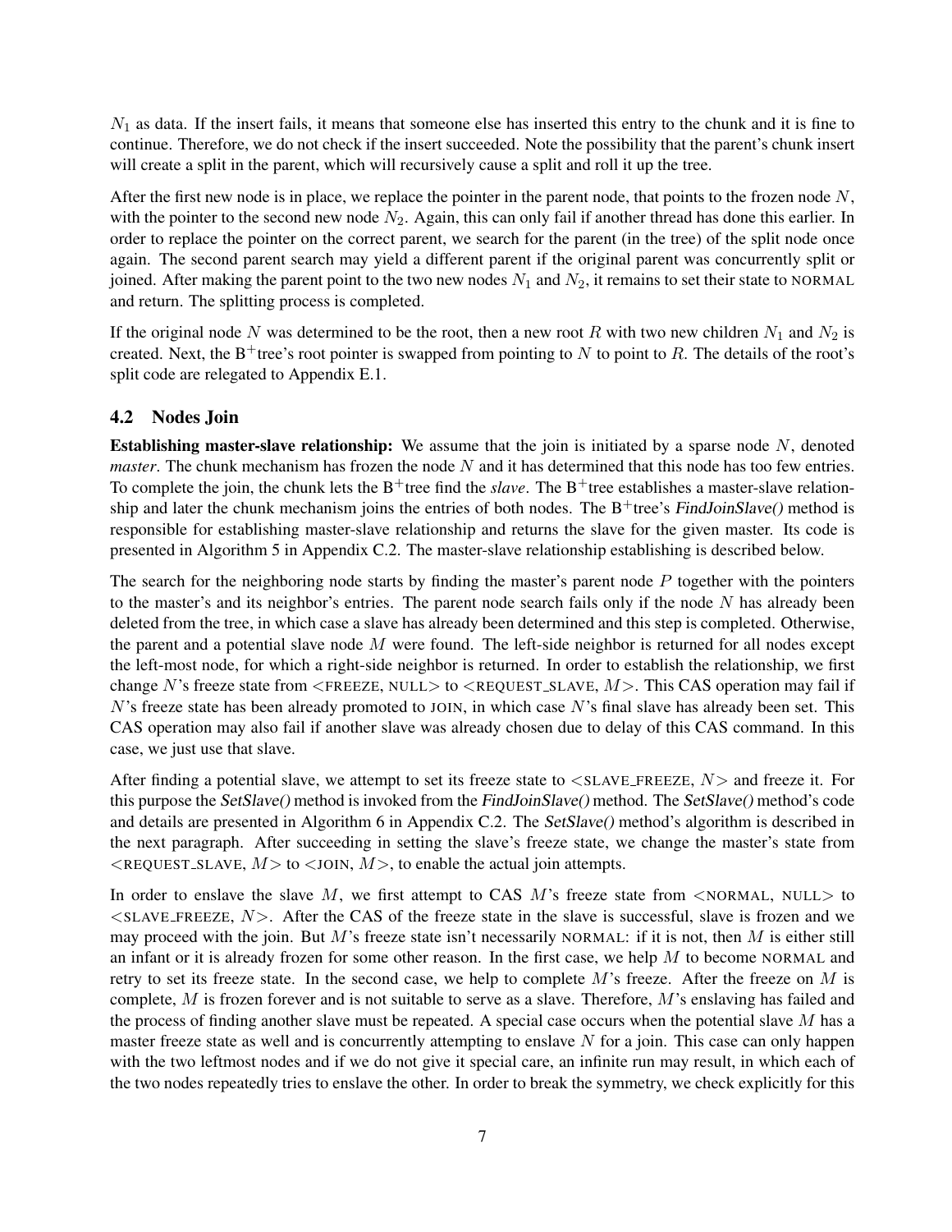$N_1$ as data. If the insert fails, it means that someone else has inserted this entry to the chunk and it is fine to continue. Therefore, we do not check if the insert succeeded. Note the possibility that the parent's chunk insert will create a split in the parent, which will recursively cause a split and roll it up the tree.

After the first new node is in place, we replace the pointer in the parent node, that points to the frozen node $N$, with the pointer to the second new node $N_2$. Again, this can only fail if another thread has done this earlier. In order to replace the pointer on the correct parent, we search for the parent (in the tree) of the split node once again. The second parent search may yield a different parent if the original parent was concurrently split or joined. After making the parent point to the two new nodes $N_1$ and $N_2$, it remains to set their state to NORMAL and return. The splitting process is completed.

If the original node $N$ was determined to be the root, then a new root $R$ with two new children $N_1$ and $N_2$ is created. Next, the B$^+$tree's root pointer is swapped from pointing to $N$ to point to $R$. The details of the root's split code are relegated to Appendix E.1.

### 4.2 Nodes Join

**Establishing master-slave relationship:** We assume that the join is initiated by a sparse node $N$, denoted *master*. The chunk mechanism has frozen the node $N$ and it has determined that this node has too few entries. To complete the join, the chunk lets the B$^+$tree find the *slave*. The B$^+$tree establishes a master-slave relationship and later the chunk mechanism joins the entries of both nodes. The B$^+$tree's *FindJoinSlave()* method is responsible for establishing master-slave relationship and returns the slave for the given master. Its code is presented in Algorithm 5 in Appendix C.2. The master-slave relationship establishing is described below.

The search for the neighboring node starts by finding the master's parent node $P$ together with the pointers to the master's and its neighbor's entries. The parent node search fails only if the node $N$ has already been deleted from the tree, in which case a slave has already been determined and this step is completed. Otherwise, the parent and a potential slave node $M$ were found. The left-side neighbor is returned for all nodes except the left-most node, for which a right-side neighbor is returned. In order to establish the relationship, we first change $N$'s freeze state from <FREEZE, NULL> to <REQUEST_SLAVE, $M$>. This CAS operation may fail if $N$'s freeze state has been already promoted to JOIN, in which case $N$'s final slave has already been set. This CAS operation may also fail if another slave was already chosen due to delay of this CAS command. In this case, we just use that slave.

After finding a potential slave, we attempt to set its freeze state to <SLAVE_FREEZE, $N$> and freeze it. For this purpose the *SetSlave()* method is invoked from the *FindJoinSlave()* method. The *SetSlave()* method's code and details are presented in Algorithm 6 in Appendix C.2. The *SetSlave()* method's algorithm is described in the next paragraph. After succeeding in setting the slave's freeze state, we change the master's state from <REQUEST_SLAVE, $M$> to <JOIN, $M$>, to enable the actual join attempts.

In order to enslave the slave $M$, we first attempt to CAS $M$'s freeze state from <NORMAL, NULL> to <SLAVE_FREEZE, $N$>. After the CAS of the freeze state in the slave is successful, slave is frozen and we may proceed with the join. But $M$'s freeze state isn't necessarily NORMAL: if it is not, then $M$ is either still an infant or it is already frozen for some other reason. In the first case, we help $M$ to become NORMAL and retry to set its freeze state. In the second case, we help to complete $M$'s freeze. After the freeze on $M$ is complete, $M$ is frozen forever and is not suitable to serve as a slave. Therefore, $M$'s enslaving has failed and the process of finding another slave must be repeated. A special case occurs when the potential slave $M$ has a master freeze state as well and is concurrently attempting to enslave $N$ for a join. This case can only happen with the two leftmost nodes and if we do not give it special care, an infinite run may result, in which each of the two nodes repeatedly tries to enslave the other. In order to break the symmetry, we check explicitly for this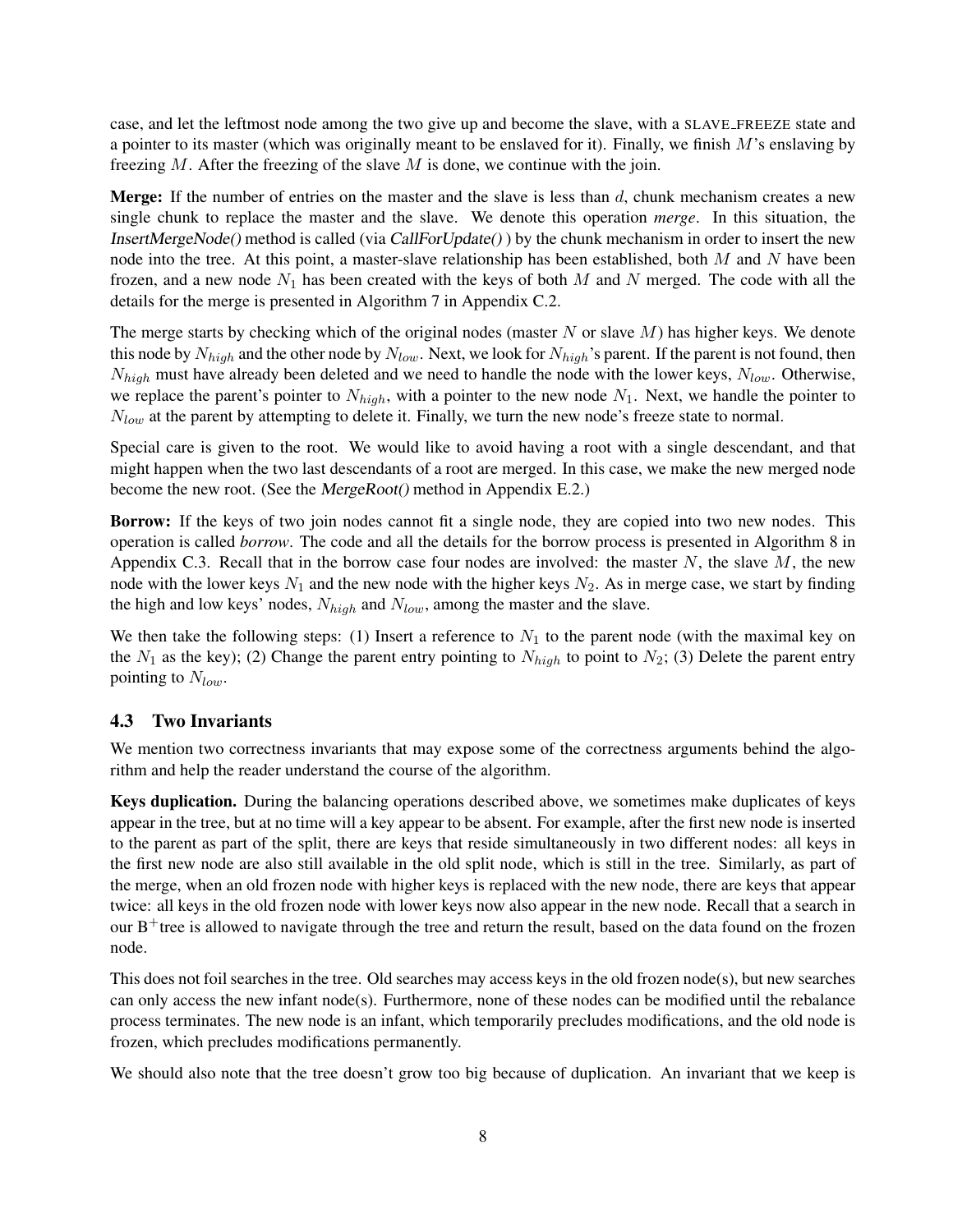case, and let the leftmost node among the two give up and become the slave, with a SLAVE_FREEZE state and a pointer to its master (which was originally meant to be enslaved for it). Finally, we finish $M$'s enslaving by freezing $M$. After the freezing of the slave $M$ is done, we continue with the join.

**Merge:** If the number of entries on the master and the slave is less than $d$, chunk mechanism creates a new single chunk to replace the master and the slave. We denote this operation *merge*. In this situation, the *InsertMergeNode()* method is called (via *CallForUpdate()* ) by the chunk mechanism in order to insert the new node into the tree. At this point, a master-slave relationship has been established, both $M$ and $N$ have been frozen, and a new node $N_1$ has been created with the keys of both $M$ and $N$ merged. The code with all the details for the merge is presented in Algorithm 7 in Appendix C.2.

The merge starts by checking which of the original nodes (master $N$ or slave $M$) has higher keys. We denote this node by $N_{high}$ and the other node by $N_{low}$. Next, we look for $N_{high}$'s parent. If the parent is not found, then $N_{high}$ must have already been deleted and we need to handle the node with the lower keys, $N_{low}$. Otherwise, we replace the parent's pointer to $N_{high}$, with a pointer to the new node $N_1$. Next, we handle the pointer to $N_{low}$ at the parent by attempting to delete it. Finally, we turn the new node's freeze state to normal.

Special care is given to the root. We would like to avoid having a root with a single descendant, and that might happen when the two last descendants of a root are merged. In this case, we make the new merged node become the new root. (See the *MergeRoot()* method in Appendix E.2.)

**Borrow:** If the keys of two join nodes cannot fit a single node, they are copied into two new nodes. This operation is called *borrow*. The code and all the details for the borrow process is presented in Algorithm 8 in Appendix C.3. Recall that in the borrow case four nodes are involved: the master $N$, the slave $M$, the new node with the lower keys $N_1$ and the new node with the higher keys $N_2$. As in merge case, we start by finding the high and low keys' nodes, $N_{high}$ and $N_{low}$, among the master and the slave.

We then take the following steps: (1) Insert a reference to $N_1$ to the parent node (with the maximal key on the $N_1$ as the key); (2) Change the parent entry pointing to $N_{high}$ to point to $N_2$; (3) Delete the parent entry pointing to $N_{low}$.

### 4.3 Two Invariants

We mention two correctness invariants that may expose some of the correctness arguments behind the algorithm and help the reader understand the course of the algorithm.

**Keys duplication.** During the balancing operations described above, we sometimes make duplicates of keys appear in the tree, but at no time will a key appear to be absent. For example, after the first new node is inserted to the parent as part of the split, there are keys that reside simultaneously in two different nodes: all keys in the first new node are also still available in the old split node, which is still in the tree. Similarly, as part of the merge, when an old frozen node with higher keys is replaced with the new node, there are keys that appear twice: all keys in the old frozen node with lower keys now also appear in the new node. Recall that a search in our B$^+$tree is allowed to navigate through the tree and return the result, based on the data found on the frozen node.

This does not foil searches in the tree. Old searches may access keys in the old frozen node(s), but new searches can only access the new infant node(s). Furthermore, none of these nodes can be modified until the rebalance process terminates. The new node is an infant, which temporarily precludes modifications, and the old node is frozen, which precludes modifications permanently.

We should also note that the tree doesn't grow too big because of duplication. An invariant that we keep is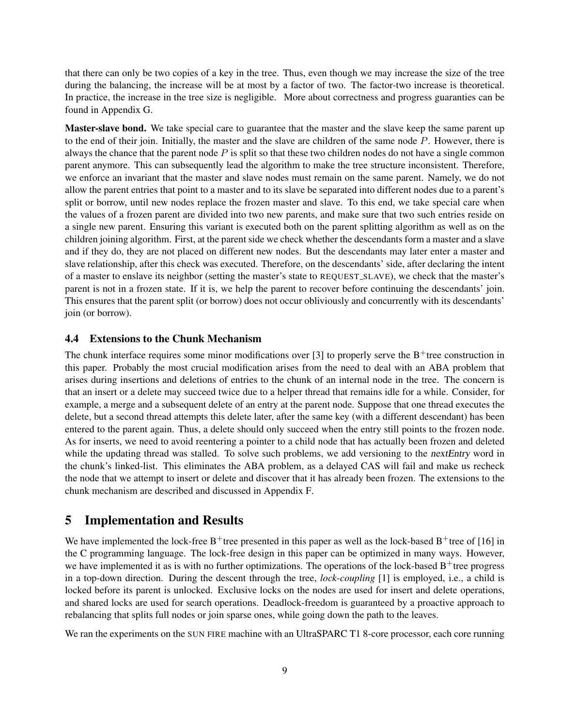that there can only be two copies of a key in the tree. Thus, even though we may increase the size of the tree during the balancing, the increase will be at most by a factor of two. The factor-two increase is theoretical. In practice, the increase in the tree size is negligible. More about correctness and progress guaranties can be found in Appendix G.

**Master-slave bond.** We take special care to guarantee that the master and the slave keep the same parent up to the end of their join. Initially, the master and the slave are children of the same node $P$. However, there is always the chance that the parent node $P$ is split so that these two children nodes do not have a single common parent anymore. This can subsequently lead the algorithm to make the tree structure inconsistent. Therefore, we enforce an invariant that the master and slave nodes must remain on the same parent. Namely, we do not allow the parent entries that point to a master and to its slave be separated into different nodes due to a parent's split or borrow, until new nodes replace the frozen master and slave. To this end, we take special care when the values of a frozen parent are divided into two new parents, and make sure that two such entries reside on a single new parent. Ensuring this variant is executed both on the parent splitting algorithm as well as on the children joining algorithm. First, at the parent side we check whether the descendants form a master and a slave and if they do, they are not placed on different new nodes. But the descendants may later enter a master and slave relationship, after this check was executed. Therefore, on the descendants' side, after declaring the intent of a master to enslave its neighbor (setting the master's state to REQUEST_SLAVE), we check that the master's parent is not in a frozen state. If it is, we help the parent to recover before continuing the descendants' join. This ensures that the parent split (or borrow) does not occur obliviously and concurrently with its descendants' join (or borrow).

### 4.4 Extensions to the Chunk Mechanism

The chunk interface requires some minor modifications over [3] to properly serve the B$^+$tree construction in this paper. Probably the most crucial modification arises from the need to deal with an ABA problem that arises during insertions and deletions of entries to the chunk of an internal node in the tree. The concern is that an insert or a delete may succeed twice due to a helper thread that remains idle for a while. Consider, for example, a merge and a subsequent delete of an entry at the parent node. Suppose that one thread executes the delete, but a second thread attempts this delete later, after the same key (with a different descendant) has been entered to the parent again. Thus, a delete should only succeed when the entry still points to the frozen node. As for inserts, we need to avoid reentering a pointer to a child node that has actually been frozen and deleted while the updating thread was stalled. To solve such problems, we add versioning to the *nextEntry* word in the chunk's linked-list. This eliminates the ABA problem, as a delayed CAS will fail and make us recheck the node that we attempt to insert or delete and discover that it has already been frozen. The extensions to the chunk mechanism are described and discussed in Appendix F.

## 5 Implementation and Results

We have implemented the lock-free B$^+$tree presented in this paper as well as the lock-based B$^+$tree of [16] in the C programming language. The lock-free design in this paper can be optimized in many ways. However, we have implemented it as is with no further optimizations. The operations of the lock-based B$^+$tree progress in a top-down direction. During the descent through the tree, *lock-coupling* [1] is employed, i.e., a child is locked before its parent is unlocked. Exclusive locks on the nodes are used for insert and delete operations, and shared locks are used for search operations. Deadlock-freedom is guaranteed by a proactive approach to rebalancing that splits full nodes or join sparse ones, while going down the path to the leaves.

We ran the experiments on the SUN FIRE machine with an UltraSPARC T1 8-core processor, each core running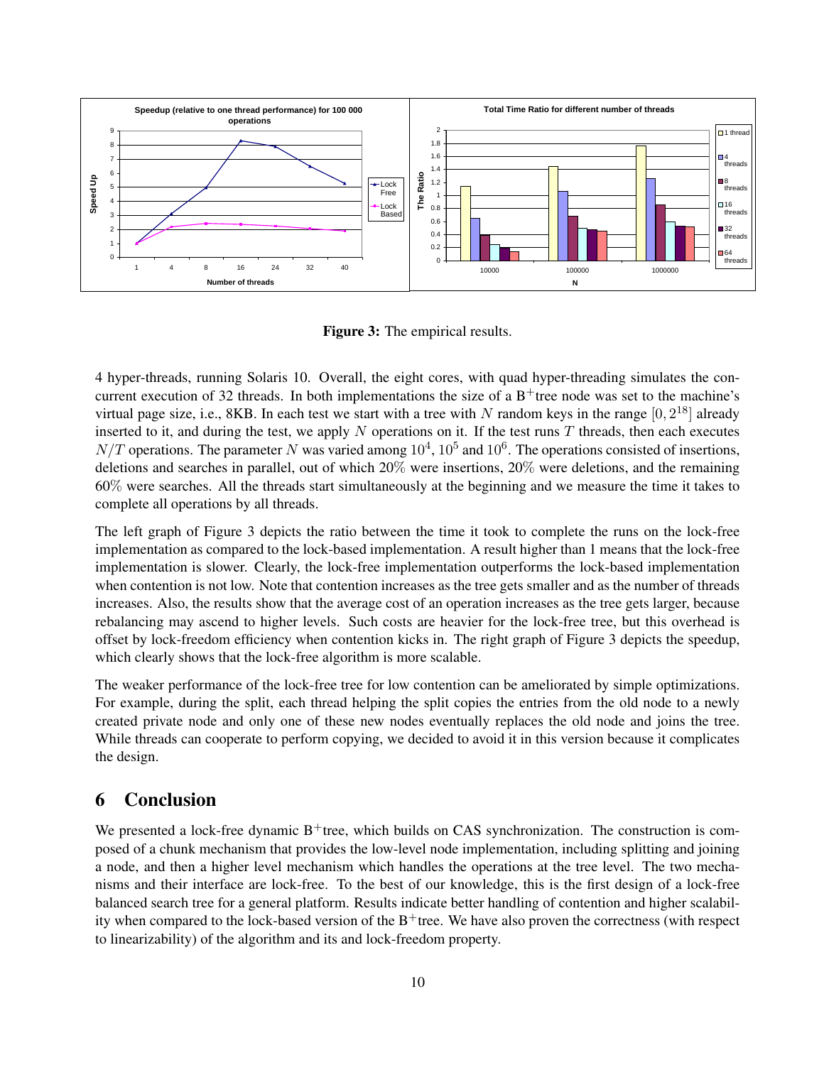Speedup (relative to one thread performance) for 100 000 operations

Speed Up

9
8
7
6
5
4
3
2
1
0

1 4 8 16 24 32 40

Number of threads

Lock Free
Lock Based

Total Time Ratio for different number of threads

The Ratio

2
1.8
1.6
1.4
1.2
1
0.8
0.6
0.4
0.2
0

10000 100000 1000000

N

1 thread
4 threads
8 threads
16 threads
32 threads
64 threads

**Figure 3:** The empirical results.

4 hyper-threads, running Solaris 10. Overall, the eight cores, with quad hyper-threading simulates the concurrent execution of 32 threads. In both implementations the size of a B$^+$tree node was set to the machine's virtual page size, i.e., 8KB. In each test we start with a tree with $N$ random keys in the range $[0, 2^{18}]$ already inserted to it, and during the test, we apply $N$ operations on it. If the test runs $T$ threads, then each executes $N/T$ operations. The parameter $N$ was varied among $10^4$, $10^5$ and $10^6$. The operations consisted of insertions, deletions and searches in parallel, out of which 20% were insertions, 20% were deletions, and the remaining 60% were searches. All the threads start simultaneously at the beginning and we measure the time it takes to complete all operations by all threads.

The left graph of Figure 3 depicts the ratio between the time it took to complete the runs on the lock-free implementation as compared to the lock-based implementation. A result higher than 1 means that the lock-free implementation is slower. Clearly, the lock-free implementation outperforms the lock-based implementation when contention is not low. Note that contention increases as the tree gets smaller and as the number of threads increases. Also, the results show that the average cost of an operation increases as the tree gets larger, because rebalancing may ascend to higher levels. Such costs are heavier for the lock-free tree, but this overhead is offset by lock-freedom efficiency when contention kicks in. The right graph of Figure 3 depicts the speedup, which clearly shows that the lock-free algorithm is more scalable.

The weaker performance of the lock-free tree for low contention can be ameliorated by simple optimizations. For example, during the split, each thread helping the split copies the entries from the old node to a newly created private node and only one of these new nodes eventually replaces the old node and joins the tree. While threads can cooperate to perform copying, we decided to avoid it in this version because it complicates the design.

## 6 Conclusion

We presented a lock-free dynamic B$^+$tree, which builds on CAS synchronization. The construction is composed of a chunk mechanism that provides the low-level node implementation, including splitting and joining a node, and then a higher level mechanism which handles the operations at the tree level. The two mechanisms and their interface are lock-free. To the best of our knowledge, this is the first design of a lock-free balanced search tree for a general platform. Results indicate better handling of contention and higher scalability when compared to the lock-based version of the B$^+$tree. We have also proven the correctness (with respect to linearizability) of the algorithm and its and lock-freedom property.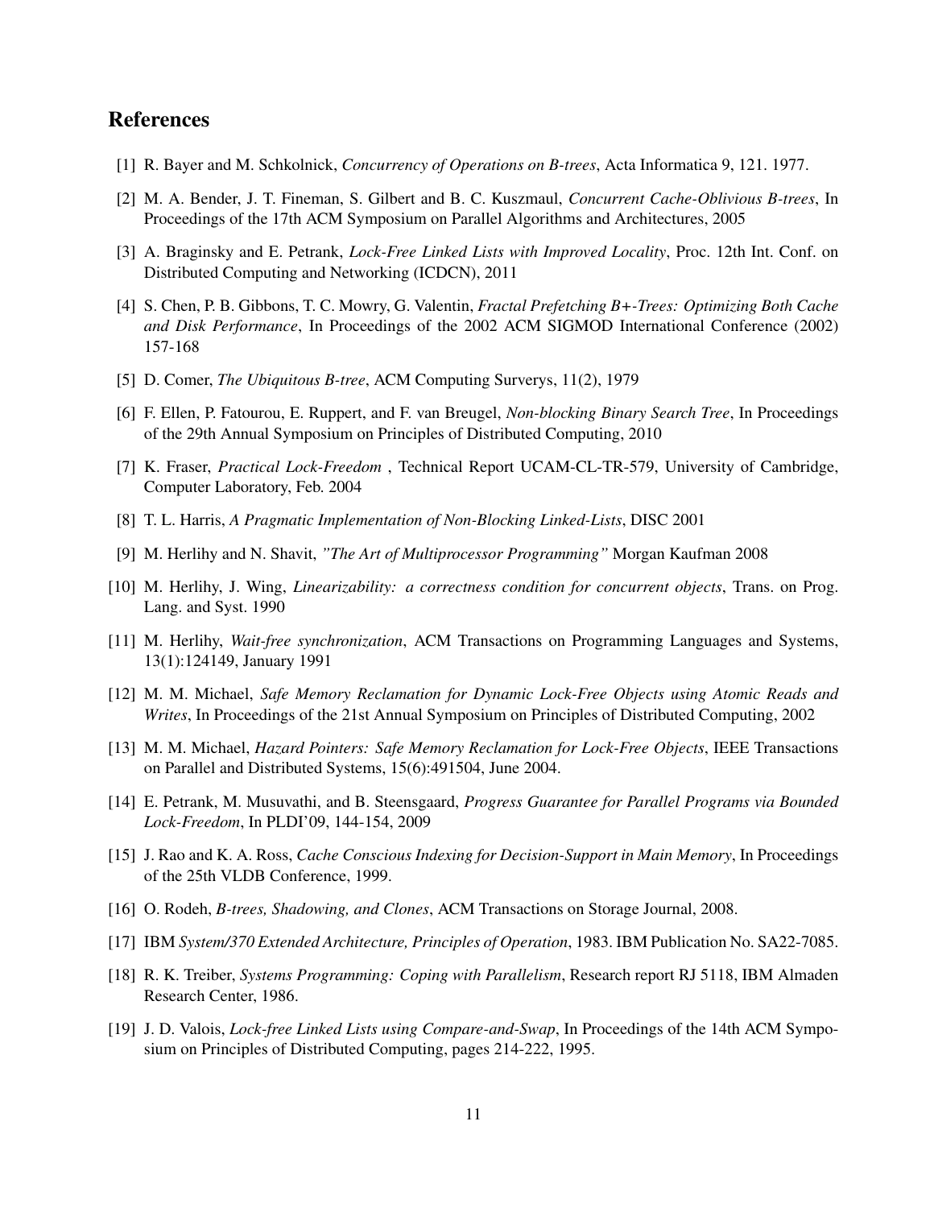## References

[1] R. Bayer and M. Schkolnick, *Concurrency of Operations on B-trees*, Acta Informatica 9, 121. 1977.

[2] M. A. Bender, J. T. Fineman, S. Gilbert and B. C. Kuszmaul, *Concurrent Cache-Oblivious B-trees*, In Proceedings of the 17th ACM Symposium on Parallel Algorithms and Architectures, 2005

[3] A. Braginsky and E. Petrank, *Lock-Free Linked Lists with Improved Locality*, Proc. 12th Int. Conf. on Distributed Computing and Networking (ICDCN), 2011

[4] S. Chen, P. B. Gibbons, T. C. Mowry, G. Valentin, *Fractal Prefetching B+-Trees: Optimizing Both Cache and Disk Performance*, In Proceedings of the 2002 ACM SIGMOD International Conference (2002) 157-168

[5] D. Comer, *The Ubiquitous B-tree*, ACM Computing Surverys, 11(2), 1979

[6] F. Ellen, P. Fatourou, E. Ruppert, and F. van Breugel, *Non-blocking Binary Search Tree*, In Proceedings of the 29th Annual Symposium on Principles of Distributed Computing, 2010

[7] K. Fraser, *Practical Lock-Freedom* , Technical Report UCAM-CL-TR-579, University of Cambridge, Computer Laboratory, Feb. 2004

[8] T. L. Harris, *A Pragmatic Implementation of Non-Blocking Linked-Lists*, DISC 2001

[9] M. Herlihy and N. Shavit, *"The Art of Multiprocessor Programming"* Morgan Kaufman 2008

[10] M. Herlihy, J. Wing, *Linearizability: a correctness condition for concurrent objects*, Trans. on Prog. Lang. and Syst. 1990

[11] M. Herlihy, *Wait-free synchronization*, ACM Transactions on Programming Languages and Systems, 13(1):124149, January 1991

[12] M. M. Michael, *Safe Memory Reclamation for Dynamic Lock-Free Objects using Atomic Reads and Writes*, In Proceedings of the 21st Annual Symposium on Principles of Distributed Computing, 2002

[13] M. M. Michael, *Hazard Pointers: Safe Memory Reclamation for Lock-Free Objects*, IEEE Transactions on Parallel and Distributed Systems, 15(6):491504, June 2004.

[14] E. Petrank, M. Musuvathi, and B. Steensgaard, *Progress Guarantee for Parallel Programs via Bounded Lock-Freedom*, In PLDI'09, 144-154, 2009

[15] J. Rao and K. A. Ross, *Cache Conscious Indexing for Decision-Support in Main Memory*, In Proceedings of the 25th VLDB Conference, 1999.

[16] O. Rodeh, *B-trees, Shadowing, and Clones*, ACM Transactions on Storage Journal, 2008.

[17] IBM *System/370 Extended Architecture, Principles of Operation*, 1983. IBM Publication No. SA22-7085.

[18] R. K. Treiber, *Systems Programming: Coping with Parallelism*, Research report RJ 5118, IBM Almaden Research Center, 1986.

[19] J. D. Valois, *Lock-free Linked Lists using Compare-and-Swap*, In Proceedings of the 14th ACM Symposium on Principles of Distributed Computing, pages 214-222, 1995.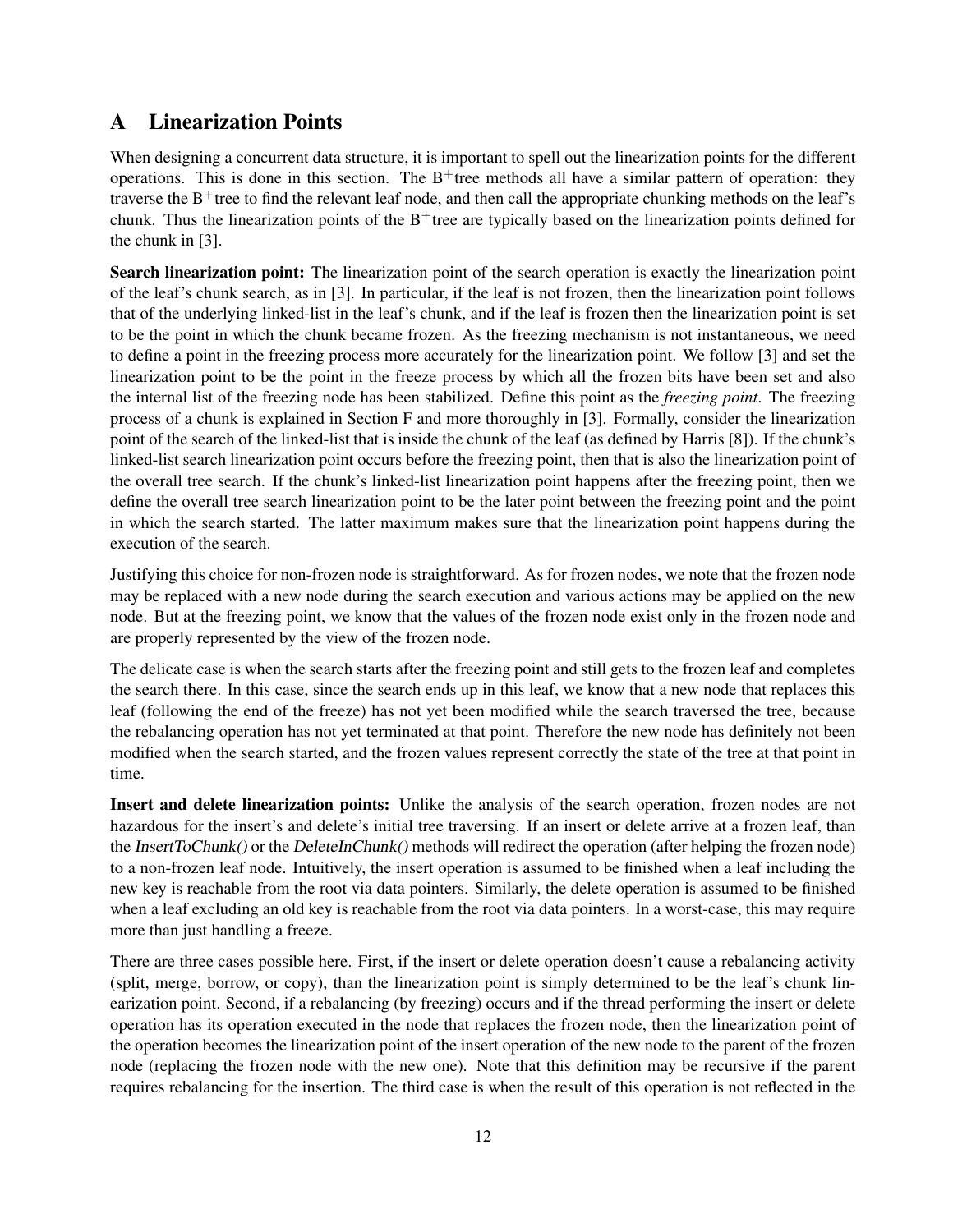# A Linearization Points

When designing a concurrent data structure, it is important to spell out the linearization points for the different operations. This is done in this section. The $B^+$tree methods all have a similar pattern of operation: they traverse the $B^+$tree to find the relevant leaf node, and then call the appropriate chunking methods on the leaf's chunk. Thus the linearization points of the $B^+$tree are typically based on the linearization points defined for the chunk in [3].

**Search linearization point:** The linearization point of the search operation is exactly the linearization point of the leaf's chunk search, as in [3]. In particular, if the leaf is not frozen, then the linearization point follows that of the underlying linked-list in the leaf's chunk, and if the leaf is frozen then the linearization point is set to be the point in which the chunk became frozen. As the freezing mechanism is not instantaneous, we need to define a point in the freezing process more accurately for the linearization point. We follow [3] and set the linearization point to be the point in the freeze process by which all the frozen bits have been set and also the internal list of the freezing node has been stabilized. Define this point as the *freezing point*. The freezing process of a chunk is explained in Section F and more thoroughly in [3]. Formally, consider the linearization point of the search of the linked-list that is inside the chunk of the leaf (as defined by Harris [8]). If the chunk's linked-list search linearization point occurs before the freezing point, then that is also the linearization point of the overall tree search. If the chunk's linked-list linearization point happens after the freezing point, then we define the overall tree search linearization point to be the later point between the freezing point and the point in which the search started. The latter maximum makes sure that the linearization point happens during the execution of the search.

Justifying this choice for non-frozen node is straightforward. As for frozen nodes, we note that the frozen node may be replaced with a new node during the search execution and various actions may be applied on the new node. But at the freezing point, we know that the values of the frozen node exist only in the frozen node and are properly represented by the view of the frozen node.

The delicate case is when the search starts after the freezing point and still gets to the frozen leaf and completes the search there. In this case, since the search ends up in this leaf, we know that a new node that replaces this leaf (following the end of the freeze) has not yet been modified while the search traversed the tree, because the rebalancing operation has not yet terminated at that point. Therefore the new node has definitely not been modified when the search started, and the frozen values represent correctly the state of the tree at that point in time.

**Insert and delete linearization points:** Unlike the analysis of the search operation, frozen nodes are not hazardous for the insert's and delete's initial tree traversing. If an insert or delete arrive at a frozen leaf, than the *InsertToChunk()* or the *DeleteInChunk()* methods will redirect the operation (after helping the frozen node) to a non-frozen leaf node. Intuitively, the insert operation is assumed to be finished when a leaf including the new key is reachable from the root via data pointers. Similarly, the delete operation is assumed to be finished when a leaf excluding an old key is reachable from the root via data pointers. In a worst-case, this may require more than just handling a freeze.

There are three cases possible here. First, if the insert or delete operation doesn't cause a rebalancing activity (split, merge, borrow, or copy), than the linearization point is simply determined to be the leaf's chunk linearization point. Second, if a rebalancing (by freezing) occurs and if the thread performing the insert or delete operation has its operation executed in the node that replaces the frozen node, then the linearization point of the operation becomes the linearization point of the insert operation of the new node to the parent of the frozen node (replacing the frozen node with the new one). Note that this definition may be recursive if the parent requires rebalancing for the insertion. The third case is when the result of this operation is not reflected in the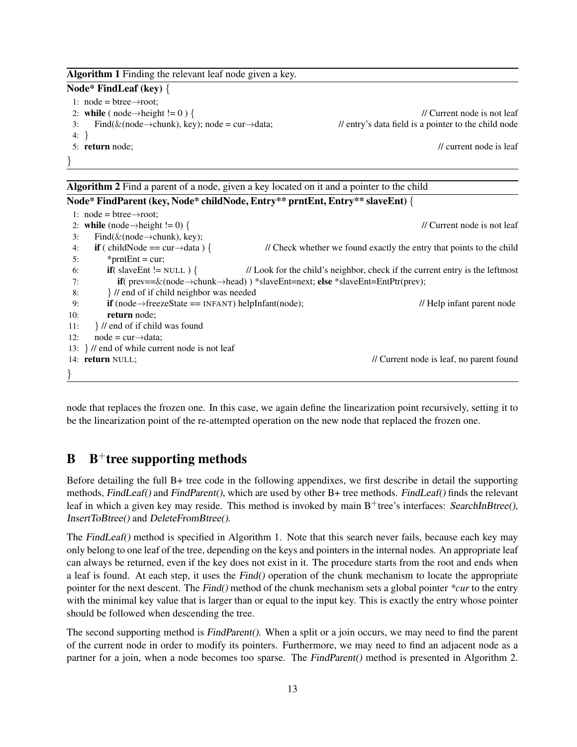**Algorithm 1** Finding the relevant leaf node given a key.

```
Node* FindLeaf (key) {
 1: node = btree→root;
 2: while ( node→height != 0 ) {                                      // Current node is not leaf
 3:     Find(&(node→chunk), key); node = cur→data;     // entry's data field is a pointer to the child node
 4: }
 5: return node;                                                       // current node is leaf
}
```

**Algorithm 2** Find a parent of a node, given a key located on it and a pointer to the child

```
Node* FindParent (key, Node* childNode, Entry** prntEnt, Entry** slaveEnt) {
 1: node = btree→root;
 2: while (node→height != 0) {                                         // Current node is not leaf
 3:     Find(&(node→chunk), key);
 4:     if ( childNode == cur→data ) {    // Check whether we found exactly the entry that points to the child
 5:         *prntEnt = cur;
 6:         if( slaveEnt != NULL ) {   // Look for the child's neighbor, check if the current entry is the leftmost
 7:             if( prev==&(node→chunk→head) ) *slaveEnt=next; else *slaveEnt=EntPtr(prev);
 8:         } // end of if child neighbor was needed
 9:         if (node→freezeState == INFANT) helpInfant(node);                    // Help infant parent node
10:         return node;
11:     } // end of if child was found
12:     node = cur→data;
13: } // end of while current node is not leaf
14: return NULL;                                           // Current node is leaf, no parent found
}
```

node that replaces the frozen one. In this case, we again define the linearization point recursively, setting it to be the linearization point of the re-attempted operation on the new node that replaced the frozen one.

# B $B^+$tree supporting methods

Before detailing the full B+ tree code in the following appendixes, we first describe in detail the supporting methods, *FindLeaf()* and *FindParent()*, which are used by other B+ tree methods. *FindLeaf()* finds the relevant leaf in which a given key may reside. This method is invoked by main $B^+$tree's interfaces: *SearchInBtree()*, *InsertToBtree()* and *DeleteFromBtree()*.

The *FindLeaf()* method is specified in Algorithm 1. Note that this search never fails, because each key may only belong to one leaf of the tree, depending on the keys and pointers in the internal nodes. An appropriate leaf can always be returned, even if the key does not exist in it. The procedure starts from the root and ends when a leaf is found. At each step, it uses the *Find()* operation of the chunk mechanism to locate the appropriate pointer for the next descent. The *Find()* method of the chunk mechanism sets a global pointer *\*cur* to the entry with the minimal key value that is larger than or equal to the input key. This is exactly the entry whose pointer should be followed when descending the tree.

The second supporting method is *FindParent()*. When a split or a join occurs, we may need to find the parent of the current node in order to modify its pointers. Furthermore, we may need to find an adjacent node as a partner for a join, when a node becomes too sparse. The *FindParent()* method is presented in Algorithm 2.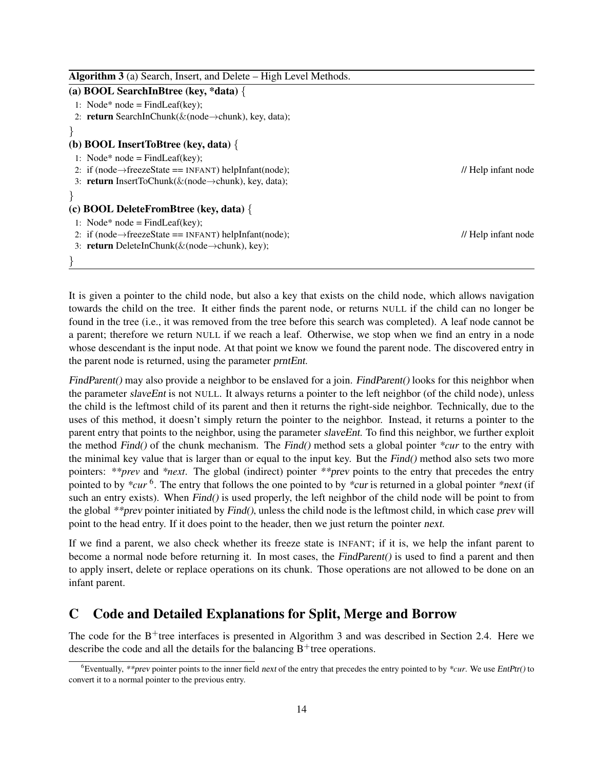**Algorithm 3** (a) Search, Insert, and Delete – High Level Methods.

```
(a) BOOL SearchInBtree (key, *data) {
  1: Node* node = FindLeaf(key);
  2: return SearchInChunk(&(node→chunk), key, data);
}
(b) BOOL InsertToBtree (key, data) {
  1: Node* node = FindLeaf(key);
  2: if (node→freezeState == INFANT) helpInfant(node);        // Help infant node
  3: return InsertToChunk(&(node→chunk), key, data);
}
(c) BOOL DeleteFromBtree (key, data) {
  1: Node* node = FindLeaf(key);
  2: if (node→freezeState == INFANT) helpInfant(node);        // Help infant node
  3: return DeleteInChunk(&(node→chunk), key);
}
```

It is given a pointer to the child node, but also a key that exists on the child node, which allows navigation towards the child on the tree. It either finds the parent node, or returns NULL if the child can no longer be found in the tree (i.e., it was removed from the tree before this search was completed). A leaf node cannot be a parent; therefore we return NULL if we reach a leaf. Otherwise, we stop when we find an entry in a node whose descendant is the input node. At that point we know we found the parent node. The discovered entry in the parent node is returned, using the parameter *prntEnt*.

*FindParent()* may also provide a neighbor to be enslaved for a join. *FindParent()* looks for this neighbor when the parameter *slaveEnt* is not NULL. It always returns a pointer to the left neighbor (of the child node), unless the child is the leftmost child of its parent and then it returns the right-side neighbor. Technically, due to the uses of this method, it doesn't simply return the pointer to the neighbor. Instead, it returns a pointer to the parent entry that points to the neighbor, using the parameter *slaveEnt*. To find this neighbor, we further exploit the method *Find()* of the chunk mechanism. The *Find()* method sets a global pointer *\*cur* to the entry with the minimal key value that is larger than or equal to the input key. But the *Find()* method also sets two more pointers: *\*\*prev* and *\*next*. The global (indirect) pointer *\*\*prev* points to the entry that precedes the entry pointed to by *\*cur* [6]. The entry that follows the one pointed to by *\*cur* is returned in a global pointer *\*next* (if such an entry exists). When *Find()* is used properly, the left neighbor of the child node will be point to from the global *\*\*prev* pointer initiated by *Find()*, unless the child node is the leftmost child, in which case *prev* will point to the head entry. If it does point to the header, then we just return the pointer *next*.

If we find a parent, we also check whether its freeze state is INFANT; if it is, we help the infant parent to become a normal node before returning it. In most cases, the *FindParent()* is used to find a parent and then to apply insert, delete or replace operations on its chunk. Those operations are not allowed to be done on an infant parent.

# C Code and Detailed Explanations for Split, Merge and Borrow

The code for the B$^+$tree interfaces is presented in Algorithm 3 and was described in Section 2.4. Here we describe the code and all the details for the balancing B$^+$tree operations.

[6] Eventually, *\*\*prev* pointer points to the inner field *next* of the entry that precedes the entry pointed to by *\*cur*. We use *EntPtr()* to convert it to a normal pointer to the previous entry.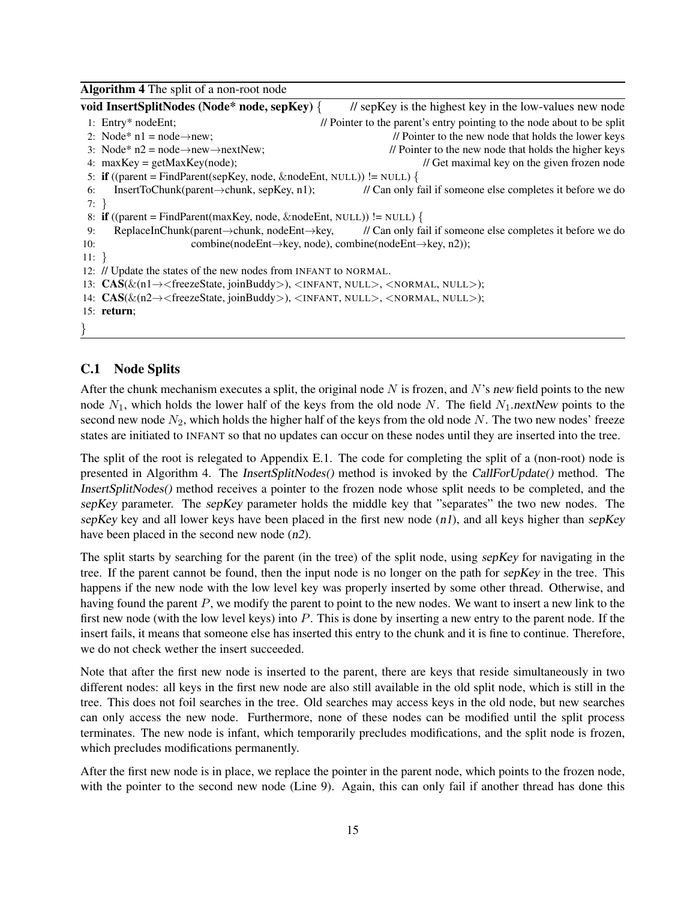**Algorithm 4** The split of a non-root node

```
void InsertSplitNodes (Node* node, sepKey) {      // sepKey is the highest key in the low-values new node
 1: Entry* nodeEnt;                  // Pointer to the parent's entry pointing to the node about to be split
 2: Node* n1 = node→new;                              // Pointer to the new node that holds the lower keys
 3: Node* n2 = node→new→nextNew;                      // Pointer to the new node that holds the higher keys
 4: maxKey = getMaxKey(node);                              // Get maximal key on the given frozen node
 5: if ((parent = FindParent(sepKey, node, &nodeEnt, NULL)) != NULL) {
 6:    InsertToChunk(parent→chunk, sepKey, n1);   // Can only fail if someone else completes it before we do
 7: }
 8: if ((parent = FindParent(maxKey, node, &nodeEnt, NULL)) != NULL) {
 9:    ReplaceInChunk(parent→chunk, nodeEnt→key,  // Can only fail if someone else completes it before we do
10:                 combine(nodeEnt→key, node), combine(nodeEnt→key, n2));
11: }
12: // Update the states of the new nodes from INFANT to NORMAL.
13: CAS(&(n1→<freezeState, joinBuddy>), <INFANT, NULL>, <NORMAL, NULL>);
14: CAS(&(n2→<freezeState, joinBuddy>), <INFANT, NULL>, <NORMAL, NULL>);
15: return;
}
```

### C.1 Node Splits

After the chunk mechanism executes a split, the original node $N$ is frozen, and $N$'s *new* field points to the new node $N_1$, which holds the lower half of the keys from the old node $N$. The field $N_1$.*nextNew* points to the second new node $N_2$, which holds the higher half of the keys from the old node $N$. The two new nodes' freeze states are initiated to INFANT so that no updates can occur on these nodes until they are inserted into the tree.

The split of the root is relegated to Appendix E.1. The code for completing the split of a (non-root) node is presented in Algorithm 4. The *InsertSplitNodes()* method is invoked by the *CallForUpdate()* method. The *InsertSplitNodes()* method receives a pointer to the frozen node whose split needs to be completed, and the *sepKey* parameter. The *sepKey* parameter holds the middle key that "separates" the two new nodes. The *sepKey* key and all lower keys have been placed in the first new node (*n1*), and all keys higher than *sepKey* have been placed in the second new node (*n2*).

The split starts by searching for the parent (in the tree) of the split node, using *sepKey* for navigating in the tree. If the parent cannot be found, then the input node is no longer on the path for *sepKey* in the tree. This happens if the new node with the low level key was properly inserted by some other thread. Otherwise, and having found the parent $P$, we modify the parent to point to the new nodes. We want to insert a new link to the first new node (with the low level keys) into $P$. This is done by inserting a new entry to the parent node. If the insert fails, it means that someone else has inserted this entry to the chunk and it is fine to continue. Therefore, we do not check wether the insert succeeded.

Note that after the first new node is inserted to the parent, there are keys that reside simultaneously in two different nodes: all keys in the first new node are also still available in the old split node, which is still in the tree. This does not foil searches in the tree. Old searches may access keys in the old node, but new searches can only access the new node. Furthermore, none of these nodes can be modified until the split process terminates. The new node is infant, which temporarily precludes modifications, and the split node is frozen, which precludes modifications permanently.

After the first new node is in place, we replace the pointer in the parent node, which points to the frozen node, with the pointer to the second new node (Line 9). Again, this can only fail if another thread has done this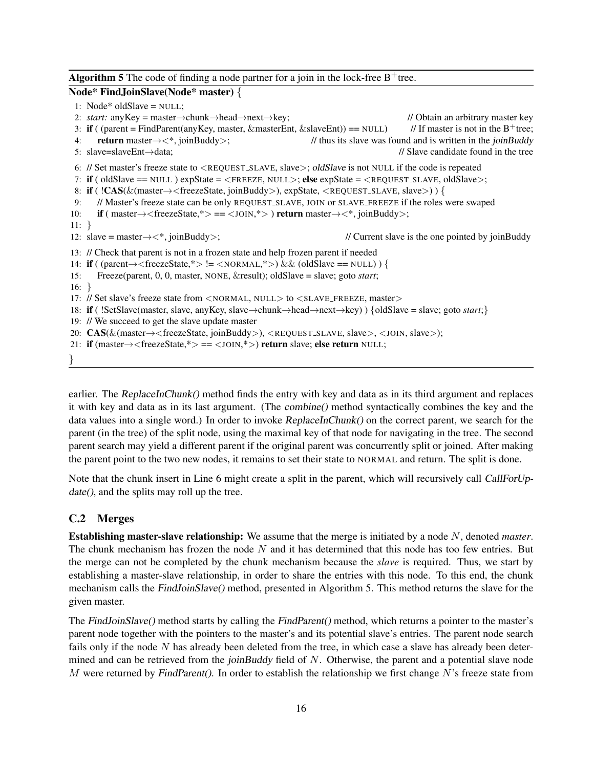**Algorithm 5** The code of finding a node partner for a join in the lock-free B$^+$tree.

```
Node* FindJoinSlave(Node* master) {
 1: Node* oldSlave = NULL;
 2: start: anyKey = master→chunk→head→next→key;                          // Obtain an arbitrary master key
 3: if ( (parent = FindParent(anyKey, master, &masterEnt, &slaveEnt)) == NULL)   // If master is not in the B+tree;
 4:    return master→<*, joinBuddy>;                    // thus its slave was found and is written in the joinBuddy
 5: slave=slaveEnt→data;                                                  // Slave candidate found in the tree
 6: // Set master's freeze state to <REQUEST_SLAVE, slave>; oldSlave is not NULL if the code is repeated
 7: if ( oldSlave == NULL ) expState = <FREEZE, NULL>; else expState = <REQUEST_SLAVE, oldSlave>;
 8: if ( !CAS(&(master→<freezeState, joinBuddy>), expState, <REQUEST_SLAVE, slave>) ) {
 9:    // Master's freeze state can be only REQUEST_SLAVE, JOIN or SLAVE_FREEZE if the roles were swaped
10:    if ( master→<freezeState,*> == <JOIN,*> ) return master→<*, joinBuddy>;
11: }
12: slave = master→<*, joinBuddy>;                          // Current slave is the one pointed by joinBuddy
13: // Check that parent is not in a frozen state and help frozen parent if needed
14: if ( (parent→<freezeState,*> != <NORMAL,*>) && (oldSlave == NULL) ) {
15:    Freeze(parent, 0, 0, master, NONE, &result); oldSlave = slave; goto start;
16: }
17: // Set slave's freeze state from <NORMAL, NULL> to <SLAVE_FREEZE, master>
18: if ( !SetSlave(master, slave, anyKey, slave→chunk→head→next→key) ) {oldSlave = slave; goto start;}
19: // We succeed to get the slave update master
20: CAS(&(master→<freezeState, joinBuddy>), <REQUEST_SLAVE, slave>, <JOIN, slave>);
21: if (master→<freezeState,*> == <JOIN,*>) return slave; else return NULL;
}
```

earlier. The *ReplaceInChunk()* method finds the entry with key and data as in its third argument and replaces it with key and data as in its last argument. (The *combine()* method syntactically combines the key and the data values into a single word.) In order to invoke *ReplaceInChunk()* on the correct parent, we search for the parent (in the tree) of the split node, using the maximal key of that node for navigating in the tree. The second parent search may yield a different parent if the original parent was concurrently split or joined. After making the parent point to the two new nodes, it remains to set their state to NORMAL and return. The split is done.

Note that the chunk insert in Line 6 might create a split in the parent, which will recursively call *CallForUpdate()*, and the splits may roll up the tree.

## C.2 Merges

**Establishing master-slave relationship:** We assume that the merge is initiated by a node $N$, denoted *master*. The chunk mechanism has frozen the node $N$ and it has determined that this node has too few entries. But the merge can not be completed by the chunk mechanism because the *slave* is required. Thus, we start by establishing a master-slave relationship, in order to share the entries with this node. To this end, the chunk mechanism calls the *FindJoinSlave()* method, presented in Algorithm 5. This method returns the slave for the given master.

The *FindJoinSlave()* method starts by calling the *FindParent()* method, which returns a pointer to the master's parent node together with the pointers to the master's and its potential slave's entries. The parent node search fails only if the node $N$ has already been deleted from the tree, in which case a slave has already been determined and can be retrieved from the *joinBuddy* field of $N$. Otherwise, the parent and a potential slave node $M$ were returned by *FindParent()*. In order to establish the relationship we first change $N$'s freeze state from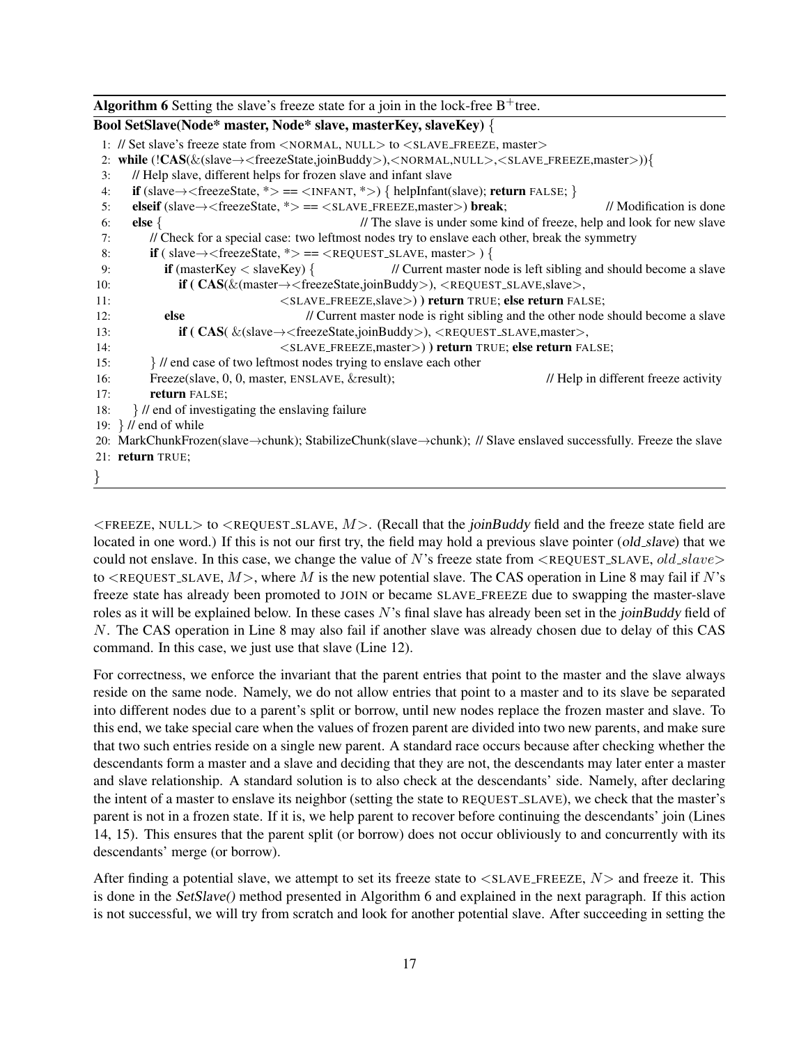**Algorithm 6** Setting the slave's freeze state for a join in the lock-free B$^+$tree.

```
Bool SetSlave(Node* master, Node* slave, masterKey, slaveKey) {
 1: // Set slave's freeze state from <NORMAL, NULL> to <SLAVE_FREEZE, master>
 2: while (!CAS(&(slave→<freezeState,joinBuddy>),<NORMAL,NULL>,<SLAVE_FREEZE,master>)){
 3:    // Help slave, different helps for frozen slave and infant slave
 4:    if (slave→<freezeState, *> == <INFANT, *>) { helpInfant(slave); return FALSE; }
 5:    elseif (slave→<freezeState, *> == <SLAVE_FREEZE,master>) break;           // Modification is done
 6:    else {                         // The slave is under some kind of freeze, help and look for new slave
 7:       // Check for a special case: two leftmost nodes try to enslave each other, break the symmetry
 8:       if ( slave→<freezeState, *> == <REQUEST_SLAVE, master> ) {
 9:          if (masterKey < slaveKey) {          // Current master node is left sibling and should become a slave
10:             if ( CAS(&(master→<freezeState,joinBuddy>), <REQUEST_SLAVE,slave>,
11:                      <SLAVE_FREEZE,slave>) ) return TRUE; else return FALSE;
12:          else                            // Current master node is right sibling and the other node should become a slave
13:             if ( CAS( &(slave→<freezeState,joinBuddy>), <REQUEST_SLAVE,master>,
14:                      <SLAVE_FREEZE,master>) ) return TRUE; else return FALSE;
15:       } // end case of two leftmost nodes trying to enslave each other
16:       Freeze(slave, 0, 0, master, ENSLAVE, &result);                      // Help in different freeze activity
17:       return FALSE;
18:    } // end of investigating the enslaving failure
19: } // end of while
20: MarkChunkFrozen(slave→chunk); StabilizeChunk(slave→chunk); // Slave enslaved successfully. Freeze the slave
21: return TRUE;
}
```

<FREEZE, NULL> to <REQUEST_SLAVE, $M$>. (Recall that the *joinBuddy* field and the freeze state field are located in one word.) If this is not our first try, the field may hold a previous slave pointer (*old_slave*) that we could not enslave. In this case, we change the value of $N$'s freeze state from <REQUEST_SLAVE, $old\_slave$> to <REQUEST_SLAVE, $M$>, where $M$ is the new potential slave. The CAS operation in Line 8 may fail if $N$'s freeze state has already been promoted to JOIN or became SLAVE_FREEZE due to swapping the master-slave roles as it will be explained below. In these cases $N$'s final slave has already been set in the *joinBuddy* field of $N$. The CAS operation in Line 8 may also fail if another slave was already chosen due to delay of this CAS command. In this case, we just use that slave (Line 12).

For correctness, we enforce the invariant that the parent entries that point to the master and the slave always reside on the same node. Namely, we do not allow entries that point to a master and to its slave be separated into different nodes due to a parent's split or borrow, until new nodes replace the frozen master and slave. To this end, we take special care when the values of frozen parent are divided into two new parents, and make sure that two such entries reside on a single new parent. A standard race occurs because after checking whether the descendants form a master and a slave and deciding that they are not, the descendants may later enter a master and slave relationship. A standard solution is to also check at the descendants' side. Namely, after declaring the intent of a master to enslave its neighbor (setting the state to REQUEST_SLAVE), we check that the master's parent is not in a frozen state. If it is, we help parent to recover before continuing the descendants' join (Lines 14, 15). This ensures that the parent split (or borrow) does not occur obliviously to and concurrently with its descendants' merge (or borrow).

After finding a potential slave, we attempt to set its freeze state to <SLAVE_FREEZE, $N$> and freeze it. This is done in the *SetSlave()* method presented in Algorithm 6 and explained in the next paragraph. If this action is not successful, we will try from scratch and look for another potential slave. After succeeding in setting the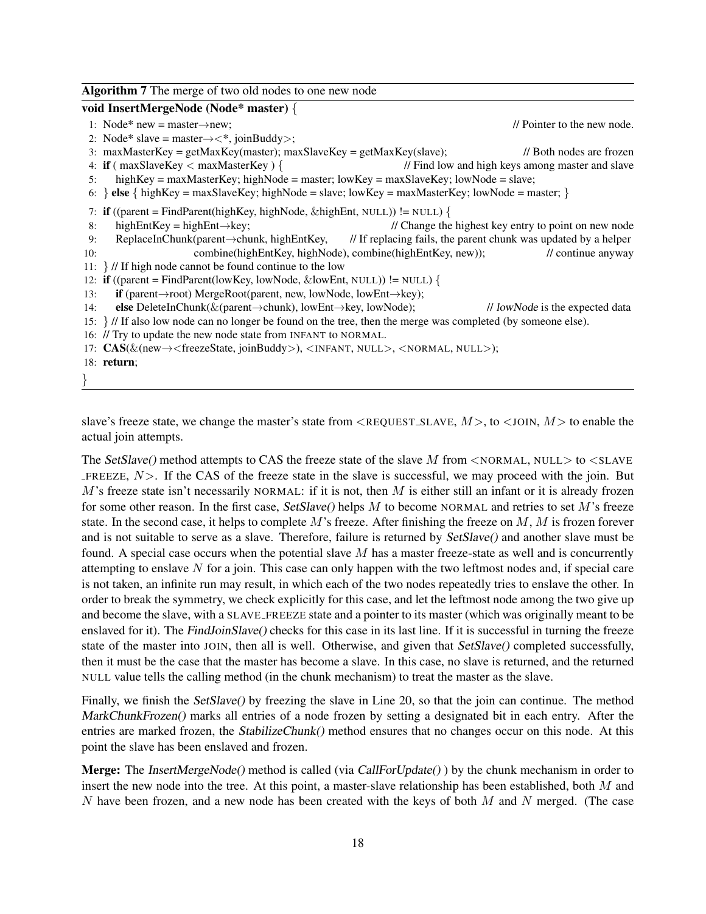**Algorithm 7** The merge of two old nodes to one new node

```
void InsertMergeNode (Node* master) {
 1: Node* new = master→new;                                                          // Pointer to the new node.
 2: Node* slave = master→<*, joinBuddy>;
 3: maxMasterKey = getMaxKey(master); maxSlaveKey = getMaxKey(slave);                // Both nodes are frozen
 4: if ( maxSlaveKey < maxMasterKey ) {                              // Find low and high keys among master and slave
 5:     highKey = maxMasterKey; highNode = master; lowKey = maxSlaveKey; lowNode = slave;
 6: } else { highKey = maxSlaveKey; highNode = slave; lowKey = maxMasterKey; lowNode = master; }
 7: if ((parent = FindParent(highKey, highNode, &highEnt, NULL)) != NULL) {
 8:     highEntKey = highEnt→key;                                 // Change the highest key entry to point on new node
 9:     ReplaceInChunk(parent→chunk, highEntKey,       // If replacing fails, the parent chunk was updated by a helper
10:                 combine(highEntKey, highNode), combine(highEntKey, new));                     // continue anyway
11: } // If high node cannot be found continue to the low
12: if ((parent = FindParent(lowKey, lowNode, &lowEnt, NULL)) != NULL) {
13:     if (parent→root) MergeRoot(parent, new, lowNode, lowEnt→key);
14:     else DeleteInChunk(&(parent→chunk), lowEnt→key, lowNode);                     // lowNode is the expected data
15: } // If also low node can no longer be found on the tree, then the merge was completed (by someone else).
16: // Try to update the new node state from INFANT to NORMAL.
17: CAS(&(new→<freezeState, joinBuddy>), <INFANT, NULL>, <NORMAL, NULL>);
18: return;
}
```

slave's freeze state, we change the master's state from <REQUEST_SLAVE, $M$>, to <JOIN, $M$> to enable the actual join attempts.

The *SetSlave()* method attempts to CAS the freeze state of the slave $M$ from <NORMAL, NULL> to <SLAVE_FREEZE, $N$>. If the CAS of the freeze state in the slave is successful, we may proceed with the join. But $M$'s freeze state isn't necessarily NORMAL: if it is not, then $M$ is either still an infant or it is already frozen for some other reason. In the first case, *SetSlave()* helps $M$ to become NORMAL and retries to set $M$'s freeze state. In the second case, it helps to complete $M$'s freeze. After finishing the freeze on $M$, $M$ is frozen forever and is not suitable to serve as a slave. Therefore, failure is returned by *SetSlave()* and another slave must be found. A special case occurs when the potential slave $M$ has a master freeze-state as well and is concurrently attempting to enslave $N$ for a join. This case can only happen with the two leftmost nodes and, if special care is not taken, an infinite run may result, in which each of the two nodes repeatedly tries to enslave the other. In order to break the symmetry, we check explicitly for this case, and let the leftmost node among the two give up and become the slave, with a SLAVE_FREEZE state and a pointer to its master (which was originally meant to be enslaved for it). The *FindJoinSlave()* checks for this case in its last line. If it is successful in turning the freeze state of the master into JOIN, then all is well. Otherwise, and given that *SetSlave()* completed successfully, then it must be the case that the master has become a slave. In this case, no slave is returned, and the returned NULL value tells the calling method (in the chunk mechanism) to treat the master as the slave.

Finally, we finish the *SetSlave()* by freezing the slave in Line 20, so that the join can continue. The method *MarkChunkFrozen()* marks all entries of a node frozen by setting a designated bit in each entry. After the entries are marked frozen, the *StabilizeChunk()* method ensures that no changes occur on this node. At this point the slave has been enslaved and frozen.

**Merge:** The *InsertMergeNode()* method is called (via *CallForUpdate()* ) by the chunk mechanism in order to insert the new node into the tree. At this point, a master-slave relationship has been established, both $M$ and $N$ have been frozen, and a new node has been created with the keys of both $M$ and $N$ merged. (The case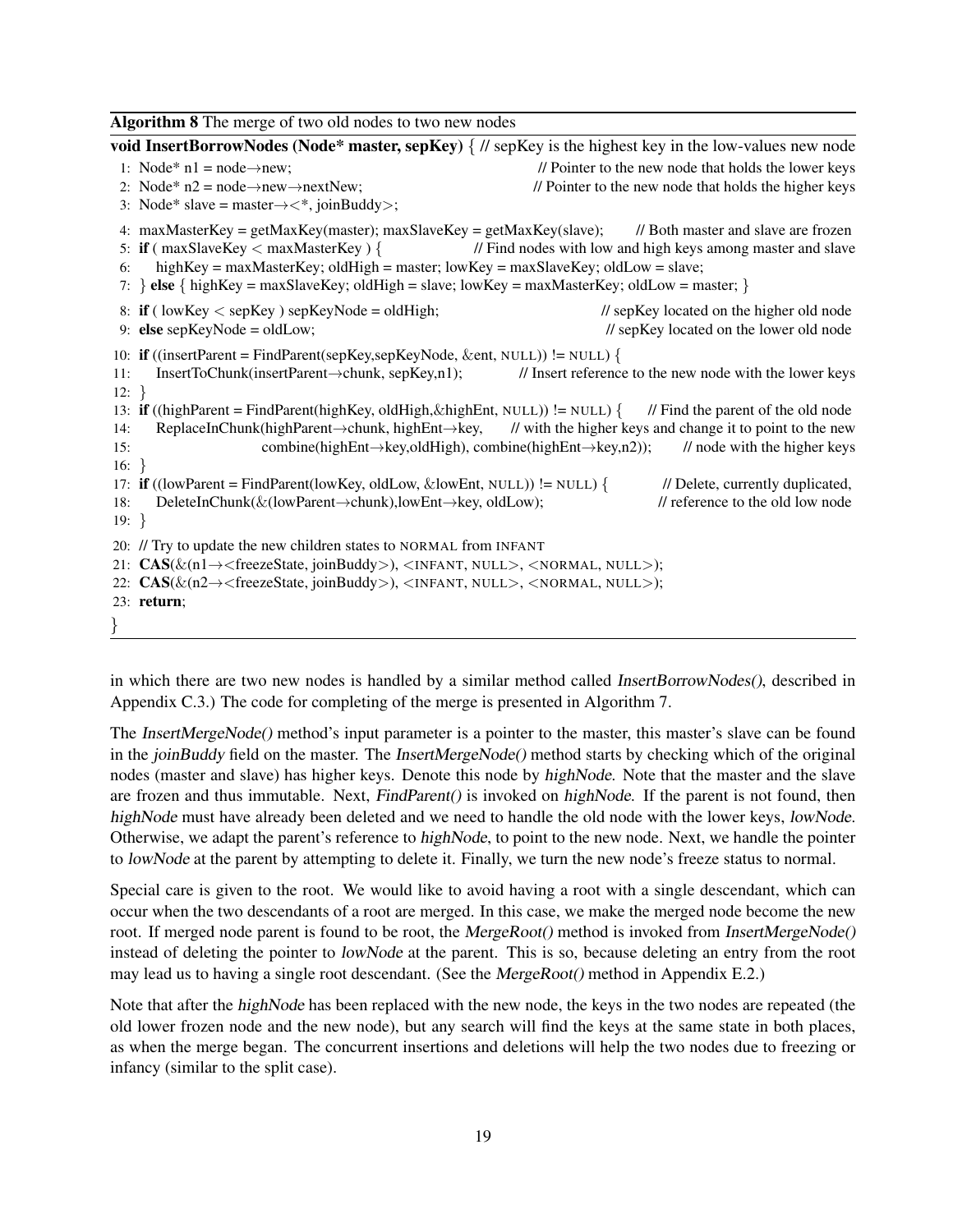**Algorithm 8** The merge of two old nodes to two new nodes

```
void InsertBorrowNodes (Node* master, sepKey) { // sepKey is the highest key in the low-values new node
 1: Node* n1 = node→new;                                  // Pointer to the new node that holds the lower keys
 2: Node* n2 = node→new→nextNew;                          // Pointer to the new node that holds the higher keys
 3: Node* slave = master→<*, joinBuddy>;
 4: maxMasterKey = getMaxKey(master); maxSlaveKey = getMaxKey(slave);    // Both master and slave are frozen
 5: if ( maxSlaveKey < maxMasterKey ) {               // Find nodes with low and high keys among master and slave
 6:    highKey = maxMasterKey; oldHigh = master; lowKey = maxSlaveKey; oldLow = slave;
 7: } else { highKey = maxSlaveKey; oldHigh = slave; lowKey = maxMasterKey; oldLow = master; }
 8: if ( lowKey < sepKey ) sepKeyNode = oldHigh;                        // sepKey located on the higher old node
 9: else sepKeyNode = oldLow;                                           // sepKey located on the lower old node
10: if ((insertParent = FindParent(sepKey,sepKeyNode, &ent, NULL)) != NULL) {
11:    InsertToChunk(insertParent→chunk, sepKey,n1);      // Insert reference to the new node with the lower keys
12: }
13: if ((highParent = FindParent(highKey, oldHigh,&highEnt, NULL)) != NULL) {    // Find the parent of the old node
14:    ReplaceInChunk(highParent→chunk, highEnt→key,    // with the higher keys and change it to point to the new
15:                   combine(highEnt→key,oldHigh), combine(highEnt→key,n2));    // node with the higher keys
16: }
17: if ((lowParent = FindParent(lowKey, oldLow, &lowEnt, NULL)) != NULL) {       // Delete, currently duplicated,
18:    DeleteInChunk(&(lowParent→chunk),lowEnt→key, oldLow);                    // reference to the old low node
19: }
20: // Try to update the new children states to NORMAL from INFANT
21: CAS(&(n1→<freezeState, joinBuddy>), <INFANT, NULL>, <NORMAL, NULL>);
22: CAS(&(n2→<freezeState, joinBuddy>), <INFANT, NULL>, <NORMAL, NULL>);
23: return;
}
```

in which there are two new nodes is handled by a similar method called *InsertBorrowNodes()*, described in Appendix C.3.) The code for completing of the merge is presented in Algorithm 7.

The *InsertMergeNode()* method's input parameter is a pointer to the master, this master's slave can be found in the *joinBuddy* field on the master. The *InsertMergeNode()* method starts by checking which of the original nodes (master and slave) has higher keys. Denote this node by *highNode*. Note that the master and the slave are frozen and thus immutable. Next, *FindParent()* is invoked on *highNode*. If the parent is not found, then *highNode* must have already been deleted and we need to handle the old node with the lower keys, *lowNode*. Otherwise, we adapt the parent's reference to *highNode*, to point to the new node. Next, we handle the pointer to *lowNode* at the parent by attempting to delete it. Finally, we turn the new node's freeze status to normal.

Special care is given to the root. We would like to avoid having a root with a single descendant, which can occur when the two descendants of a root are merged. In this case, we make the merged node become the new root. If merged node parent is found to be root, the *MergeRoot()* method is invoked from *InsertMergeNode()* instead of deleting the pointer to *lowNode* at the parent. This is so, because deleting an entry from the root may lead us to having a single root descendant. (See the *MergeRoot()* method in Appendix E.2.)

Note that after the *highNode* has been replaced with the new node, the keys in the two nodes are repeated (the old lower frozen node and the new node), but any search will find the keys at the same state in both places, as when the merge began. The concurrent insertions and deletions will help the two nodes due to freezing or infancy (similar to the split case).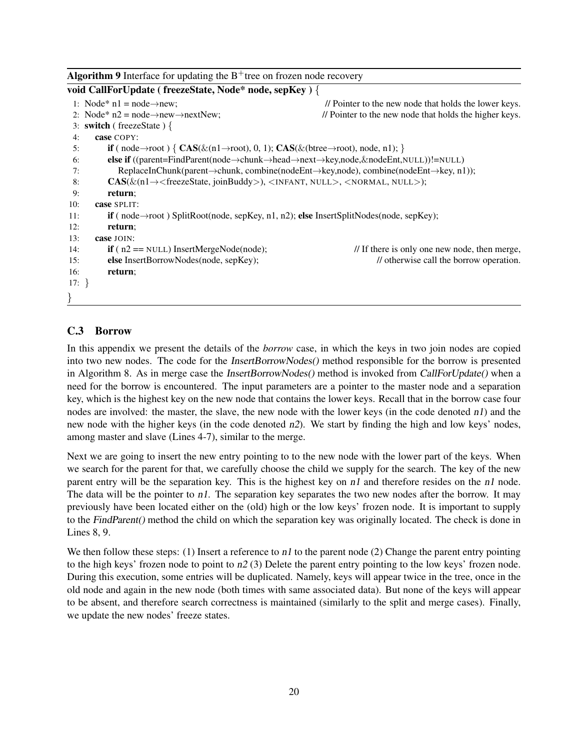**Algorithm 9** Interface for updating the B$^+$tree on frozen node recovery

```
void CallForUpdate ( freezeState, Node* node, sepKey ) {
 1: Node* n1 = node→new;                         // Pointer to the new node that holds the lower keys.
 2: Node* n2 = node→new→nextNew;                 // Pointer to the new node that holds the higher keys.
 3: switch ( freezeState ) {
 4:    case COPY:
 5:       if ( node→root ) { CAS(&(n1→root), 0, 1); CAS(&(btree→root), node, n1); }
 6:       else if ((parent=FindParent(node→chunk→head→next→key,node,&nodeEnt,NULL))!=NULL)
 7:          ReplaceInChunk(parent→chunk, combine(nodeEnt→key,node), combine(nodeEnt→key, n1));
 8:       CAS(&(n1→<freezeState, joinBuddy>), <INFANT, NULL>, <NORMAL, NULL>);
 9:       return;
10:    case SPLIT:
11:       if ( node→root ) SplitRoot(node, sepKey, n1, n2); else InsertSplitNodes(node, sepKey);
12:       return;
13:    case JOIN:
14:       if ( n2 == NULL) InsertMergeNode(node);              // If there is only one new node, then merge,
15:       else InsertBorrowNodes(node, sepKey);                // otherwise call the borrow operation.
16:       return;
17: }
}
```

### C.3 Borrow

In this appendix we present the details of the *borrow* case, in which the keys in two join nodes are copied into two new nodes. The code for the *InsertBorrowNodes()* method responsible for the borrow is presented in Algorithm 8. As in merge case the *InsertBorrowNodes()* method is invoked from *CallForUpdate()* when a need for the borrow is encountered. The input parameters are a pointer to the master node and a separation key, which is the highest key on the new node that contains the lower keys. Recall that in the borrow case four nodes are involved: the master, the slave, the new node with the lower keys (in the code denoted *n1*) and the new node with the higher keys (in the code denoted *n2*). We start by finding the high and low keys' nodes, among master and slave (Lines 4-7), similar to the merge.

Next we are going to insert the new entry pointing to to the new node with the lower part of the keys. When we search for the parent for that, we carefully choose the child we supply for the search. The key of the new parent entry will be the separation key. This is the highest key on *n1* and therefore resides on the *n1* node. The data will be the pointer to *n1*. The separation key separates the two new nodes after the borrow. It may previously have been located either on the (old) high or the low keys' frozen node. It is important to supply to the *FindParent()* method the child on which the separation key was originally located. The check is done in Lines 8, 9.

We then follow these steps: (1) Insert a reference to *n1* to the parent node (2) Change the parent entry pointing to the high keys' frozen node to point to *n2* (3) Delete the parent entry pointing to the low keys' frozen node. During this execution, some entries will be duplicated. Namely, keys will appear twice in the tree, once in the old node and again in the new node (both times with same associated data). But none of the keys will appear to be absent, and therefore search correctness is maintained (similarly to the split and merge cases). Finally, we update the new nodes' freeze states.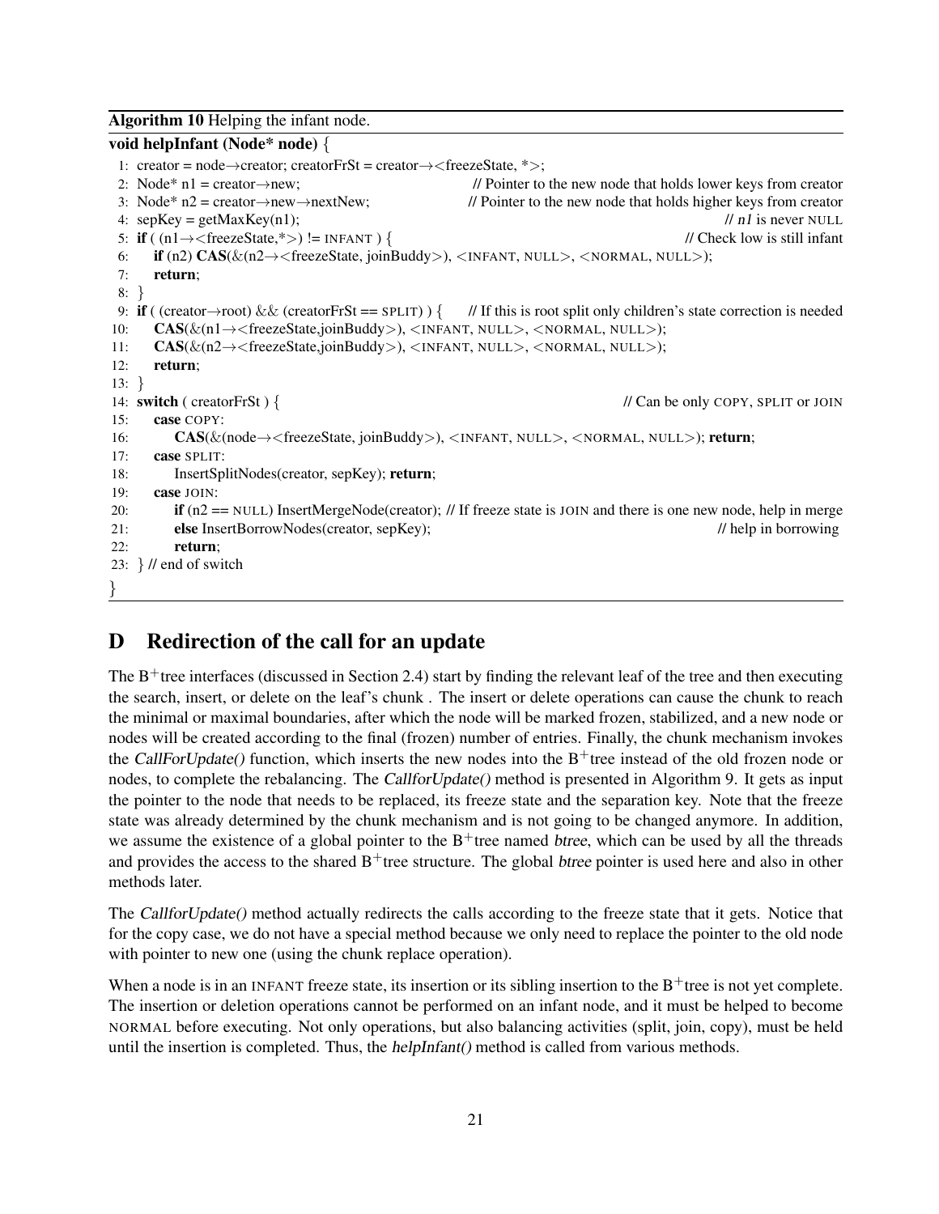**Algorithm 10** Helping the infant node.

```
void helpInfant (Node* node) {
 1: creator = node→creator; creatorFrSt = creator→<freezeState, *>;
 2: Node* n1 = creator→new;                  // Pointer to the new node that holds lower keys from creator
 3: Node* n2 = creator→new→nextNew;          // Pointer to the new node that holds higher keys from creator
 4: sepKey = getMaxKey(n1);                                                    // n1 is never NULL
 5: if ( (n1→<freezeState,*>) != INFANT ) {                                    // Check low is still infant
 6:     if (n2) CAS(&(n2→<freezeState, joinBuddy>), <INFANT, NULL>, <NORMAL, NULL>);
 7:     return;
 8: }
 9: if ( (creator→root) && (creatorFrSt == SPLIT) ) {   // If this is root split only children's state correction is needed
10:     CAS(&(n1→<freezeState,joinBuddy>), <INFANT, NULL>, <NORMAL, NULL>);
11:     CAS(&(n2→<freezeState,joinBuddy>), <INFANT, NULL>, <NORMAL, NULL>);
12:     return;
13: }
14: switch ( creatorFrSt ) {                                                   // Can be only COPY, SPLIT or JOIN
15:     case COPY:
16:         CAS(&(node→<freezeState, joinBuddy>), <INFANT, NULL>, <NORMAL, NULL>); return;
17:     case SPLIT:
18:         InsertSplitNodes(creator, sepKey); return;
19:     case JOIN:
20:         if (n2 == NULL) InsertMergeNode(creator); // If freeze state is JOIN and there is one new node, help in merge
21:         else InsertBorrowNodes(creator, sepKey);                           // help in borrowing
22:         return;
23: } // end of switch
}
```

## D Redirection of the call for an update

The B$^+$tree interfaces (discussed in Section 2.4) start by finding the relevant leaf of the tree and then executing the search, insert, or delete on the leaf's chunk . The insert or delete operations can cause the chunk to reach the minimal or maximal boundaries, after which the node will be marked frozen, stabilized, and a new node or nodes will be created according to the final (frozen) number of entries. Finally, the chunk mechanism invokes the *CallForUpdate()* function, which inserts the new nodes into the B$^+$tree instead of the old frozen node or nodes, to complete the rebalancing. The *CallforUpdate()* method is presented in Algorithm 9. It gets as input the pointer to the node that needs to be replaced, its freeze state and the separation key. Note that the freeze state was already determined by the chunk mechanism and is not going to be changed anymore. In addition, we assume the existence of a global pointer to the B$^+$tree named *btree*, which can be used by all the threads and provides the access to the shared B$^+$tree structure. The global *btree* pointer is used here and also in other methods later.

The *CallforUpdate()* method actually redirects the calls according to the freeze state that it gets. Notice that for the copy case, we do not have a special method because we only need to replace the pointer to the old node with pointer to new one (using the chunk replace operation).

When a node is in an INFANT freeze state, its insertion or its sibling insertion to the B$^+$tree is not yet complete. The insertion or deletion operations cannot be performed on an infant node, and it must be helped to become NORMAL before executing. Not only operations, but also balancing activities (split, join, copy), must be held until the insertion is completed. Thus, the *helpInfant()* method is called from various methods.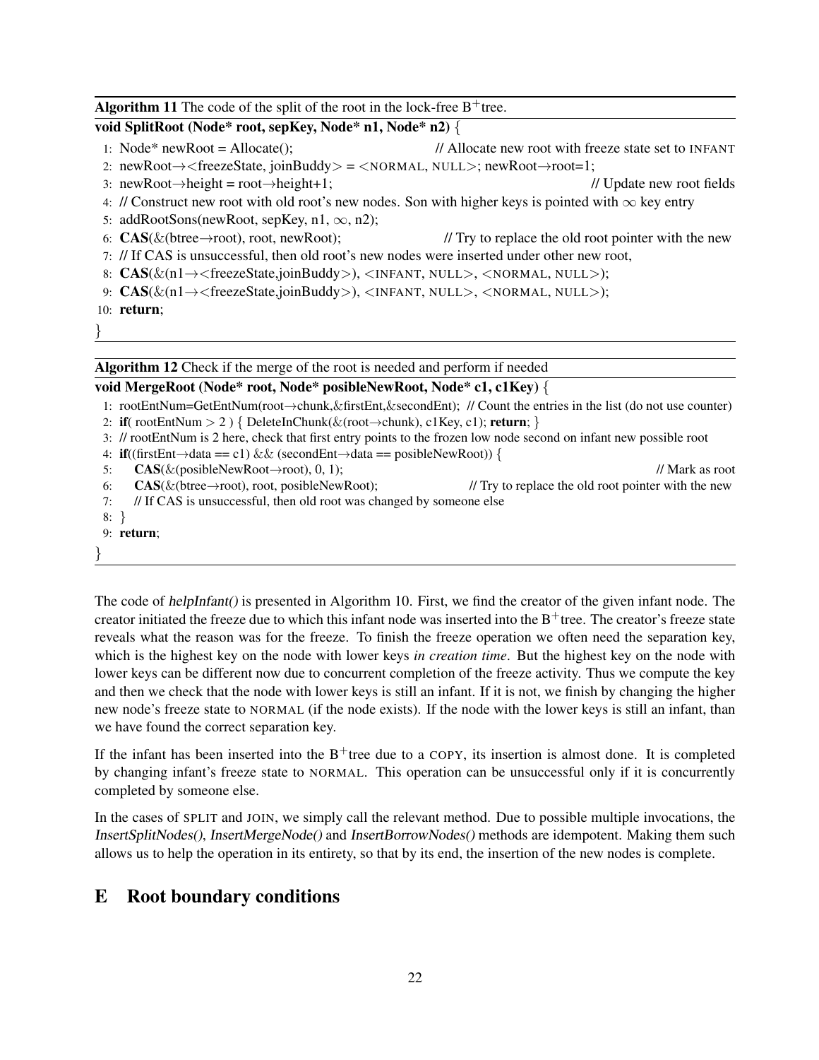**Algorithm 11** The code of the split of the root in the lock-free B$^+$tree.

```
void SplitRoot (Node* root, sepKey, Node* n1, Node* n2) {
 1: Node* newRoot = Allocate();                 // Allocate new root with freeze state set to INFANT
 2: newRoot→<freezeState, joinBuddy> = <NORMAL, NULL>; newRoot→root=1;
 3: newRoot→height = root→height+1;                                         // Update new root fields
 4: // Construct new root with old root's new nodes. Son with higher keys is pointed with ∞ key entry
 5: addRootSons(newRoot, sepKey, n1, ∞, n2);
 6: CAS(&(btree→root), root, newRoot);             // Try to replace the old root pointer with the new
 7: // If CAS is unsuccessful, then old root's new nodes were inserted under other new root,
 8: CAS(&(n1→<freezeState,joinBuddy>), <INFANT, NULL>, <NORMAL, NULL>);
 9: CAS(&(n1→<freezeState,joinBuddy>), <INFANT, NULL>, <NORMAL, NULL>);
10: return;
}
```

**Algorithm 12** Check if the merge of the root is needed and perform if needed

```
void MergeRoot (Node* root, Node* posibleNewRoot, Node* c1, c1Key) {
 1: rootEntNum=GetEntNum(root→chunk,&firstEnt,&secondEnt); // Count the entries in the list (do not use counter)
 2: if( rootEntNum > 2 ) { DeleteInChunk(&(root→chunk), c1Key, c1); return; }
 3: // rootEntNum is 2 here, check that first entry points to the frozen low node second on infant new possible root
 4: if((firstEnt→data == c1) && (secondEnt→data == posibleNewRoot)) {
 5:     CAS(&(posibleNewRoot→root), 0, 1);                                              // Mark as root
 6:     CAS(&(btree→root), root, posibleNewRoot);      // Try to replace the old root pointer with the new
 7:     // If CAS is unsuccessful, then old root was changed by someone else
 8: }
 9: return;
}
```

The code of *helpInfant()* is presented in Algorithm 10. First, we find the creator of the given infant node. The creator initiated the freeze due to which this infant node was inserted into the B$^+$tree. The creator's freeze state reveals what the reason was for the freeze. To finish the freeze operation we often need the separation key, which is the highest key on the node with lower keys *in creation time*. But the highest key on the node with lower keys can be different now due to concurrent completion of the freeze activity. Thus we compute the key and then we check that the node with lower keys is still an infant. If it is not, we finish by changing the higher new node's freeze state to NORMAL (if the node exists). If the node with the lower keys is still an infant, than we have found the correct separation key.

If the infant has been inserted into the B$^+$tree due to a COPY, its insertion is almost done. It is completed by changing infant's freeze state to NORMAL. This operation can be unsuccessful only if it is concurrently completed by someone else.

In the cases of SPLIT and JOIN, we simply call the relevant method. Due to possible multiple invocations, the *InsertSplitNodes()*, *InsertMergeNode()* and *InsertBorrowNodes()* methods are idempotent. Making them such allows us to help the operation in its entirety, so that by its end, the insertion of the new nodes is complete.

# E Root boundary conditions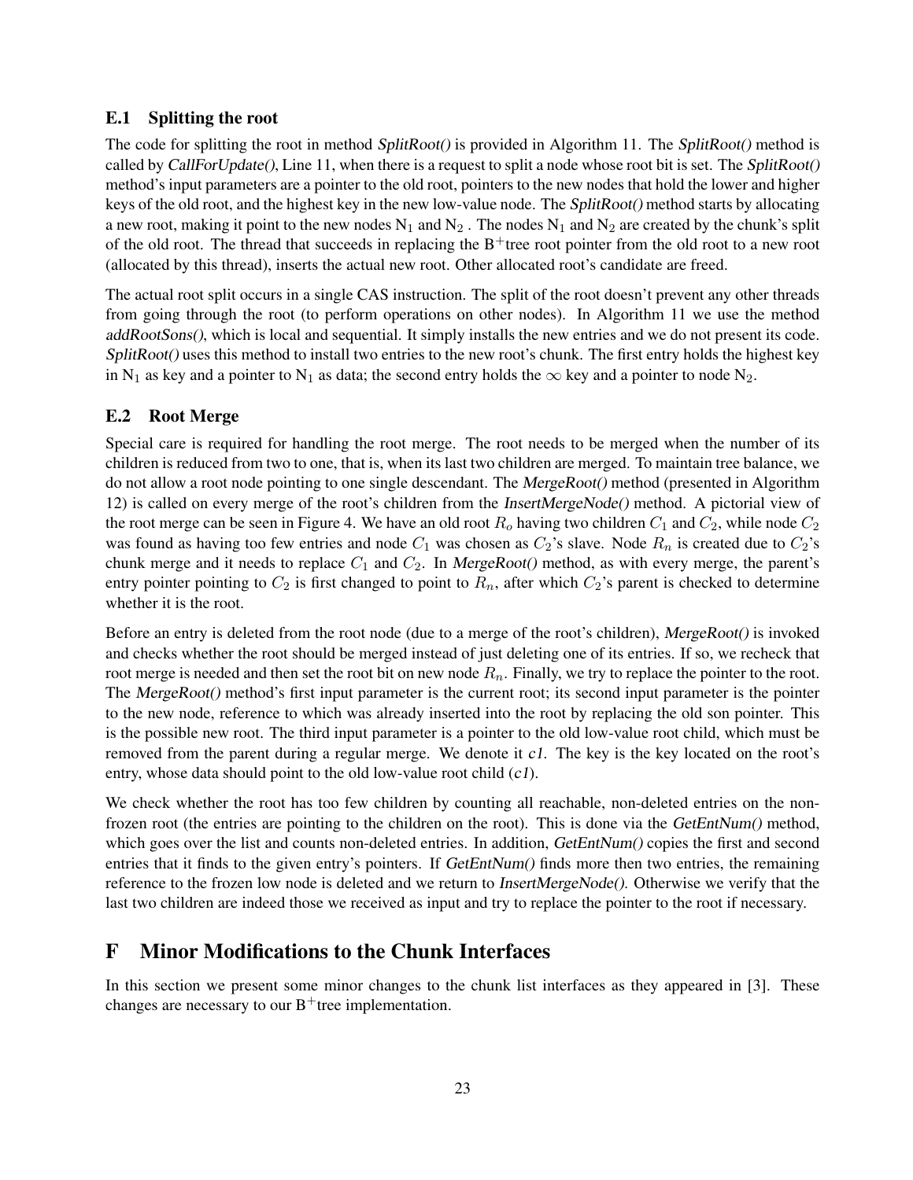### E.1 Splitting the root

The code for splitting the root in method *SplitRoot()* is provided in Algorithm 11. The *SplitRoot()* method is called by *CallForUpdate()*, Line 11, when there is a request to split a node whose root bit is set. The *SplitRoot()* method's input parameters are a pointer to the old root, pointers to the new nodes that hold the lower and higher keys of the old root, and the highest key in the new low-value node. The *SplitRoot()* method starts by allocating a new root, making it point to the new nodes $N_1$ and $N_2$. The nodes $N_1$ and $N_2$ are created by the chunk's split of the old root. The thread that succeeds in replacing the $B^+$tree root pointer from the old root to a new root (allocated by this thread), inserts the actual new root. Other allocated root's candidate are freed.

The actual root split occurs in a single CAS instruction. The split of the root doesn't prevent any other threads from going through the root (to perform operations on other nodes). In Algorithm 11 we use the method *addRootSons()*, which is local and sequential. It simply installs the new entries and we do not present its code. *SplitRoot()* uses this method to install two entries to the new root's chunk. The first entry holds the highest key in $N_1$ as key and a pointer to $N_1$ as data; the second entry holds the $\infty$ key and a pointer to node $N_2$.

### E.2 Root Merge

Special care is required for handling the root merge. The root needs to be merged when the number of its children is reduced from two to one, that is, when its last two children are merged. To maintain tree balance, we do not allow a root node pointing to one single descendant. The *MergeRoot()* method (presented in Algorithm 12) is called on every merge of the root's children from the *InsertMergeNode()* method. A pictorial view of the root merge can be seen in Figure 4. We have an old root $R_o$ having two children $C_1$ and $C_2$, while node $C_2$ was found as having too few entries and node $C_1$ was chosen as $C_2$'s slave. Node $R_n$ is created due to $C_2$'s chunk merge and it needs to replace $C_1$ and $C_2$. In *MergeRoot()* method, as with every merge, the parent's entry pointer pointing to $C_2$ is first changed to point to $R_n$, after which $C_2$'s parent is checked to determine whether it is the root.

Before an entry is deleted from the root node (due to a merge of the root's children), *MergeRoot()* is invoked and checks whether the root should be merged instead of just deleting one of its entries. If so, we recheck that root merge is needed and then set the root bit on new node $R_n$. Finally, we try to replace the pointer to the root. The *MergeRoot()* method's first input parameter is the current root; its second input parameter is the pointer to the new node, reference to which was already inserted into the root by replacing the old son pointer. This is the possible new root. The third input parameter is a pointer to the old low-value root child, which must be removed from the parent during a regular merge. We denote it *c1*. The key is the key located on the root's entry, whose data should point to the old low-value root child (*c1*).

We check whether the root has too few children by counting all reachable, non-deleted entries on the non-frozen root (the entries are pointing to the children on the root). This is done via the *GetEntNum()* method, which goes over the list and counts non-deleted entries. In addition, *GetEntNum()* copies the first and second entries that it finds to the given entry's pointers. If *GetEntNum()* finds more then two entries, the remaining reference to the frozen low node is deleted and we return to *InsertMergeNode()*. Otherwise we verify that the last two children are indeed those we received as input and try to replace the pointer to the root if necessary.

## F Minor Modifications to the Chunk Interfaces

In this section we present some minor changes to the chunk list interfaces as they appeared in [3]. These changes are necessary to our $B^+$tree implementation.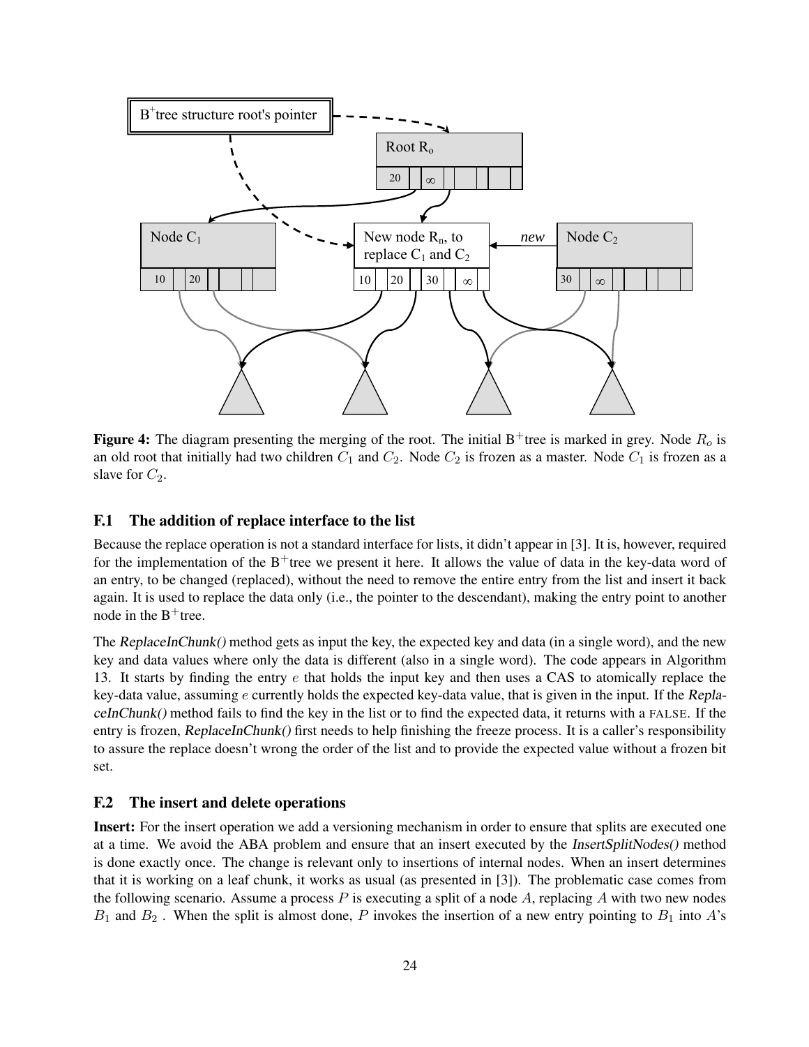**Figure 4:** The diagram presenting the merging of the root. The initial B$^+$tree is marked in grey. Node $R_o$ is an old root that initially had two children $C_1$ and $C_2$. Node $C_2$ is frozen as a master. Node $C_1$ is frozen as a slave for $C_2$.

### F.1 The addition of replace interface to the list

Because the replace operation is not a standard interface for lists, it didn't appear in [3]. It is, however, required for the implementation of the B$^+$tree we present it here. It allows the value of data in the key-data word of an entry, to be changed (replaced), without the need to remove the entire entry from the list and insert it back again. It is used to replace the data only (i.e., the pointer to the descendant), making the entry point to another node in the B$^+$tree.

The *ReplaceInChunk()* method gets as input the key, the expected key and data (in a single word), and the new key and data values where only the data is different (also in a single word). The code appears in Algorithm 13. It starts by finding the entry $e$ that holds the input key and then uses a CAS to atomically replace the key-data value, assuming $e$ currently holds the expected key-data value, that is given in the input. If the *ReplaceInChunk()* method fails to find the key in the list or to find the expected data, it returns with a FALSE. If the entry is frozen, *ReplaceInChunk()* first needs to help finishing the freeze process. It is a caller's responsibility to assure the replace doesn't wrong the order of the list and to provide the expected value without a frozen bit set.

### F.2 The insert and delete operations

**Insert:** For the insert operation we add a versioning mechanism in order to ensure that splits are executed one at a time. We avoid the ABA problem and ensure that an insert executed by the *InsertSplitNodes()* method is done exactly once. The change is relevant only to insertions of internal nodes. When an insert determines that it is working on a leaf chunk, it works as usual (as presented in [3]). The problematic case comes from the following scenario. Assume a process $P$ is executing a split of a node $A$, replacing $A$ with two new nodes $B_1$ and $B_2$ . When the split is almost done, $P$ invokes the insertion of a new entry pointing to $B_1$ into $A$'s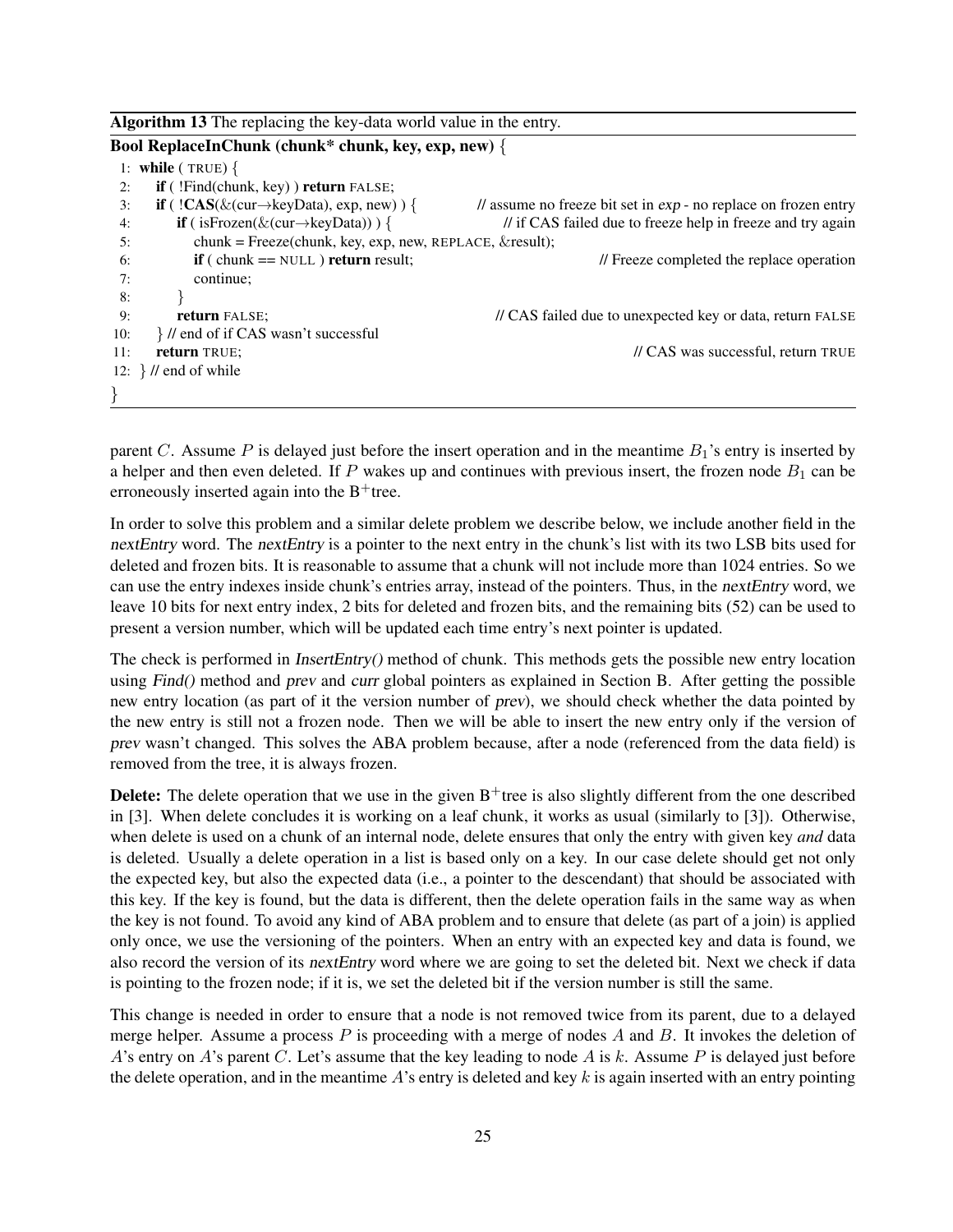**Algorithm 13** The replacing the key-data world value in the entry.

```
Bool ReplaceInChunk (chunk* chunk, key, exp, new) {
 1: while ( TRUE) {
 2:    if ( !Find(chunk, key) ) return FALSE;
 3:    if ( !CAS(&(cur→keyData), exp, new) ) {        // assume no freeze bit set in exp - no replace on frozen entry
 4:       if ( isFrozen(&(cur→keyData)) ) {            // if CAS failed due to freeze help in freeze and try again
 5:          chunk = Freeze(chunk, key, exp, new, REPLACE, &result);
 6:          if ( chunk == NULL ) return result;                     // Freeze completed the replace operation
 7:          continue;
 8:       }
 9:       return FALSE;                              // CAS failed due to unexpected key or data, return FALSE
10:    } // end of if CAS wasn't successful
11:    return TRUE;                                                  // CAS was successful, return TRUE
12: } // end of while
}
```

parent $C$. Assume $P$ is delayed just before the insert operation and in the meantime $B_1$'s entry is inserted by a helper and then even deleted. If $P$ wakes up and continues with previous insert, the frozen node $B_1$ can be erroneously inserted again into the B$^+$tree.

In order to solve this problem and a similar delete problem we describe below, we include another field in the *nextEntry* word. The *nextEntry* is a pointer to the next entry in the chunk's list with its two LSB bits used for deleted and frozen bits. It is reasonable to assume that a chunk will not include more than 1024 entries. So we can use the entry indexes inside chunk's entries array, instead of the pointers. Thus, in the *nextEntry* word, we leave 10 bits for next entry index, 2 bits for deleted and frozen bits, and the remaining bits (52) can be used to present a version number, which will be updated each time entry's next pointer is updated.

The check is performed in *InsertEntry()* method of chunk. This methods gets the possible new entry location using *Find()* method and *prev* and *curr* global pointers as explained in Section B. After getting the possible new entry location (as part of it the version number of *prev*), we should check whether the data pointed by the new entry is still not a frozen node. Then we will be able to insert the new entry only if the version of *prev* wasn't changed. This solves the ABA problem because, after a node (referenced from the data field) is removed from the tree, it is always frozen.

**Delete:** The delete operation that we use in the given B$^+$tree is also slightly different from the one described in [3]. When delete concludes it is working on a leaf chunk, it works as usual (similarly to [3]). Otherwise, when delete is used on a chunk of an internal node, delete ensures that only the entry with given key *and* data is deleted. Usually a delete operation in a list is based only on a key. In our case delete should get not only the expected key, but also the expected data (i.e., a pointer to the descendant) that should be associated with this key. If the key is found, but the data is different, then the delete operation fails in the same way as when the key is not found. To avoid any kind of ABA problem and to ensure that delete (as part of a join) is applied only once, we use the versioning of the pointers. When an entry with an expected key and data is found, we also record the version of its *nextEntry* word where we are going to set the deleted bit. Next we check if data is pointing to the frozen node; if it is, we set the deleted bit if the version number is still the same.

This change is needed in order to ensure that a node is not removed twice from its parent, due to a delayed merge helper. Assume a process $P$ is proceeding with a merge of nodes $A$ and $B$. It invokes the deletion of $A$'s entry on $A$'s parent $C$. Let's assume that the key leading to node $A$ is $k$. Assume $P$ is delayed just before the delete operation, and in the meantime $A$'s entry is deleted and key $k$ is again inserted with an entry pointing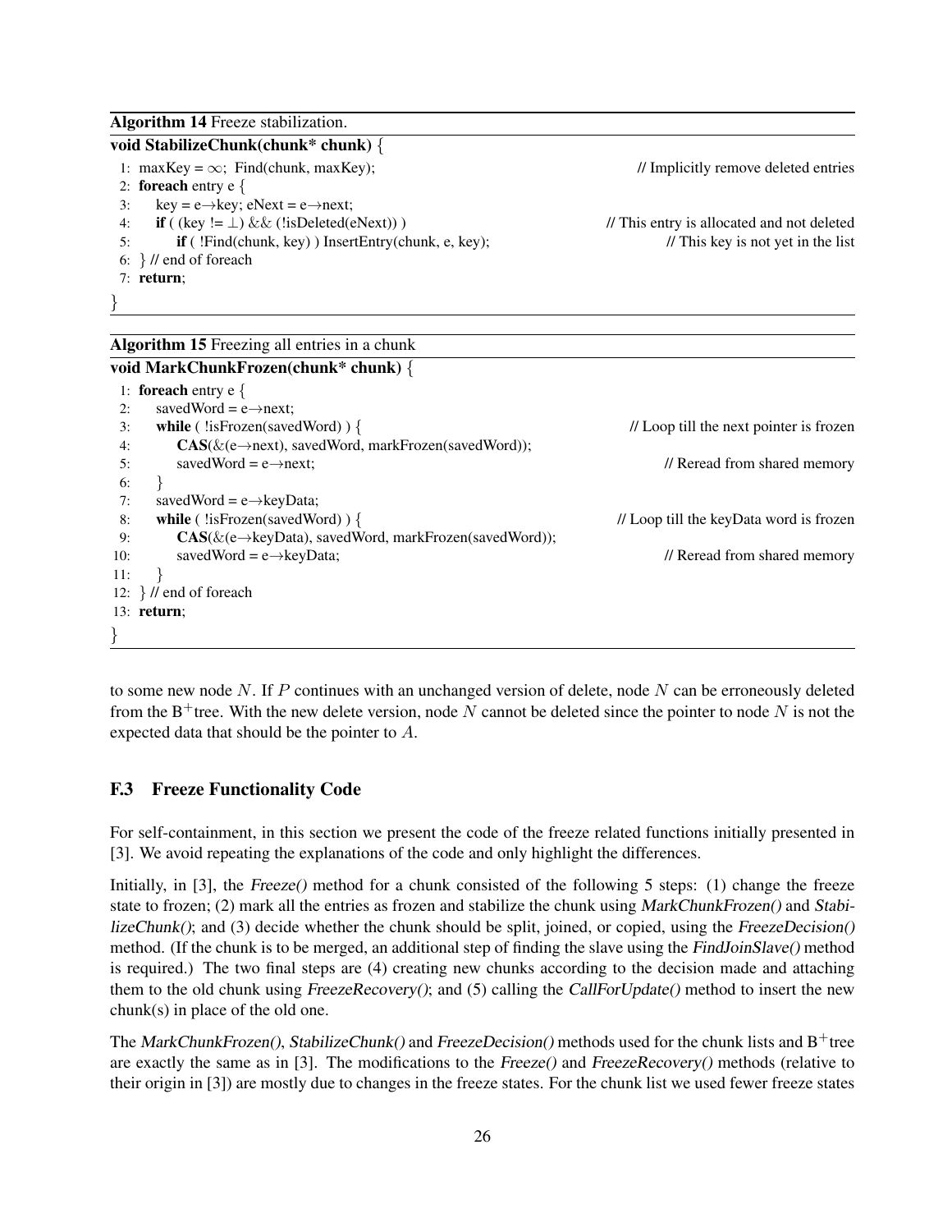**Algorithm 14** Freeze stabilization.

```
void StabilizeChunk(chunk* chunk) {
 1: maxKey = ∞;  Find(chunk, maxKey);                              // Implicitly remove deleted entries
 2: foreach entry e {
 3:     key = e→key; eNext = e→next;
 4:     if ( (key != ⊥) && (!isDeleted(eNext)) )                  // This entry is allocated and not deleted
 5:         if ( !Find(chunk, key) ) InsertEntry(chunk, e, key);   // This key is not yet in the list
 6: } // end of foreach
 7: return;
}
```

**Algorithm 15** Freezing all entries in a chunk

```
void MarkChunkFrozen(chunk* chunk) {
 1: foreach entry e {
 2:     savedWord = e→next;
 3:     while ( !isFrozen(savedWord) ) {                          // Loop till the next pointer is frozen
 4:         CAS(&(e→next), savedWord, markFrozen(savedWord));
 5:         savedWord = e→next;                                    // Reread from shared memory
 6:     }
 7:     savedWord = e→keyData;
 8:     while ( !isFrozen(savedWord) ) {                          // Loop till the keyData word is frozen
 9:         CAS(&(e→keyData), savedWord, markFrozen(savedWord));
10:         savedWord = e→keyData;                                 // Reread from shared memory
11:     }
12: } // end of foreach
13: return;
}
```

to some new node $N$. If $P$ continues with an unchanged version of delete, node $N$ can be erroneously deleted from the B$^+$tree. With the new delete version, node $N$ cannot be deleted since the pointer to node $N$ is not the expected data that should be the pointer to $A$.

### F.3 Freeze Functionality Code

For self-containment, in this section we present the code of the freeze related functions initially presented in [3]. We avoid repeating the explanations of the code and only highlight the differences.

Initially, in [3], the *Freeze()* method for a chunk consisted of the following 5 steps: (1) change the freeze state to frozen; (2) mark all the entries as frozen and stabilize the chunk using *MarkChunkFrozen()* and *StabilizeChunk()*; and (3) decide whether the chunk should be split, joined, or copied, using the *FreezeDecision()* method. (If the chunk is to be merged, an additional step of finding the slave using the *FindJoinSlave()* method is required.) The two final steps are (4) creating new chunks according to the decision made and attaching them to the old chunk using *FreezeRecovery()*; and (5) calling the *CallForUpdate()* method to insert the new chunk(s) in place of the old one.

The *MarkChunkFrozen()*, *StabilizeChunk()* and *FreezeDecision()* methods used for the chunk lists and B$^+$tree are exactly the same as in [3]. The modifications to the *Freeze()* and *FreezeRecovery()* methods (relative to their origin in [3]) are mostly due to changes in the freeze states. For the chunk list we used fewer freeze states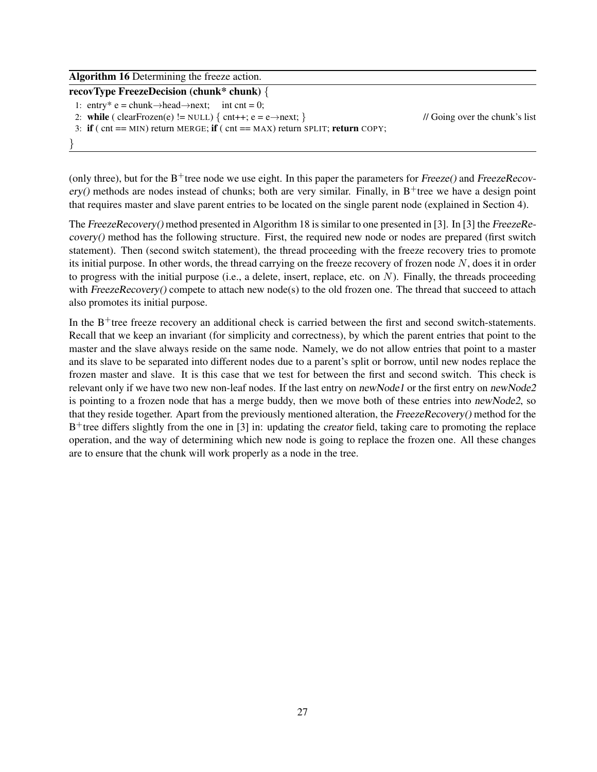**Algorithm 16** Determining the freeze action.

```
recovType FreezeDecision (chunk* chunk) {
 1: entry* e = chunk→head→next;    int cnt = 0;
 2: while ( clearFrozen(e) != NULL) { cnt++; e = e→next; }          // Going over the chunk's list
 3: if ( cnt == MIN) return MERGE; if ( cnt == MAX) return SPLIT; return COPY;
}
```

(only three), but for the B$^+$tree node we use eight. In this paper the parameters for *Freeze()* and *FreezeRecovery()* methods are nodes instead of chunks; both are very similar. Finally, in B$^+$tree we have a design point that requires master and slave parent entries to be located on the single parent node (explained in Section 4).

The *FreezeRecovery()* method presented in Algorithm 18 is similar to one presented in [3]. In [3] the *FreezeRecovery()* method has the following structure. First, the required new node or nodes are prepared (first switch statement). Then (second switch statement), the thread proceeding with the freeze recovery tries to promote its initial purpose. In other words, the thread carrying on the freeze recovery of frozen node $N$, does it in order to progress with the initial purpose (i.e., a delete, insert, replace, etc. on $N$). Finally, the threads proceeding with *FreezeRecovery()* compete to attach new node(s) to the old frozen one. The thread that succeed to attach also promotes its initial purpose.

In the B$^+$tree freeze recovery an additional check is carried between the first and second switch-statements. Recall that we keep an invariant (for simplicity and correctness), by which the parent entries that point to the master and the slave always reside on the same node. Namely, we do not allow entries that point to a master and its slave to be separated into different nodes due to a parent's split or borrow, until new nodes replace the frozen master and slave. It is this case that we test for between the first and second switch. This check is relevant only if we have two new non-leaf nodes. If the last entry on *newNode1* or the first entry on *newNode2* is pointing to a frozen node that has a merge buddy, then we move both of these entries into *newNode2*, so that they reside together. Apart from the previously mentioned alteration, the *FreezeRecovery()* method for the B$^+$tree differs slightly from the one in [3] in: updating the *creator* field, taking care to promoting the replace operation, and the way of determining which new node is going to replace the frozen one. All these changes are to ensure that the chunk will work properly as a node in the tree.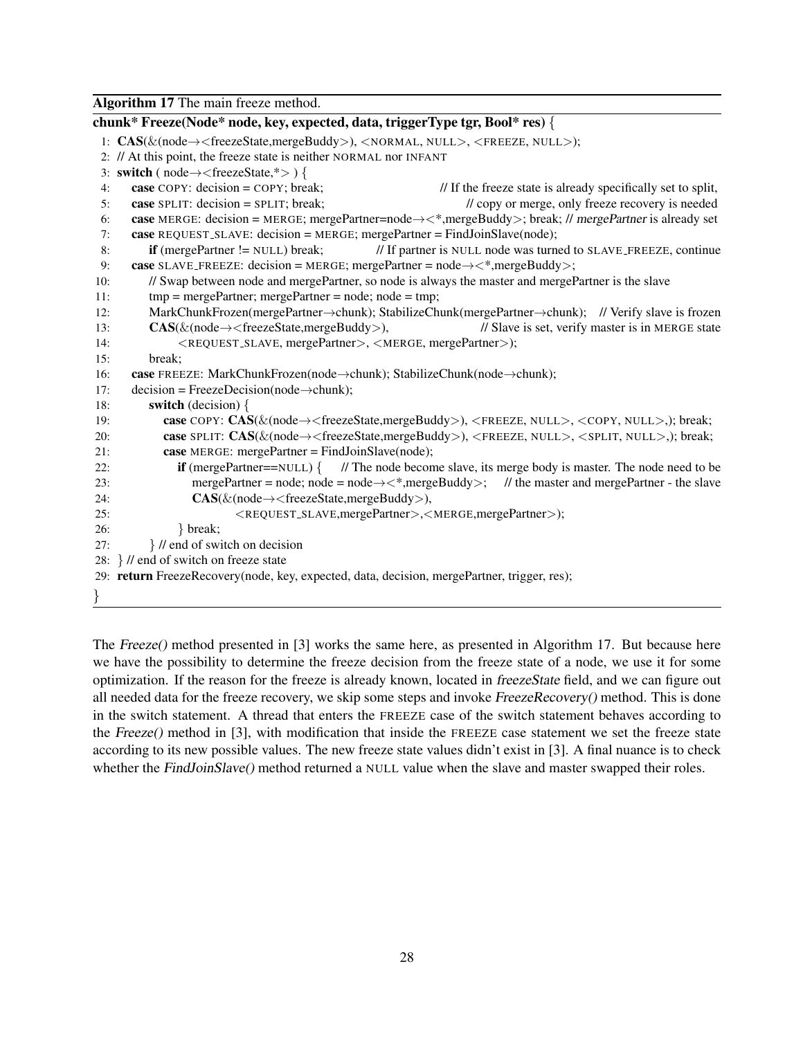**Algorithm 17** The main freeze method.

```
chunk* Freeze(Node* node, key, expected, data, triggerType tgr, Bool* res) {
 1: CAS(&(node→<freezeState,mergeBuddy>), <NORMAL, NULL>, <FREEZE, NULL>);
 2: // At this point, the freeze state is neither NORMAL nor INFANT
 3: switch ( node→<freezeState,*> ) {
 4:    case COPY: decision = COPY; break;                    // If the freeze state is already specifically set to split,
 5:    case SPLIT: decision = SPLIT; break;                   // copy or merge, only freeze recovery is needed
 6:    case MERGE: decision = MERGE; mergePartner=node→<*,mergeBuddy>; break; // mergePartner is already set
 7:    case REQUEST_SLAVE: decision = MERGE; mergePartner = FindJoinSlave(node);
 8:       if (mergePartner != NULL) break;             // If partner is NULL node was turned to SLAVE_FREEZE, continue
 9:    case SLAVE_FREEZE: decision = MERGE; mergePartner = node→<*,mergeBuddy>;
10:       // Swap between node and mergePartner, so node is always the master and mergePartner is the slave
11:       tmp = mergePartner; mergePartner = node; node = tmp;
12:       MarkChunkFrozen(mergePartner→chunk); StabilizeChunk(mergePartner→chunk);   // Verify slave is frozen
13:       CAS(&(node→<freezeState,mergeBuddy>),                     // Slave is set, verify master is in MERGE state
14:             <REQUEST_SLAVE, mergePartner>, <MERGE, mergePartner>);
15:       break;
16:    case FREEZE: MarkChunkFrozen(node→chunk); StabilizeChunk(node→chunk);
17:    decision = FreezeDecision(node→chunk);
18:       switch (decision) {
19:          case COPY: CAS(&(node→<freezeState,mergeBuddy>), <FREEZE, NULL>, <COPY, NULL>,); break;
20:          case SPLIT: CAS(&(node→<freezeState,mergeBuddy>), <FREEZE, NULL>, <SPLIT, NULL>,); break;
21:          case MERGE: mergePartner = FindJoinSlave(node);
22:             if (mergePartner==NULL) {     // The node become slave, its merge body is master. The node need to be
23:                mergePartner = node; node = node→<*,mergeBuddy>;     // the master and mergePartner - the slave
24:                CAS(&(node→<freezeState,mergeBuddy>),
25:                         <REQUEST_SLAVE,mergePartner>,<MERGE,mergePartner>);
26:             } break;
27:       } // end of switch on decision
28: } // end of switch on freeze state
29: return FreezeRecovery(node, key, expected, data, decision, mergePartner, trigger, res);
}
```

The *Freeze()* method presented in [3] works the same here, as presented in Algorithm 17. But because here we have the possibility to determine the freeze decision from the freeze state of a node, we use it for some optimization. If the reason for the freeze is already known, located in *freezeState* field, and we can figure out all needed data for the freeze recovery, we skip some steps and invoke *FreezeRecovery()* method. This is done in the switch statement. A thread that enters the FREEZE case of the switch statement behaves according to the *Freeze()* method in [3], with modification that inside the FREEZE case statement we set the freeze state according to its new possible values. The new freeze state values didn't exist in [3]. A final nuance is to check whether the *FindJoinSlave()* method returned a NULL value when the slave and master swapped their roles.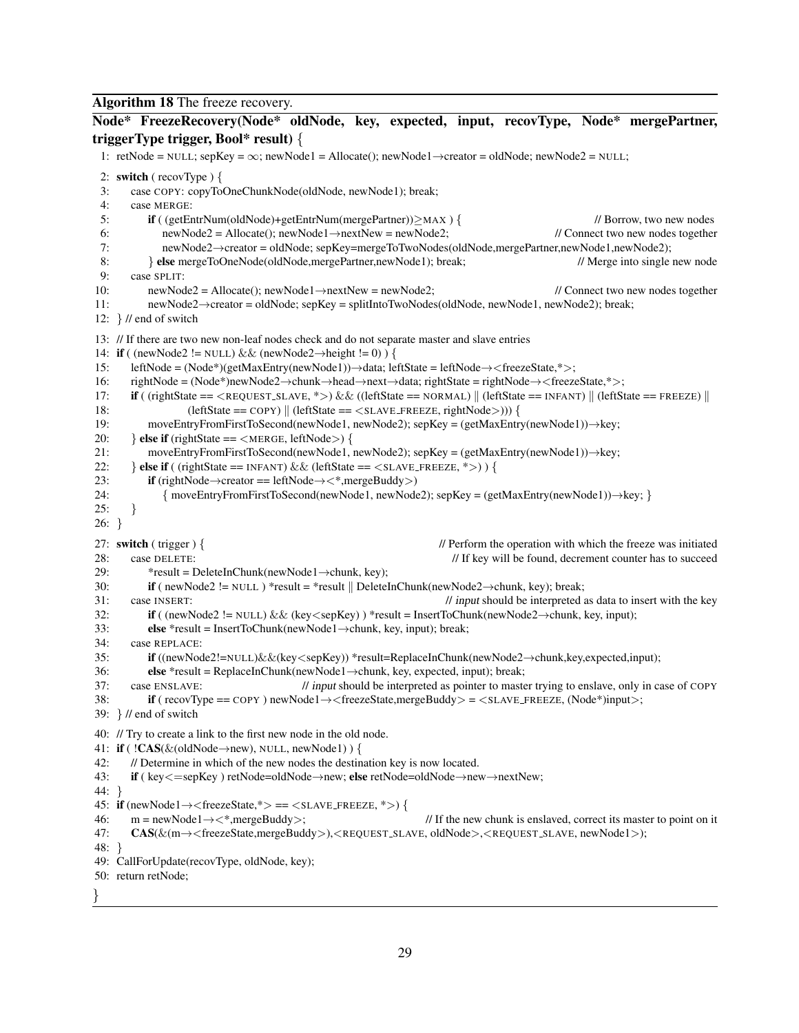**Algorithm 18** The freeze recovery.

```
Node* FreezeRecovery(Node* oldNode, key, expected, input, recovType, Node* mergePartner,
triggerType trigger, Bool* result) {
1:  retNode = NULL; sepKey = ∞; newNode1 = Allocate(); newNode1→creator = oldNode; newNode2 = NULL;
2:  switch ( recovType ) {
3:     case COPY: copyToOneChunkNode(oldNode, newNode1); break;
4:     case MERGE:
5:        if ( (getEntrNum(oldNode)+getEntrNum(mergePartner))≥MAX ) {                    // Borrow, two new nodes
6:           newNode2 = Allocate(); newNode1→nextNew = newNode2;                  // Connect two new nodes together
7:           newNode2→creator = oldNode; sepKey=mergeToTwoNodes(oldNode,mergePartner,newNode1,newNode2);
8:        } else mergeToOneNode(oldNode,mergePartner,newNode1); break;                  // Merge into single new node
9:     case SPLIT:
10:       newNode2 = Allocate(); newNode1→nextNew = newNode2;                     // Connect two new nodes together
11:       newNode2→creator = oldNode; sepKey = splitIntoTwoNodes(oldNode, newNode1, newNode2); break;
12: } // end of switch
13: // If there are two new non-leaf nodes check and do not separate master and slave entries
14: if ( (newNode2 != NULL) && (newNode2→height != 0) ) {
15:    leftNode = (Node*)(getMaxEntry(newNode1))→data; leftState = leftNode→<freezeState,*>;
16:    rightNode = (Node*)newNode2→chunk→head→next→data; rightState = rightNode→<freezeState,*>;
17:    if ( (rightState == <REQUEST_SLAVE, *>) && ((leftState == NORMAL) || (leftState == INFANT) || (leftState == FREEZE) ||
18:                (leftState == COPY) || (leftState == <SLAVE_FREEZE, rightNode>))) {
19:       moveEntryFromFirstToSecond(newNode1, newNode2); sepKey = (getMaxEntry(newNode1))→key;
20:    } else if (rightState == <MERGE, leftNode>) {
21:       moveEntryFromFirstToSecond(newNode1, newNode2); sepKey = (getMaxEntry(newNode1))→key;
22:    } else if ( (rightState == INFANT) && (leftState == <SLAVE_FREEZE, *>) ) {
23:       if (rightNode→creator == leftNode→<*,mergeBuddy>)
24:          { moveEntryFromFirstToSecond(newNode1, newNode2); sepKey = (getMaxEntry(newNode1))→key; }
25:    }
26: }
27: switch ( trigger ) {                                    // Perform the operation with which the freeze was initiated
28:    case DELETE:                                              // If key will be found, decrement counter has to succeed
29:       *result = DeleteInChunk(newNode1→chunk, key);
30:       if ( newNode2 != NULL ) *result = *result || DeleteInChunk(newNode2→chunk, key); break;
31:    case INSERT:                                         // input should be interpreted as data to insert with the key
32:       if ( (newNode2 != NULL) && (key<sepKey) ) *result = InsertToChunk(newNode2→chunk, key, input);
33:       else *result = InsertToChunk(newNode1→chunk, key, input); break;
34:    case REPLACE:
35:       if ((newNode2!=NULL)&&(key<sepKey)) *result=ReplaceInChunk(newNode2→chunk,key,expected,input);
36:       else *result = ReplaceInChunk(newNode1→chunk, key, expected, input); break;
37:    case ENSLAVE:                  // input should be interpreted as pointer to master trying to enslave, only in case of COPY
38:       if ( recovType == COPY ) newNode1→<freezeState,mergeBuddy> = <SLAVE_FREEZE, (Node*)input>;
39: } // end of switch
40: // Try to create a link to the first new node in the old node.
41: if ( !CAS(&(oldNode→new), NULL, newNode1) ) {
42:    // Determine in which of the new nodes the destination key is now located.
43:    if ( key<=sepKey ) retNode=oldNode→new; else retNode=oldNode→new→nextNew;
44: }
45: if (newNode1→<freezeState,*> == <SLAVE_FREEZE, *>) {
46:    m = newNode1→<*,mergeBuddy>;                      // If the new chunk is enslaved, correct its master to point on it
47:    CAS(&(m→<freezeState,mergeBuddy>),<REQUEST_SLAVE, oldNode>,<REQUEST_SLAVE, newNode1>);
48: }
49: CallForUpdate(recovType, oldNode, key);
50: return retNode;
}
```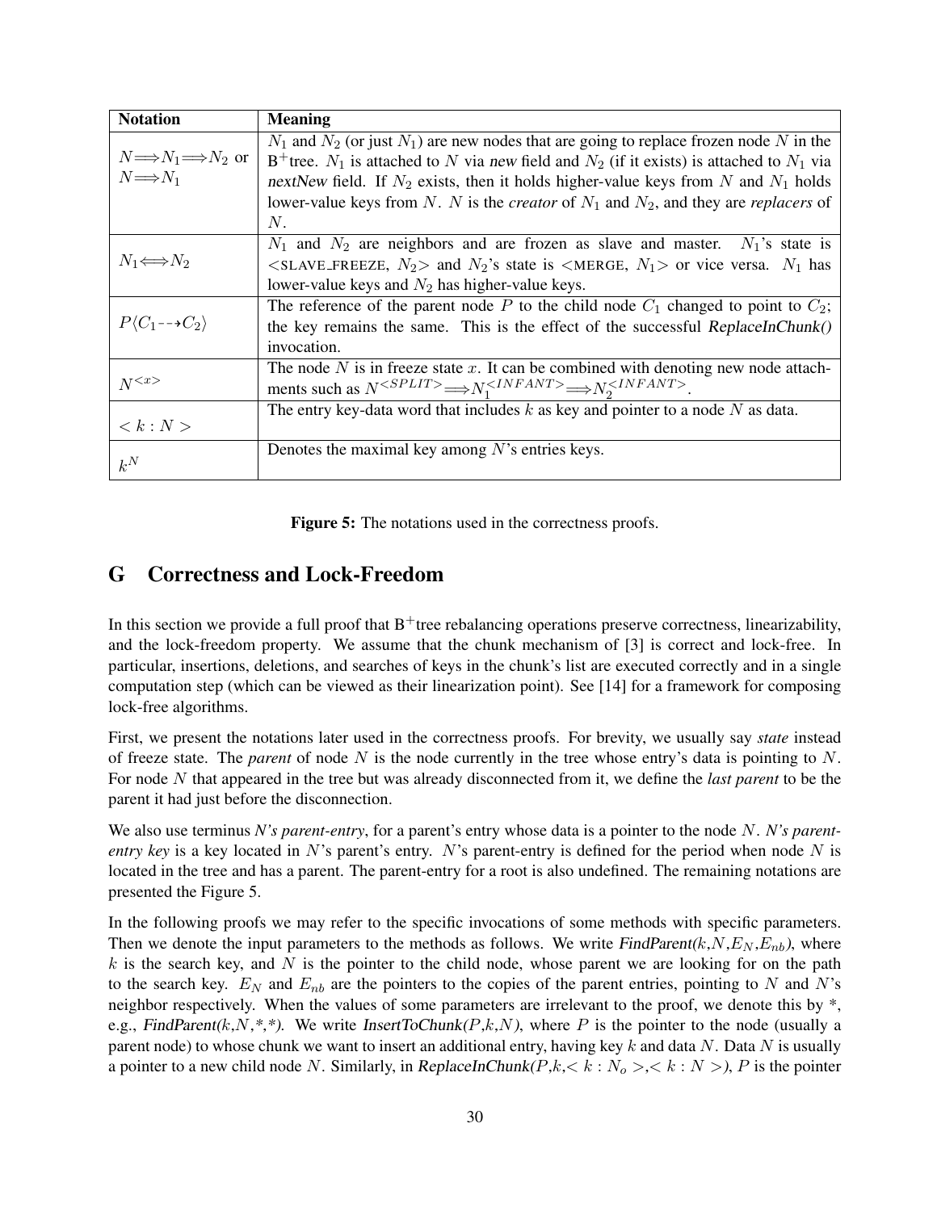| Notation | Meaning |
| --- | --- |
| $N \Longrightarrow N_1 \Longrightarrow N_2$ or $N \Longrightarrow N_1$ | $N_1$ and $N_2$ (or just $N_1$) are new nodes that are going to replace frozen node $N$ in the B$^+$tree. $N_1$ is attached to $N$ via *new* field and $N_2$ (if it exists) is attached to $N_1$ via *nextNew* field. If $N_2$ exists, then it holds higher-value keys from $N$ and $N_1$ holds lower-value keys from $N$. $N$ is the *creator* of $N_1$ and $N_2$, and they are *replacers* of $N$. |
| $N_1 \Longleftrightarrow N_2$ | $N_1$ and $N_2$ are neighbors and are frozen as slave and master. $N_1$'s state is <SLAVE_FREEZE, $N_2$> and $N_2$'s state is <MERGE, $N_1$> or vice versa. $N_1$ has lower-value keys and $N_2$ has higher-value keys. |
| $P\langle C_1 \dashrightarrow C_2 \rangle$ | The reference of the parent node $P$ to the child node $C_1$ changed to point to $C_2$; the key remains the same. This is the effect of the successful *ReplaceInChunk()* invocation. |
| $N^{<x>}$ | The node $N$ is in freeze state $x$. It can be combined with denoting new node attachments such as $N^{<SPLIT>} \Longrightarrow N_1^{<INFANT>} \Longrightarrow N_2^{<INFANT>}$. |
| $< k : N >$ | The entry key-data word that includes $k$ as key and pointer to a node $N$ as data. |
| $k^N$ | Denotes the maximal key among $N$'s entries keys. |

**Figure 5:** The notations used in the correctness proofs.

# G Correctness and Lock-Freedom

In this section we provide a full proof that B$^+$tree rebalancing operations preserve correctness, linearizability, and the lock-freedom property. We assume that the chunk mechanism of [3] is correct and lock-free. In particular, insertions, deletions, and searches of keys in the chunk's list are executed correctly and in a single computation step (which can be viewed as their linearization point). See [14] for a framework for composing lock-free algorithms.

First, we present the notations later used in the correctness proofs. For brevity, we usually say *state* instead of freeze state. The *parent* of node $N$ is the node currently in the tree whose entry's data is pointing to $N$. For node $N$ that appeared in the tree but was already disconnected from it, we define the *last parent* to be the parent it had just before the disconnection.

We also use terminus *N's parent-entry*, for a parent's entry whose data is a pointer to the node $N$. *N's parent-entry key* is a key located in $N$'s parent's entry. $N$'s parent-entry is defined for the period when node $N$ is located in the tree and has a parent. The parent-entry for a root is also undefined. The remaining notations are presented the Figure 5.

In the following proofs we may refer to the specific invocations of some methods with specific parameters. Then we denote the input parameters to the methods as follows. We write *FindParent($k$,$N$,$E_N$,$E_{nb}$)*, where $k$ is the search key, and $N$ is the pointer to the child node, whose parent we are looking for on the path to the search key. $E_N$ and $E_{nb}$ are the pointers to the copies of the parent entries, pointing to $N$ and $N$'s neighbor respectively. When the values of some parameters are irrelevant to the proof, we denote this by *, e.g., *FindParent($k$,$N$,*,*)*. We write *InsertToChunk($P$,$k$,$N$)*, where $P$ is the pointer to the node (usually a parent node) to whose chunk we want to insert an additional entry, having key $k$ and data $N$. Data $N$ is usually a pointer to a new child node $N$. Similarly, in *ReplaceInChunk($P$,$k$,$< k : N_o >$,$< k : N >$)*, $P$ is the pointer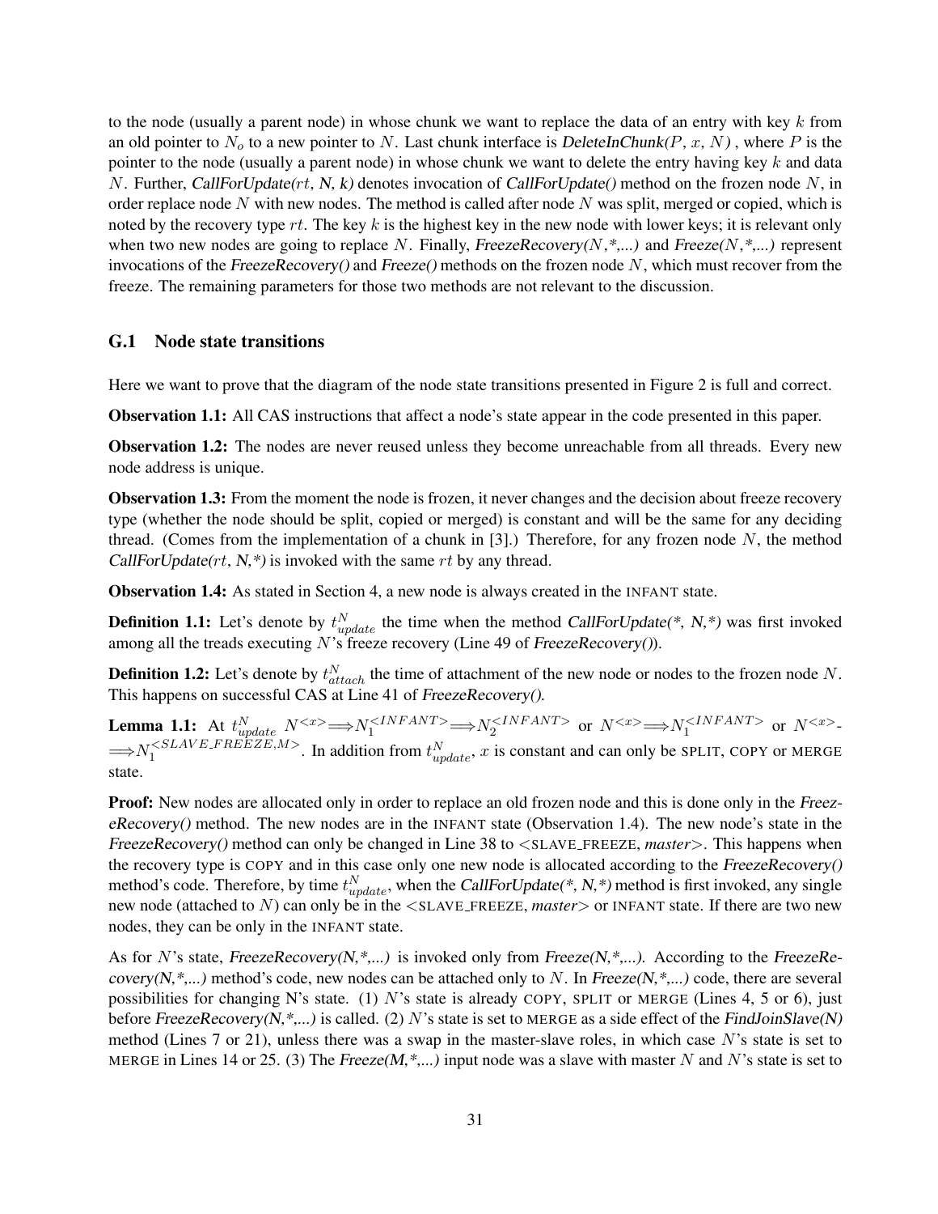to the node (usually a parent node) in whose chunk we want to replace the data of an entry with key $k$ from an old pointer to $N_o$ to a new pointer to $N$. Last chunk interface is *DeleteInChunk(*$P$, $x$, $N$*)* , where $P$ is the pointer to the node (usually a parent node) in whose chunk we want to delete the entry having key $k$ and data $N$. Further, *CallForUpdate(*$rt$*, N, k)* denotes invocation of *CallForUpdate()* method on the frozen node $N$, in order replace node $N$ with new nodes. The method is called after node $N$ was split, merged or copied, which is noted by the recovery type $rt$. The key $k$ is the highest key in the new node with lower keys; it is relevant only when two new nodes are going to replace $N$. Finally, *FreezeRecovery(*$N$*,*,...)* and *Freeze(*$N$*,*,...)* represent invocations of the *FreezeRecovery()* and *Freeze()* methods on the frozen node $N$, which must recover from the freeze. The remaining parameters for those two methods are not relevant to the discussion.

## G.1 Node state transitions

Here we want to prove that the diagram of the node state transitions presented in Figure 2 is full and correct.

**Observation 1.1:** All CAS instructions that affect a node's state appear in the code presented in this paper.

**Observation 1.2:** The nodes are never reused unless they become unreachable from all threads. Every new node address is unique.

**Observation 1.3:** From the moment the node is frozen, it never changes and the decision about freeze recovery type (whether the node should be split, copied or merged) is constant and will be the same for any deciding thread. (Comes from the implementation of a chunk in [3].) Therefore, for any frozen node $N$, the method *CallForUpdate(*$rt$*, N,*)* is invoked with the same $rt$ by any thread.

**Observation 1.4:** As stated in Section 4, a new node is always created in the INFANT state.

**Definition 1.1:** Let's denote by $t^N_{update}$ the time when the method *CallForUpdate(*, N,*)* was first invoked among all the treads executing $N$'s freeze recovery (Line 49 of *FreezeRecovery()*).

**Definition 1.2:** Let's denote by $t^N_{attach}$ the time of attachment of the new node or nodes to the frozen node $N$. This happens on successful CAS at Line 41 of *FreezeRecovery()*.

**Lemma 1.1:** At $t^N_{update}$ $N^{<x>} \Longrightarrow N_1^{<INFANT>} \Longrightarrow N_2^{<INFANT>}$ or $N^{<x>} \Longrightarrow N_1^{<INFANT>}$ or $N^{<x>}$-$\Longrightarrow N_1^{<SLAVE\_FREEZE,M>}$. In addition from $t^N_{update}$, $x$ is constant and can only be SPLIT, COPY or MERGE state.

**Proof:** New nodes are allocated only in order to replace an old frozen node and this is done only in the *FreezeRecovery()* method. The new nodes are in the INFANT state (Observation 1.4). The new node's state in the *FreezeRecovery()* method can only be changed in Line 38 to <SLAVE_FREEZE, *master*>. This happens when the recovery type is COPY and in this case only one new node is allocated according to the *FreezeRecovery()* method's code. Therefore, by time $t^N_{update}$, when the *CallForUpdate(*, N,*)* method is first invoked, any single new node (attached to $N$) can only be in the <SLAVE_FREEZE, *master*> or INFANT state. If there are two new nodes, they can be only in the INFANT state.

As for $N$'s state, *FreezeRecovery(N,*,...)* is invoked only from *Freeze(N,*,...)*. According to the *FreezeRecovery(N,*,...)* method's code, new nodes can be attached only to $N$. In *Freeze(N,*,...)* code, there are several possibilities for changing N's state. (1) $N$'s state is already COPY, SPLIT or MERGE (Lines 4, 5 or 6), just before *FreezeRecovery(N,*,...)* is called. (2) $N$'s state is set to MERGE as a side effect of the *FindJoinSlave(N)* method (Lines 7 or 21), unless there was a swap in the master-slave roles, in which case $N$'s state is set to MERGE in Lines 14 or 25. (3) The *Freeze(M,*,...)* input node was a slave with master $N$ and $N$'s state is set to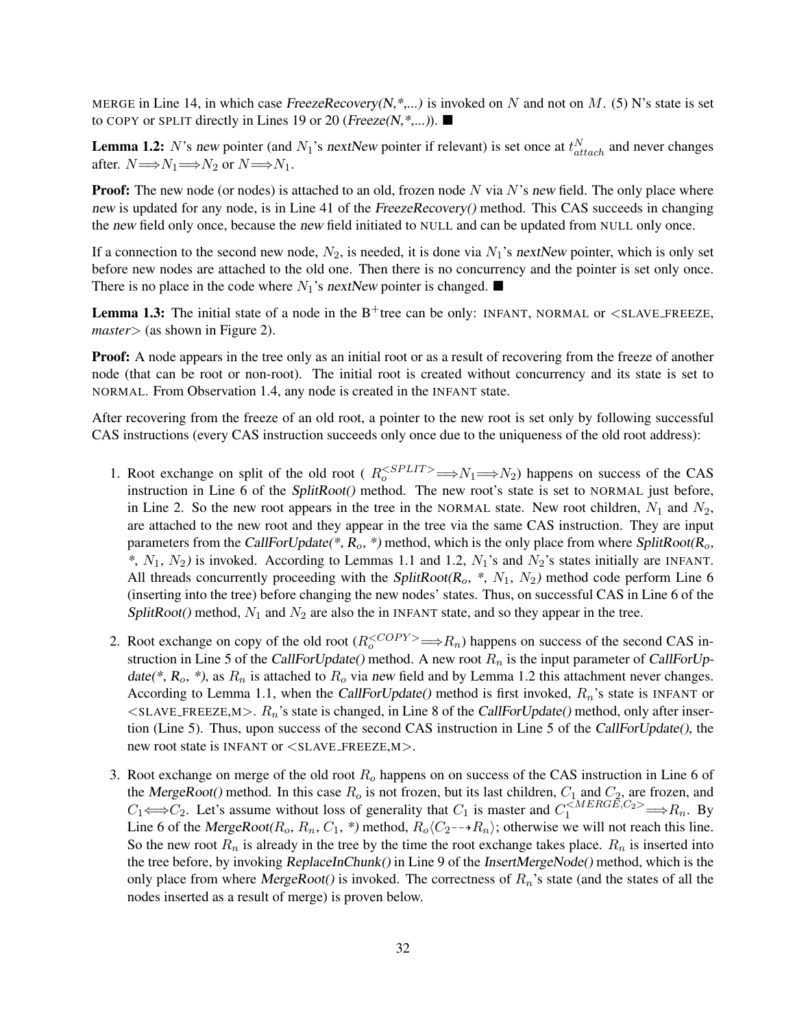MERGE in Line 14, in which case *FreezeRecovery(N,*,...)* is invoked on $N$ and not on $M$. (5) N's state is set to COPY or SPLIT directly in Lines 19 or 20 (*Freeze(N,*,...)*). ■

**Lemma 1.2:** $N$'s *new* pointer (and $N_1$'s *nextNew* pointer if relevant) is set once at $t^N_{attach}$ and never changes after. $N \Longrightarrow N_1 \Longrightarrow N_2$ or $N \Longrightarrow N_1$.

**Proof:** The new node (or nodes) is attached to an old, frozen node $N$ via $N$'s *new* field. The only place where *new* is updated for any node, is in Line 41 of the *FreezeRecovery()* method. This CAS succeeds in changing the *new* field only once, because the *new* field initiated to NULL and can be updated from NULL only once.

If a connection to the second new node, $N_2$, is needed, it is done via $N_1$'s *nextNew* pointer, which is only set before new nodes are attached to the old one. Then there is no concurrency and the pointer is set only once. There is no place in the code where $N_1$'s *nextNew* pointer is changed. ■

**Lemma 1.3:** The initial state of a node in the B$^+$tree can be only: INFANT, NORMAL or <SLAVE_FREEZE, *master*> (as shown in Figure 2).

**Proof:** A node appears in the tree only as an initial root or as a result of recovering from the freeze of another node (that can be root or non-root). The initial root is created without concurrency and its state is set to NORMAL. From Observation 1.4, any node is created in the INFANT state.

After recovering from the freeze of an old root, a pointer to the new root is set only by following successful CAS instructions (every CAS instruction succeeds only once due to the uniqueness of the old root address):

1. Root exchange on split of the old root ( $R_o^{<SPLIT>} \Longrightarrow N_1 \Longrightarrow N_2$) happens on success of the CAS instruction in Line 6 of the *SplitRoot()* method. The new root's state is set to NORMAL just before, in Line 2. So the new root appears in the tree in the NORMAL state. New root children, $N_1$ and $N_2$, are attached to the new root and they appear in the tree via the same CAS instruction. They are input parameters from the *CallForUpdate(*, $R_o$, *)* method, which is the only place from where *SplitRoot($R_o$, *, $N_1$, $N_2$)* is invoked. According to Lemmas 1.1 and 1.2, $N_1$'s and $N_2$'s states initially are INFANT. All threads concurrently proceeding with the *SplitRoot($R_o$, *, $N_1$, $N_2$)* method code perform Line 6 (inserting into the tree) before changing the new nodes' states. Thus, on successful CAS in Line 6 of the *SplitRoot()* method, $N_1$ and $N_2$ are also the in INFANT state, and so they appear in the tree.

2. Root exchange on copy of the old root ($R_o^{<COPY>} \Longrightarrow R_n$) happens on success of the second CAS instruction in Line 5 of the *CallForUpdate()* method. A new root $R_n$ is the input parameter of *CallForUpdate(*, $R_o$, *)*, as $R_n$ is attached to $R_o$ via *new* field and by Lemma 1.2 this attachment never changes. According to Lemma 1.1, when the *CallForUpdate()* method is first invoked, $R_n$'s state is INFANT or <SLAVE_FREEZE,M>. $R_n$'s state is changed, in Line 8 of the *CallForUpdate()* method, only after insertion (Line 5). Thus, upon success of the second CAS instruction in Line 5 of the *CallForUpdate()*, the new root state is INFANT or <SLAVE_FREEZE,M>.

3. Root exchange on merge of the old root $R_o$ happens on on success of the CAS instruction in Line 6 of the *MergeRoot()* method. In this case $R_o$ is not frozen, but its last children, $C_1$ and $C_2$, are frozen, and $C_1 \Longleftrightarrow C_2$. Let's assume without loss of generality that $C_1$ is master and $C_1^{<MERGE,C_2>} \Longrightarrow R_n$. By Line 6 of the *MergeRoot($R_o$, $R_n$, $C_1$, *)* method, $R_o\langle C_2 \dashrightarrow R_n\rangle$; otherwise we will not reach this line. So the new root $R_n$ is already in the tree by the time the root exchange takes place. $R_n$ is inserted into the tree before, by invoking *ReplaceInChunk()* in Line 9 of the *InsertMergeNode()* method, which is the only place from where *MergeRoot()* is invoked. The correctness of $R_n$'s state (and the states of all the nodes inserted as a result of merge) is proven below.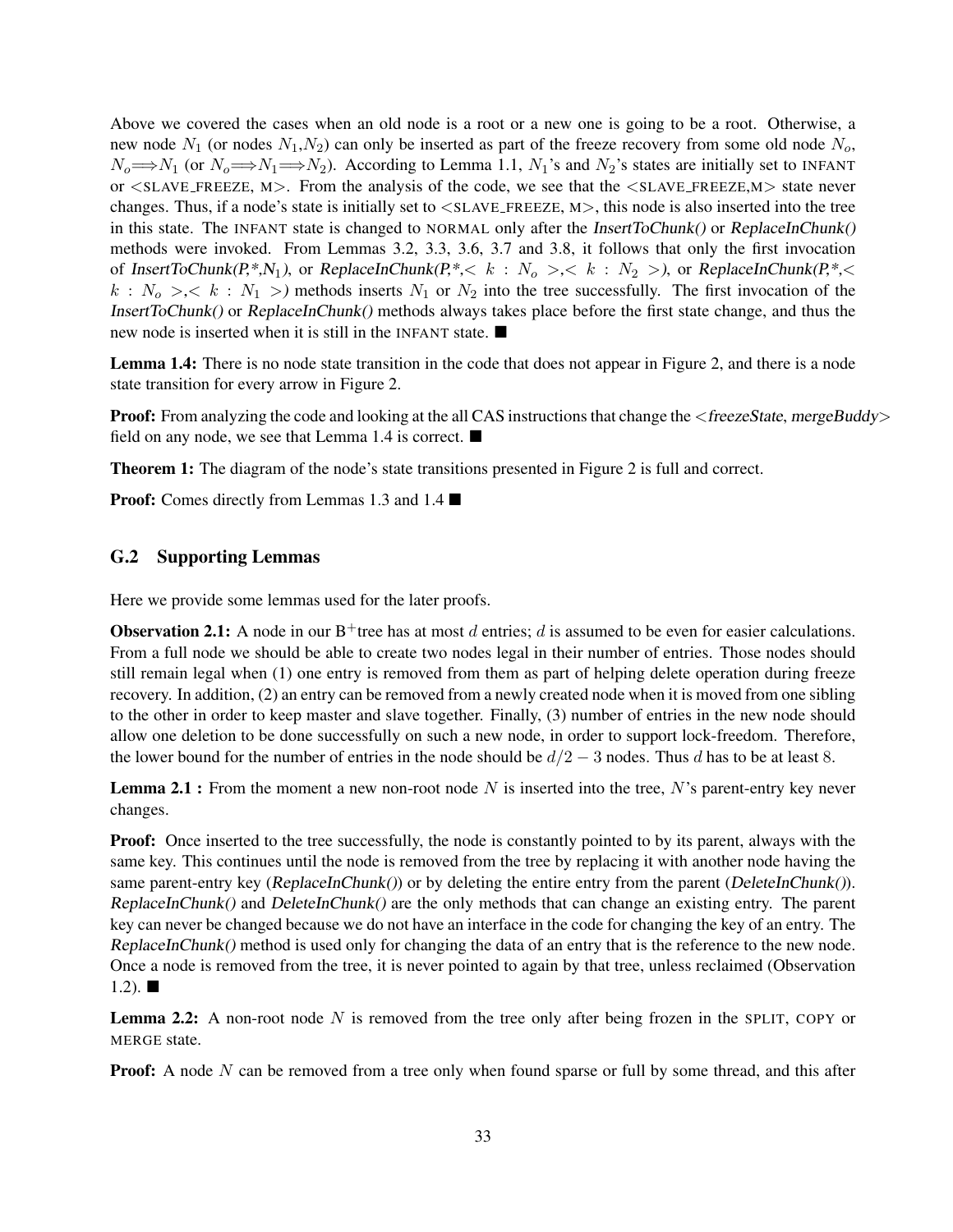Above we covered the cases when an old node is a root or a new one is going to be a root. Otherwise, a new node $N_1$ (or nodes $N_1$,$N_2$) can only be inserted as part of the freeze recovery from some old node $N_o$, $N_o \Longrightarrow N_1$ (or $N_o \Longrightarrow N_1 \Longrightarrow N_2$). According to Lemma 1.1, $N_1$'s and $N_2$'s states are initially set to INFANT or <SLAVE_FREEZE, M>. From the analysis of the code, we see that the <SLAVE_FREEZE,M> state never changes. Thus, if a node's state is initially set to <SLAVE_FREEZE, M>, this node is also inserted into the tree in this state. The INFANT state is changed to NORMAL only after the *InsertToChunk()* or *ReplaceInChunk()* methods were invoked. From Lemmas 3.2, 3.3, 3.6, 3.7 and 3.8, it follows that only the first invocation of *InsertToChunk(P,*,$N_1$)*, or *ReplaceInChunk(P,*,$< k : N_o >$,$< k : N_2 >$)*, or *ReplaceInChunk(P,*,$< k : N_o >$,$< k : N_1 >$)* methods inserts $N_1$ or $N_2$ into the tree successfully. The first invocation of the *InsertToChunk()* or *ReplaceInChunk()* methods always takes place before the first state change, and thus the new node is inserted when it is still in the INFANT state. ■

**Lemma 1.4:** There is no node state transition in the code that does not appear in Figure 2, and there is a node state transition for every arrow in Figure 2.

**Proof:** From analyzing the code and looking at the all CAS instructions that change the <*freezeState*, *mergeBuddy*> field on any node, we see that Lemma 1.4 is correct. ■

**Theorem 1:** The diagram of the node's state transitions presented in Figure 2 is full and correct.

**Proof:** Comes directly from Lemmas 1.3 and 1.4 ■

## G.2 Supporting Lemmas

Here we provide some lemmas used for the later proofs.

**Observation 2.1:** A node in our B$^+$tree has at most $d$ entries; $d$ is assumed to be even for easier calculations. From a full node we should be able to create two nodes legal in their number of entries. Those nodes should still remain legal when (1) one entry is removed from them as part of helping delete operation during freeze recovery. In addition, (2) an entry can be removed from a newly created node when it is moved from one sibling to the other in order to keep master and slave together. Finally, (3) number of entries in the new node should allow one deletion to be done successfully on such a new node, in order to support lock-freedom. Therefore, the lower bound for the number of entries in the node should be $d/2 - 3$ nodes. Thus $d$ has to be at least 8.

**Lemma 2.1 :** From the moment a new non-root node $N$ is inserted into the tree, $N$'s parent-entry key never changes.

**Proof:** Once inserted to the tree successfully, the node is constantly pointed to by its parent, always with the same key. This continues until the node is removed from the tree by replacing it with another node having the same parent-entry key (*ReplaceInChunk()*) or by deleting the entire entry from the parent (*DeleteInChunk()*). *ReplaceInChunk()* and *DeleteInChunk()* are the only methods that can change an existing entry. The parent key can never be changed because we do not have an interface in the code for changing the key of an entry. The *ReplaceInChunk()* method is used only for changing the data of an entry that is the reference to the new node. Once a node is removed from the tree, it is never pointed to again by that tree, unless reclaimed (Observation 1.2). ■

**Lemma 2.2:** A non-root node $N$ is removed from the tree only after being frozen in the SPLIT, COPY or MERGE state.

**Proof:** A node $N$ can be removed from a tree only when found sparse or full by some thread, and this after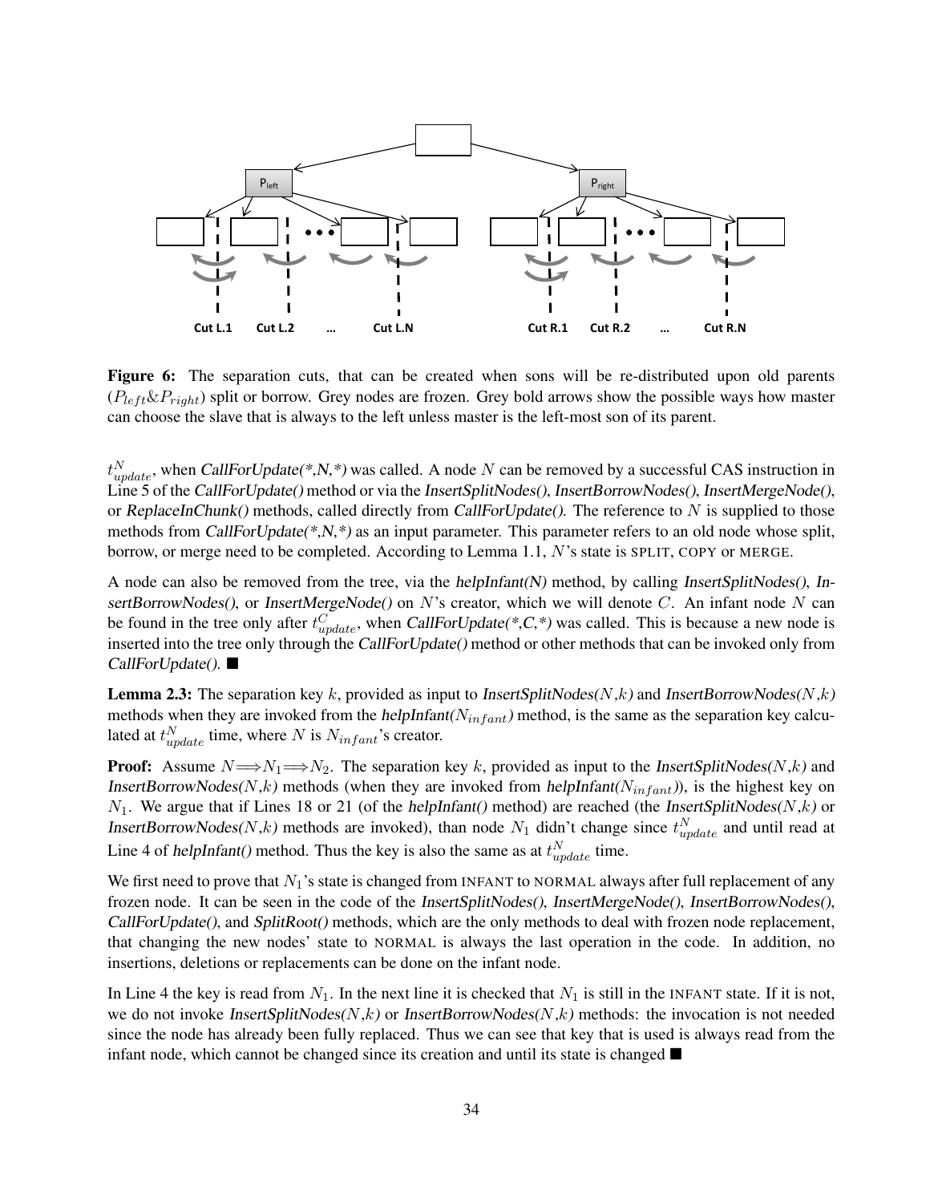Figure 6: The separation cuts, that can be created when sons will be re-distributed upon old parents ($P_{left}$&$P_{right}$) split or borrow. Grey nodes are frozen. Grey bold arrows show the possible ways how master can choose the slave that is always to the left unless master is the left-most son of its parent.

$t_{update}^{N}$, when *CallForUpdate(\*,N,\*)* was called. A node $N$ can be removed by a successful CAS instruction in Line 5 of the *CallForUpdate()* method or via the *InsertSplitNodes()*, *InsertBorrowNodes()*, *InsertMergeNode()*, or *ReplaceInChunk()* methods, called directly from *CallForUpdate()*. The reference to $N$ is supplied to those methods from *CallForUpdate(\*,N,\*)* as an input parameter. This parameter refers to an old node whose split, borrow, or merge need to be completed. According to Lemma 1.1, $N$'s state is SPLIT, COPY or MERGE.

A node can also be removed from the tree, via the *helpInfant(N)* method, by calling *InsertSplitNodes()*, *InsertBorrowNodes()*, or *InsertMergeNode()* on $N$'s creator, which we will denote $C$. An infant node $N$ can be found in the tree only after $t_{update}^{C}$, when *CallForUpdate(\*,C,\*)* was called. This is because a new node is inserted into the tree only through the *CallForUpdate()* method or other methods that can be invoked only from *CallForUpdate()*. ■

**Lemma 2.3:** The separation key $k$, provided as input to *InsertSplitNodes(*$N$,$k$*)* and *InsertBorrowNodes(*$N$,$k$*)* methods when they are invoked from the *helpInfant(*$N_{infant}$*)* method, is the same as the separation key calculated at $t_{update}^{N}$ time, where $N$ is $N_{infant}$'s creator.

**Proof:** Assume $N \Longrightarrow N_1 \Longrightarrow N_2$. The separation key $k$, provided as input to the *InsertSplitNodes(*$N$,$k$*)* and *InsertBorrowNodes(*$N$,$k$*)* methods (when they are invoked from *helpInfant(*$N_{infant}$*)*), is the highest key on $N_1$. We argue that if Lines 18 or 21 (of the *helpInfant()* method) are reached (the *InsertSplitNodes(*$N$,$k$*)* or *InsertBorrowNodes(*$N$,$k$*)* methods are invoked), than node $N_1$ didn't change since $t_{update}^{N}$ and until read at Line 4 of *helpInfant()* method. Thus the key is also the same as at $t_{update}^{N}$ time.

We first need to prove that $N_1$'s state is changed from INFANT to NORMAL always after full replacement of any frozen node. It can be seen in the code of the *InsertSplitNodes()*, *InsertMergeNode()*, *InsertBorrowNodes()*, *CallForUpdate()*, and *SplitRoot()* methods, which are the only methods to deal with frozen node replacement, that changing the new nodes' state to NORMAL is always the last operation in the code. In addition, no insertions, deletions or replacements can be done on the infant node.

In Line 4 the key is read from $N_1$. In the next line it is checked that $N_1$ is still in the INFANT state. If it is not, we do not invoke *InsertSplitNodes(*$N$,$k$*)* or *InsertBorrowNodes(*$N$,$k$*)* methods: the invocation is not needed since the node has already been fully replaced. Thus we can see that key that is used is always read from the infant node, which cannot be changed since its creation and until its state is changed ■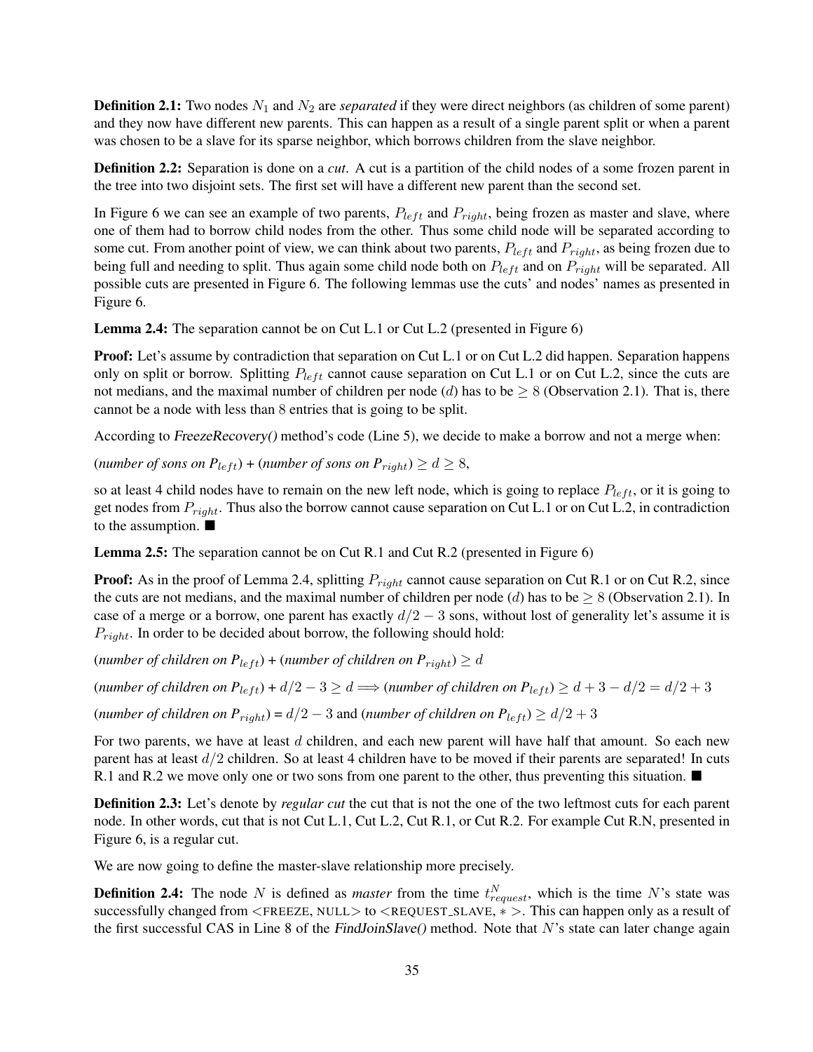**Definition 2.1:** Two nodes $N_1$ and $N_2$ are *separated* if they were direct neighbors (as children of some parent) and they now have different new parents. This can happen as a result of a single parent split or when a parent was chosen to be a slave for its sparse neighbor, which borrows children from the slave neighbor.

**Definition 2.2:** Separation is done on a *cut*. A cut is a partition of the child nodes of a some frozen parent in the tree into two disjoint sets. The first set will have a different new parent than the second set.

In Figure 6 we can see an example of two parents, $P_{left}$ and $P_{right}$, being frozen as master and slave, where one of them had to borrow child nodes from the other. Thus some child node will be separated according to some cut. From another point of view, we can think about two parents, $P_{left}$ and $P_{right}$, as being frozen due to being full and needing to split. Thus again some child node both on $P_{left}$ and on $P_{right}$ will be separated. All possible cuts are presented in Figure 6. The following lemmas use the cuts' and nodes' names as presented in Figure 6.

**Lemma 2.4:** The separation cannot be on Cut L.1 or Cut L.2 (presented in Figure 6)

**Proof:** Let's assume by contradiction that separation on Cut L.1 or on Cut L.2 did happen. Separation happens only on split or borrow. Splitting $P_{left}$ cannot cause separation on Cut L.1 or on Cut L.2, since the cuts are not medians, and the maximal number of children per node ($d$) has to be $\geq 8$ (Observation 2.1). That is, there cannot be a node with less than 8 entries that is going to be split.

According to *FreezeRecovery()* method's code (Line 5), we decide to make a borrow and not a merge when:

(*number of sons on $P_{left}$*) + (*number of sons on $P_{right}$*) $\geq d \geq 8$,

so at least 4 child nodes have to remain on the new left node, which is going to replace $P_{left}$, or it is going to get nodes from $P_{right}$. Thus also the borrow cannot cause separation on Cut L.1 or on Cut L.2, in contradiction to the assumption. ■

**Lemma 2.5:** The separation cannot be on Cut R.1 and Cut R.2 (presented in Figure 6)

**Proof:** As in the proof of Lemma 2.4, splitting $P_{right}$ cannot cause separation on Cut R.1 or on Cut R.2, since the cuts are not medians, and the maximal number of children per node ($d$) has to be $\geq 8$ (Observation 2.1). In case of a merge or a borrow, one parent has exactly $d/2 - 3$ sons, without lost of generality let's assume it is $P_{right}$. In order to be decided about borrow, the following should hold:

(*number of children on $P_{left}$*) + (*number of children on $P_{right}$*) $\geq d$

(*number of children on $P_{left}$*) + $d/2 - 3 \geq d \Longrightarrow$ (*number of children on $P_{left}$*) $\geq d + 3 - d/2 = d/2 + 3$

(*number of children on $P_{right}$*) = $d/2 - 3$ and (*number of children on $P_{left}$*) $\geq d/2 + 3$

For two parents, we have at least $d$ children, and each new parent will have half that amount. So each new parent has at least $d/2$ children. So at least 4 children have to be moved if their parents are separated! In cuts R.1 and R.2 we move only one or two sons from one parent to the other, thus preventing this situation. ■

**Definition 2.3:** Let's denote by *regular cut* the cut that is not the one of the two leftmost cuts for each parent node. In other words, cut that is not Cut L.1, Cut L.2, Cut R.1, or Cut R.2. For example Cut R.N, presented in Figure 6, is a regular cut.

We are now going to define the master-slave relationship more precisely.

**Definition 2.4:** The node $N$ is defined as *master* from the time $t^N_{request}$, which is the time $N$'s state was successfully changed from <FREEZE, NULL> to <REQUEST_SLAVE, $*$ >. This can happen only as a result of the first successful CAS in Line 8 of the *FindJoinSlave()* method. Note that $N$'s state can later change again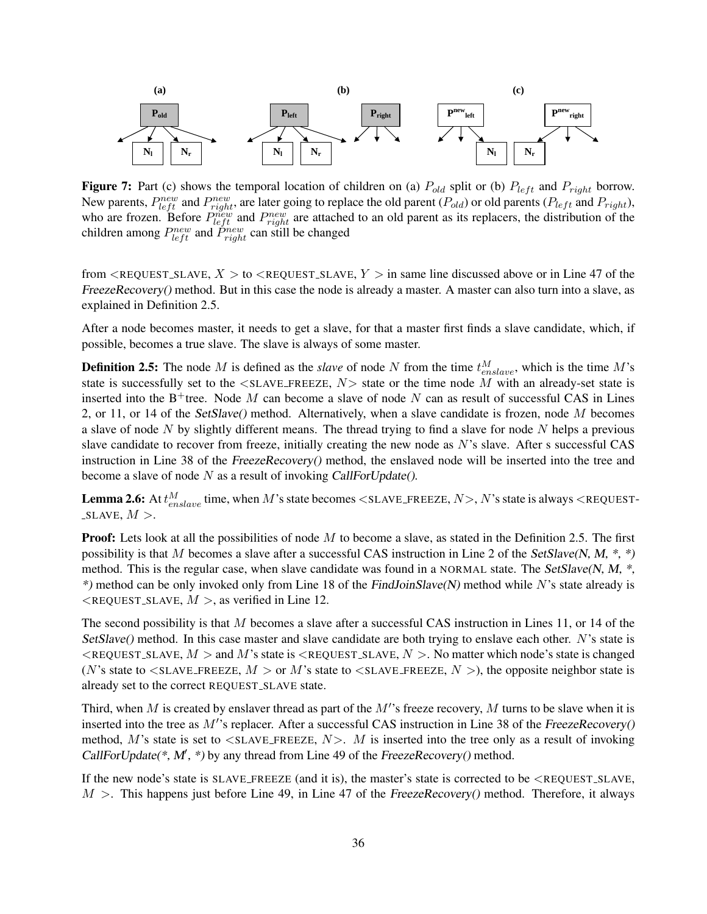**Figure 7:** Part (c) shows the temporal location of children on (a) $P_{old}$ split or (b) $P_{left}$ and $P_{right}$ borrow. New parents, $P^{new}_{left}$ and $P^{new}_{right}$, are later going to replace the old parent ($P_{old}$) or old parents ($P_{left}$ and $P_{right}$), who are frozen. Before $P^{new}_{left}$ and $P^{new}_{right}$ are attached to an old parent as its replacers, the distribution of the children among $P^{new}_{left}$ and $P^{new}_{right}$ can still be changed

from $<$REQUEST_SLAVE, $X>$ to $<$REQUEST_SLAVE, $Y>$ in same line discussed above or in Line 47 of the *FreezeRecovery()* method. But in this case the node is already a master. A master can also turn into a slave, as explained in Definition 2.5.

After a node becomes master, it needs to get a slave, for that a master first finds a slave candidate, which, if possible, becomes a true slave. The slave is always of some master.

**Definition 2.5:** The node $M$ is defined as the *slave* of node $N$ from the time $t^M_{enslave}$, which is the time $M$'s state is successfully set to the $<$SLAVE_FREEZE, $N>$ state or the time node $M$ with an already-set state is inserted into the B$^+$tree. Node $M$ can become a slave of node $N$ can as result of successful CAS in Lines 2, or 11, or 14 of the *SetSlave()* method. Alternatively, when a slave candidate is frozen, node $M$ becomes a slave of node $N$ by slightly different means. The thread trying to find a slave for node $N$ helps a previous slave candidate to recover from freeze, initially creating the new node as $N$'s slave. After s successful CAS instruction in Line 38 of the *FreezeRecovery()* method, the enslaved node will be inserted into the tree and become a slave of node $N$ as a result of invoking *CallForUpdate()*.

**Lemma 2.6:** At $t^M_{enslave}$ time, when $M$'s state becomes $<$SLAVE_FREEZE, $N>$, $N$'s state is always $<$REQUEST_SLAVE, $M>$.

**Proof:** Lets look at all the possibilities of node $M$ to become a slave, as stated in the Definition 2.5. The first possibility is that $M$ becomes a slave after a successful CAS instruction in Line 2 of the *SetSlave(N, M, *, *)* method. This is the regular case, when slave candidate was found in a NORMAL state. The *SetSlave(N, M, *, *)* method can be only invoked only from Line 18 of the *FindJoinSlave(N)* method while $N$'s state already is $<$REQUEST_SLAVE, $M>$, as verified in Line 12.

The second possibility is that $M$ becomes a slave after a successful CAS instruction in Lines 11, or 14 of the *SetSlave()* method. In this case master and slave candidate are both trying to enslave each other. $N$'s state is $<$REQUEST_SLAVE, $M>$ and $M$'s state is $<$REQUEST_SLAVE, $N>$. No matter which node's state is changed ($N$'s state to $<$SLAVE_FREEZE, $M>$ or $M$'s state to $<$SLAVE_FREEZE, $N>$), the opposite neighbor state is already set to the correct REQUEST_SLAVE state.

Third, when $M$ is created by enslaver thread as part of the $M'$'s freeze recovery, $M$ turns to be slave when it is inserted into the tree as $M'$'s replacer. After a successful CAS instruction in Line 38 of the *FreezeRecovery()* method, $M$'s state is set to $<$SLAVE_FREEZE, $N>$. $M$ is inserted into the tree only as a result of invoking *CallForUpdate(*, M′, *)* by any thread from Line 49 of the *FreezeRecovery()* method.

If the new node's state is SLAVE_FREEZE (and it is), the master's state is corrected to be $<$REQUEST_SLAVE, $M>$. This happens just before Line 49, in Line 47 of the *FreezeRecovery()* method. Therefore, it always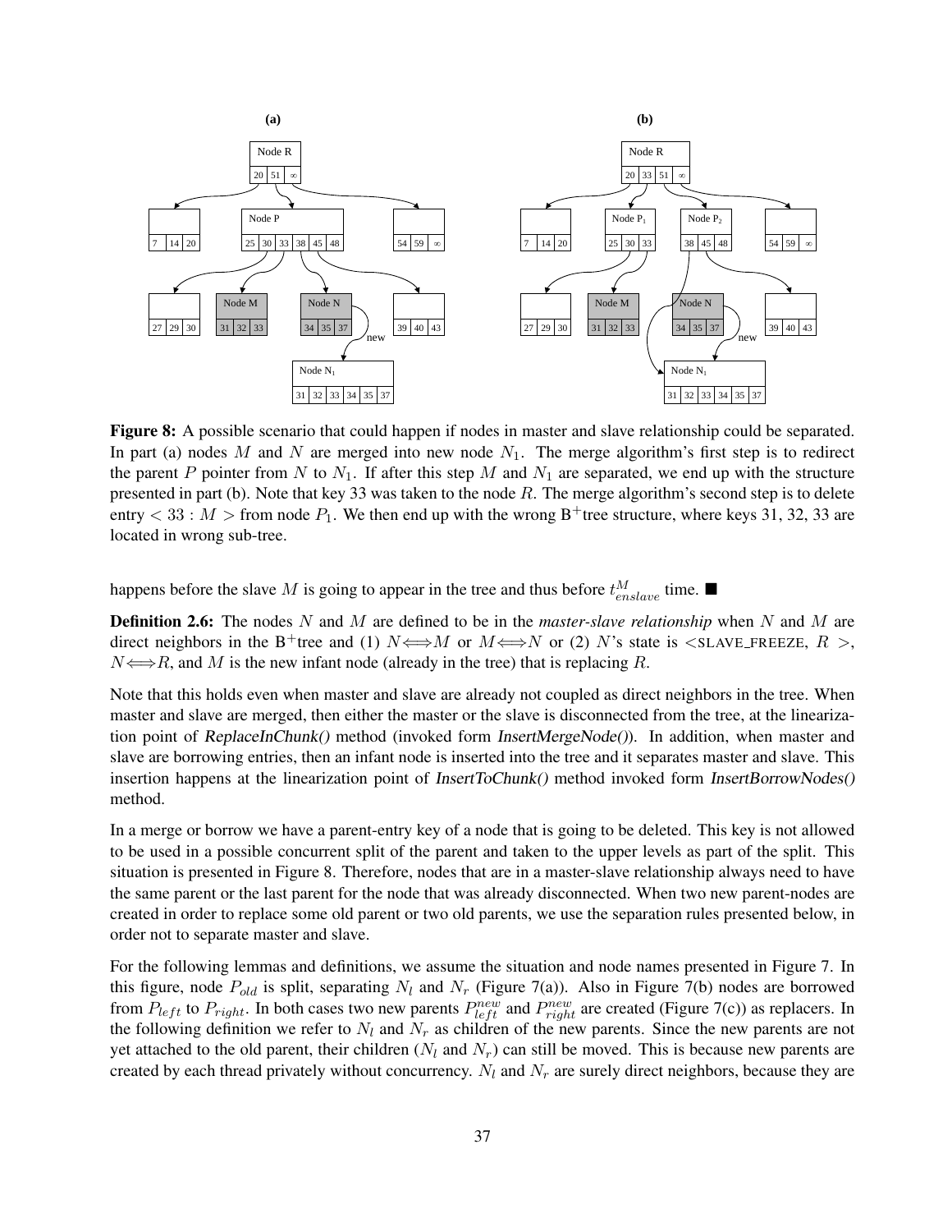**Figure 8:** A possible scenario that could happen if nodes in master and slave relationship could be separated. In part (a) nodes $M$ and $N$ are merged into new node $N_1$. The merge algorithm's first step is to redirect the parent $P$ pointer from $N$ to $N_1$. If after this step $M$ and $N_1$ are separated, we end up with the structure presented in part (b). Note that key 33 was taken to the node $R$. The merge algorithm's second step is to delete entry $< 33 : M >$ from node $P_1$. We then end up with the wrong B$^+$tree structure, where keys 31, 32, 33 are located in wrong sub-tree.

happens before the slave $M$ is going to appear in the tree and thus before $t^{M}_{enslave}$ time. ■

**Definition 2.6:** The nodes $N$ and $M$ are defined to be in the *master-slave relationship* when $N$ and $M$ are direct neighbors in the B$^+$tree and (1) $N \Longleftrightarrow M$ or $M \Longleftrightarrow N$ or (2) $N$'s state is $<$SLAVE_FREEZE, $R$ $>$, $N \Longleftrightarrow R$, and $M$ is the new infant node (already in the tree) that is replacing $R$.

Note that this holds even when master and slave are already not coupled as direct neighbors in the tree. When master and slave are merged, then either the master or the slave is disconnected from the tree, at the linearization point of *ReplaceInChunk()* method (invoked form *InsertMergeNode()*). In addition, when master and slave are borrowing entries, then an infant node is inserted into the tree and it separates master and slave. This insertion happens at the linearization point of *InsertToChunk()* method invoked form *InsertBorrowNodes()* method.

In a merge or borrow we have a parent-entry key of a node that is going to be deleted. This key is not allowed to be used in a possible concurrent split of the parent and taken to the upper levels as part of the split. This situation is presented in Figure 8. Therefore, nodes that are in a master-slave relationship always need to have the same parent or the last parent for the node that was already disconnected. When two new parent-nodes are created in order to replace some old parent or two old parents, we use the separation rules presented below, in order not to separate master and slave.

For the following lemmas and definitions, we assume the situation and node names presented in Figure 7. In this figure, node $P_{old}$ is split, separating $N_l$ and $N_r$ (Figure 7(a)). Also in Figure 7(b) nodes are borrowed from $P_{left}$ to $P_{right}$. In both cases two new parents $P^{new}_{left}$ and $P^{new}_{right}$ are created (Figure 7(c)) as replacers. In the following definition we refer to $N_l$ and $N_r$ as children of the new parents. Since the new parents are not yet attached to the old parent, their children ($N_l$ and $N_r$) can still be moved. This is because new parents are created by each thread privately without concurrency. $N_l$ and $N_r$ are surely direct neighbors, because they are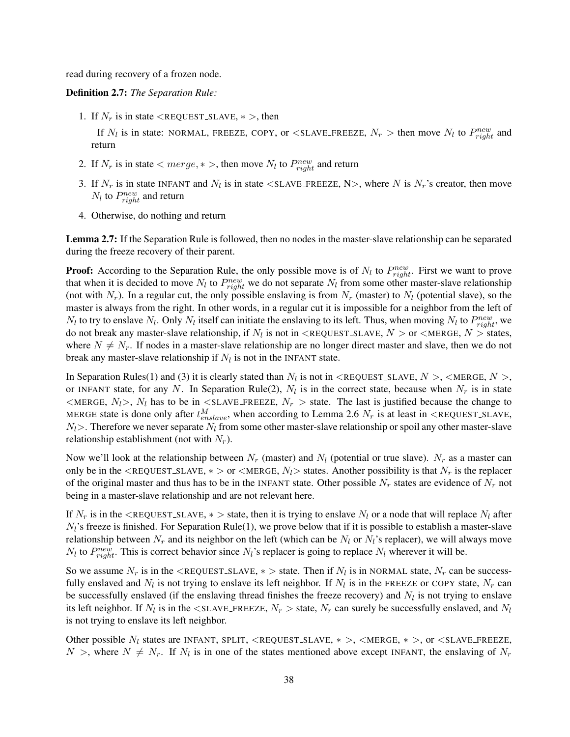read during recovery of a frozen node.

**Definition 2.7:** *The Separation Rule:*

1. If $N_r$ is in state <REQUEST_SLAVE, $*$ >, then

   If $N_l$ is in state: NORMAL, FREEZE, COPY, or <SLAVE_FREEZE, $N_r$ > then move $N_l$ to $P^{new}_{right}$ and return

2. If $N_r$ is in state $< merge, * >$, then move $N_l$ to $P^{new}_{right}$ and return

3. If $N_r$ is in state INFANT and $N_l$ is in state <SLAVE_FREEZE, N>, where $N$ is $N_r$'s creator, then move $N_l$ to $P^{new}_{right}$ and return

4. Otherwise, do nothing and return

**Lemma 2.7:** If the Separation Rule is followed, then no nodes in the master-slave relationship can be separated during the freeze recovery of their parent.

**Proof:** According to the Separation Rule, the only possible move is of $N_l$ to $P^{new}_{right}$. First we want to prove that when it is decided to move $N_l$ to $P^{new}_{right}$ we do not separate $N_l$ from some other master-slave relationship (not with $N_r$). In a regular cut, the only possible enslaving is from $N_r$ (master) to $N_l$ (potential slave), so the master is always from the right. In other words, in a regular cut it is impossible for a neighbor from the left of $N_l$ to try to enslave $N_l$. Only $N_l$ itself can initiate the enslaving to its left. Thus, when moving $N_l$ to $P^{new}_{right}$, we do not break any master-slave relationship, if $N_l$ is not in <REQUEST_SLAVE, $N$ > or <MERGE, $N$ > states, where $N \neq N_r$. If nodes in a master-slave relationship are no longer direct master and slave, then we do not break any master-slave relationship if $N_l$ is not in the INFANT state.

In Separation Rules(1) and (3) it is clearly stated than $N_l$ is not in <REQUEST_SLAVE, $N$ >, <MERGE, $N$ >, or INFANT state, for any $N$. In Separation Rule(2), $N_l$ is in the correct state, because when $N_r$ is in state <MERGE, $N_l$>, $N_l$ has to be in <SLAVE_FREEZE, $N_r$ > state. The last is justified because the change to MERGE state is done only after $t^M_{enslave}$, when according to Lemma 2.6 $N_r$ is at least in <REQUEST_SLAVE, $N_l$>. Therefore we never separate $N_l$ from some other master-slave relationship or spoil any other master-slave relationship establishment (not with $N_r$).

Now we'll look at the relationship between $N_r$ (master) and $N_l$ (potential or true slave). $N_r$ as a master can only be in the <REQUEST_SLAVE, $*$ > or <MERGE, $N_l$> states. Another possibility is that $N_r$ is the replacer of the original master and thus has to be in the INFANT state. Other possible $N_r$ states are evidence of $N_r$ not being in a master-slave relationship and are not relevant here.

If $N_r$ is in the <REQUEST_SLAVE, $*$ > state, then it is trying to enslave $N_l$ or a node that will replace $N_l$ after $N_l$'s freeze is finished. For Separation Rule(1), we prove below that if it is possible to establish a master-slave relationship between $N_r$ and its neighbor on the left (which can be $N_l$ or $N_l$'s replacer), we will always move $N_l$ to $P^{new}_{right}$. This is correct behavior since $N_l$'s replacer is going to replace $N_l$ wherever it will be.

So we assume $N_r$ is in the <REQUEST_SLAVE, $*$ > state. Then if $N_l$ is in NORMAL state, $N_r$ can be successfully enslaved and $N_l$ is not trying to enslave its left neighbor. If $N_l$ is in the FREEZE or COPY state, $N_r$ can be successfully enslaved (if the enslaving thread finishes the freeze recovery) and $N_l$ is not trying to enslave its left neighbor. If $N_l$ is in the <SLAVE_FREEZE, $N_r$ > state, $N_r$ can surely be successfully enslaved, and $N_l$ is not trying to enslave its left neighbor.

Other possible $N_l$ states are INFANT, SPLIT, <REQUEST_SLAVE, $*$ >, <MERGE, $*$ >, or <SLAVE_FREEZE, $N$ >, where $N \neq N_r$. If $N_l$ is in one of the states mentioned above except INFANT, the enslaving of $N_r$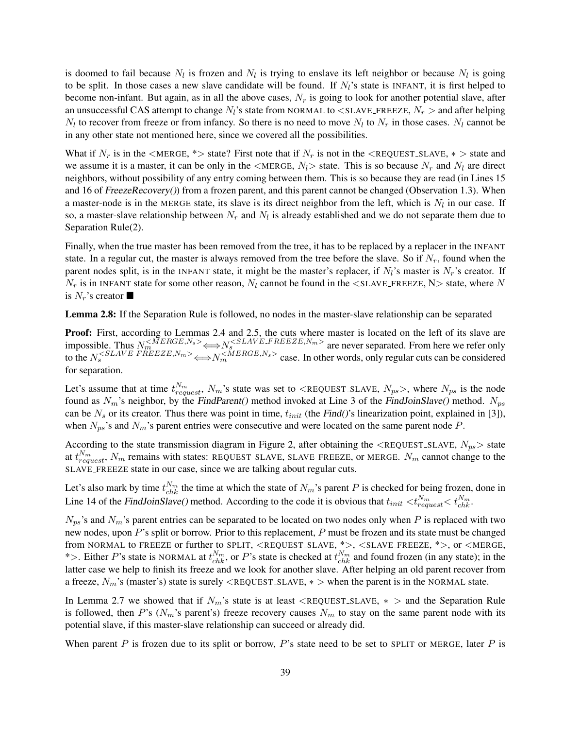is doomed to fail because $N_l$ is frozen and $N_l$ is trying to enslave its left neighbor or because $N_l$ is going to be split. In those cases a new slave candidate will be found. If $N_l$'s state is INFANT, it is first helped to become non-infant. But again, as in all the above cases, $N_r$ is going to look for another potential slave, after an unsuccessful CAS attempt to change $N_l$'s state from NORMAL to <SLAVE_FREEZE, $N_r$ > and after helping $N_l$ to recover from freeze or from infancy. So there is no need to move $N_l$ to $N_r$ in those cases. $N_l$ cannot be in any other state not mentioned here, since we covered all the possibilities.

What if $N_r$ is in the <MERGE, \*> state? First note that if $N_r$ is not in the <REQUEST_SLAVE, $*$ > state and we assume it is a master, it can be only in the <MERGE, $N_l$> state. This is so because $N_r$ and $N_l$ are direct neighbors, without possibility of any entry coming between them. This is so because they are read (in Lines 15 and 16 of *FreezeRecovery()*) from a frozen parent, and this parent cannot be changed (Observation 1.3). When a master-node is in the MERGE state, its slave is its direct neighbor from the left, which is $N_l$ in our case. If so, a master-slave relationship between $N_r$ and $N_l$ is already established and we do not separate them due to Separation Rule(2).

Finally, when the true master has been removed from the tree, it has to be replaced by a replacer in the INFANT state. In a regular cut, the master is always removed from the tree before the slave. So if $N_r$, found when the parent nodes split, is in the INFANT state, it might be the master's replacer, if $N_l$'s master is $N_r$'s creator. If $N_r$ is in INFANT state for some other reason, $N_l$ cannot be found in the <SLAVE_FREEZE, N> state, where $N$ is $N_r$'s creator ■

**Lemma 2.8:** If the Separation Rule is followed, no nodes in the master-slave relationship can be separated

**Proof:** First, according to Lemmas 2.4 and 2.5, the cuts where master is located on the left of its slave are impossible. Thus $N_m^{<MERGE,N_s>} \Longleftrightarrow N_s^{<SLAVE\_FREEZE,N_m>}$ are never separated. From here we refer only to the $N_s^{<SLAVE\_FREEZE,N_m>} \Longleftrightarrow N_m^{<MERGE,N_s>}$ case. In other words, only regular cuts can be considered for separation.

Let's assume that at time $t_{request}^{N_m}$, $N_m$'s state was set to <REQUEST_SLAVE, $N_{ps}$>, where $N_{ps}$ is the node found as $N_m$'s neighbor, by the *FindParent()* method invoked at Line 3 of the *FindJoinSlave()* method. $N_{ps}$ can be $N_s$ or its creator. Thus there was point in time, $t_{init}$ (the *Find()*'s linearization point, explained in [3]), when $N_{ps}$'s and $N_m$'s parent entries were consecutive and were located on the same parent node $P$.

According to the state transmission diagram in Figure 2, after obtaining the <REQUEST_SLAVE, $N_{ps}$> state at $t_{request}^{N_m}$, $N_m$ remains with states: REQUEST_SLAVE, SLAVE_FREEZE, or MERGE. $N_m$ cannot change to the SLAVE_FREEZE state in our case, since we are talking about regular cuts.

Let's also mark by time $t_{chk}^{N_m}$ the time at which the state of $N_m$'s parent $P$ is checked for being frozen, done in Line 14 of the *FindJoinSlave()* method. According to the code it is obvious that $t_{init} < t_{request}^{N_m} < t_{chk}^{N_m}$.

$N_{ps}$'s and $N_m$'s parent entries can be separated to be located on two nodes only when $P$ is replaced with two new nodes, upon $P$'s split or borrow. Prior to this replacement, $P$ must be frozen and its state must be changed from NORMAL to FREEZE or further to SPLIT, <REQUEST_SLAVE, \*>, <SLAVE_FREEZE, \*>, or <MERGE, \*>. Either $P$'s state is NORMAL at $t_{chk}^{N_m}$, or $P$'s state is checked at $t_{chk}^{N_m}$ and found frozen (in any state); in the latter case we help to finish its freeze and we look for another slave. After helping an old parent recover from a freeze, $N_m$'s (master's) state is surely <REQUEST_SLAVE, $*$ > when the parent is in the NORMAL state.

In Lemma 2.7 we showed that if $N_m$'s state is at least <REQUEST_SLAVE, $*$ > and the Separation Rule is followed, then $P$'s ($N_m$'s parent's) freeze recovery causes $N_m$ to stay on the same parent node with its potential slave, if this master-slave relationship can succeed or already did.

When parent $P$ is frozen due to its split or borrow, $P$'s state need to be set to SPLIT or MERGE, later $P$ is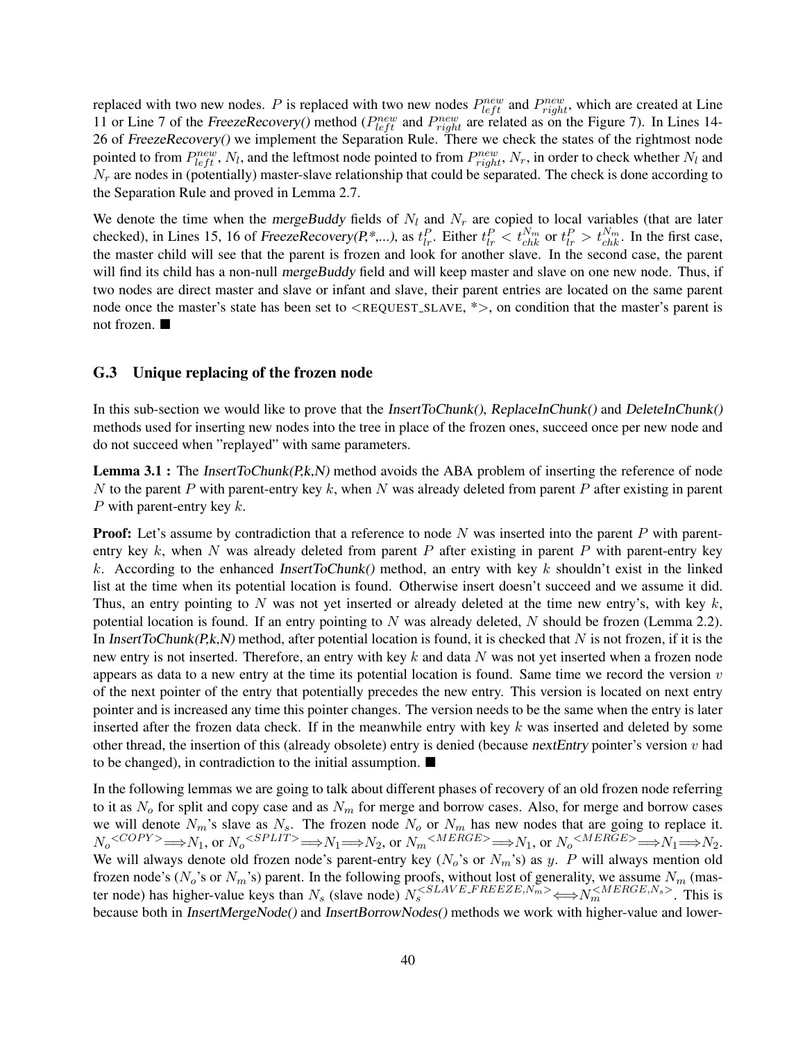replaced with two new nodes. $P$ is replaced with two new nodes $P^{new}_{left}$ and $P^{new}_{right}$, which are created at Line 11 or Line 7 of the *FreezeRecovery()* method ($P^{new}_{left}$ and $P^{new}_{right}$ are related as on the Figure 7). In Lines 14-26 of *FreezeRecovery()* we implement the Separation Rule. There we check the states of the rightmost node pointed to from $P^{new}_{left}$, $N_l$, and the leftmost node pointed to from $P^{new}_{right}$, $N_r$, in order to check whether $N_l$ and $N_r$ are nodes in (potentially) master-slave relationship that could be separated. The check is done according to the Separation Rule and proved in Lemma 2.7.

We denote the time when the *mergeBuddy* fields of $N_l$ and $N_r$ are copied to local variables (that are later checked), in Lines 15, 16 of *FreezeRecovery(P,*,...)*, as $t^P_{lr}$. Either $t^P_{lr} < t^{N_m}_{chk}$ or $t^P_{lr} > t^{N_m}_{chk}$. In the first case, the master child will see that the parent is frozen and look for another slave. In the second case, the parent will find its child has a non-null *mergeBuddy* field and will keep master and slave on one new node. Thus, if two nodes are direct master and slave or infant and slave, their parent entries are located on the same parent node once the master's state has been set to <REQUEST_SLAVE, *>, on condition that the master's parent is not frozen. ■

### G.3 Unique replacing of the frozen node

In this sub-section we would like to prove that the *InsertToChunk()*, *ReplaceInChunk()* and *DeleteInChunk()* methods used for inserting new nodes into the tree in place of the frozen ones, succeed once per new node and do not succeed when "replayed" with same parameters.

**Lemma 3.1 :** The *InsertToChunk(P,k,N)* method avoids the ABA problem of inserting the reference of node $N$ to the parent $P$ with parent-entry key $k$, when $N$ was already deleted from parent $P$ after existing in parent $P$ with parent-entry key $k$.

**Proof:** Let's assume by contradiction that a reference to node $N$ was inserted into the parent $P$ with parent-entry key $k$, when $N$ was already deleted from parent $P$ after existing in parent $P$ with parent-entry key $k$. According to the enhanced *InsertToChunk()* method, an entry with key $k$ shouldn't exist in the linked list at the time when its potential location is found. Otherwise insert doesn't succeed and we assume it did. Thus, an entry pointing to $N$ was not yet inserted or already deleted at the time new entry's, with key $k$, potential location is found. If an entry pointing to $N$ was already deleted, $N$ should be frozen (Lemma 2.2). In *InsertToChunk(P,k,N)* method, after potential location is found, it is checked that $N$ is not frozen, if it is the new entry is not inserted. Therefore, an entry with key $k$ and data $N$ was not yet inserted when a frozen node appears as data to a new entry at the time its potential location is found. Same time we record the version $v$ of the next pointer of the entry that potentially precedes the new entry. This version is located on next entry pointer and is increased any time this pointer changes. The version needs to be the same when the entry is later inserted after the frozen data check. If in the meanwhile entry with key $k$ was inserted and deleted by some other thread, the insertion of this (already obsolete) entry is denied (because *nextEntry* pointer's version $v$ had to be changed), in contradiction to the initial assumption. ■

In the following lemmas we are going to talk about different phases of recovery of an old frozen node referring to it as $N_o$ for split and copy case and as $N_m$ for merge and borrow cases. Also, for merge and borrow cases we will denote $N_m$'s slave as $N_s$. The frozen node $N_o$ or $N_m$ has new nodes that are going to replace it. $N_o \overset{<COPY>}{\Longrightarrow} N_1$, or $N_o \overset{<SPLIT>}{\Longrightarrow} N_1 \Longrightarrow N_2$, or $N_m \overset{<MERGE>}{\Longrightarrow} N_1$, or $N_o \overset{<MERGE>}{\Longrightarrow} N_1 \Longrightarrow N_2$. We will always denote old frozen node's parent-entry key ($N_o$'s or $N_m$'s) as $y$. $P$ will always mention old frozen node's ($N_o$'s or $N_m$'s) parent. In the following proofs, without lost of generality, we assume $N_m$ (master node) has higher-value keys than $N_s$ (slave node) $N_s^{<SLAVE\_FREEZE,N_m>} \Longleftrightarrow N_m^{<MERGE,N_s>}$. This is because both in *InsertMergeNode()* and *InsertBorrowNodes()* methods we work with higher-value and lower-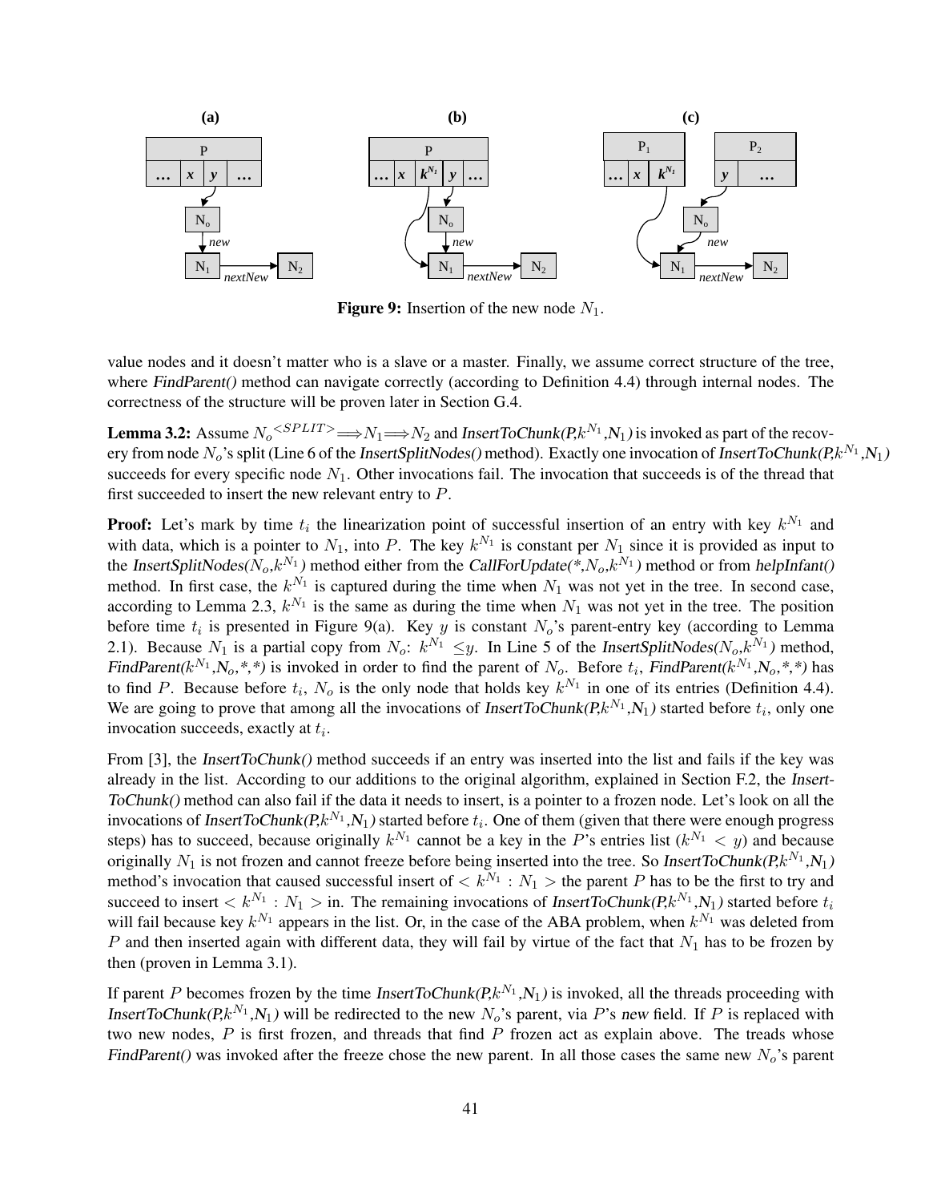**Figure 9:** Insertion of the new node $N_1$.

value nodes and it doesn't matter who is a slave or a master. Finally, we assume correct structure of the tree, where *FindParent()* method can navigate correctly (according to Definition 4.4) through internal nodes. The correctness of the structure will be proven later in Section G.4.

**Lemma 3.2:** Assume $N_o \overset{<SPLIT>}{\Longrightarrow} N_1 \Longrightarrow N_2$ and *InsertToChunk(P,$k^{N_1}$,$N_1$)* is invoked as part of the recovery from node $N_o$'s split (Line 6 of the *InsertSplitNodes()* method). Exactly one invocation of *InsertToChunk(P,$k^{N_1}$,$N_1$)* succeeds for every specific node $N_1$. Other invocations fail. The invocation that succeeds is of the thread that first succeeded to insert the new relevant entry to $P$.

**Proof:** Let's mark by time $t_i$ the linearization point of successful insertion of an entry with key $k^{N_1}$ and with data, which is a pointer to $N_1$, into $P$. The key $k^{N_1}$ is constant per $N_1$ since it is provided as input to the *InsertSplitNodes($N_o$,$k^{N_1}$)* method either from the *CallForUpdate(*,$N_o$,$k^{N_1}$)* method or from *helpInfant()* method. In first case, the $k^{N_1}$ is captured during the time when $N_1$ was not yet in the tree. In second case, according to Lemma 2.3, $k^{N_1}$ is the same as during the time when $N_1$ was not yet in the tree. The position before time $t_i$ is presented in Figure 9(a). Key $y$ is constant $N_o$'s parent-entry key (according to Lemma 2.1). Because $N_1$ is a partial copy from $N_o$: $k^{N_1} \leq y$. In Line 5 of the *InsertSplitNodes($N_o$,$k^{N_1}$)* method, *FindParent($k^{N_1}$,$N_o$,*,*)* is invoked in order to find the parent of $N_o$. Before $t_i$, *FindParent($k^{N_1}$,$N_o$,*,*)* has to find $P$. Because before $t_i$, $N_o$ is the only node that holds key $k^{N_1}$ in one of its entries (Definition 4.4). We are going to prove that among all the invocations of *InsertToChunk(P,$k^{N_1}$,$N_1$)* started before $t_i$, only one invocation succeeds, exactly at $t_i$.

From [3], the *InsertToChunk()* method succeeds if an entry was inserted into the list and fails if the key was already in the list. According to our additions to the original algorithm, explained in Section F.2, the *InsertToChunk()* method can also fail if the data it needs to insert, is a pointer to a frozen node. Let's look on all the invocations of *InsertToChunk(P,$k^{N_1}$,$N_1$)* started before $t_i$. One of them (given that there were enough progress steps) has to succeed, because originally $k^{N_1}$ cannot be a key in the $P$'s entries list ($k^{N_1} < y$) and because originally $N_1$ is not frozen and cannot freeze before being inserted into the tree. So *InsertToChunk(P,$k^{N_1}$,$N_1$)* method's invocation that caused successful insert of $< k^{N_1} : N_1 >$ the parent $P$ has to be the first to try and succeed to insert $< k^{N_1} : N_1 >$ in. The remaining invocations of *InsertToChunk(P,$k^{N_1}$,$N_1$)* started before $t_i$ will fail because key $k^{N_1}$ appears in the list. Or, in the case of the ABA problem, when $k^{N_1}$ was deleted from $P$ and then inserted again with different data, they will fail by virtue of the fact that $N_1$ has to be frozen by then (proven in Lemma 3.1).

If parent $P$ becomes frozen by the time *InsertToChunk(P,$k^{N_1}$,$N_1$)* is invoked, all the threads proceeding with *InsertToChunk(P,$k^{N_1}$,$N_1$)* will be redirected to the new $N_o$'s parent, via $P$'s *new* field. If $P$ is replaced with two new nodes, $P$ is first frozen, and threads that find $P$ frozen act as explain above. The treads whose *FindParent()* was invoked after the freeze chose the new parent. In all those cases the same new $N_o$'s parent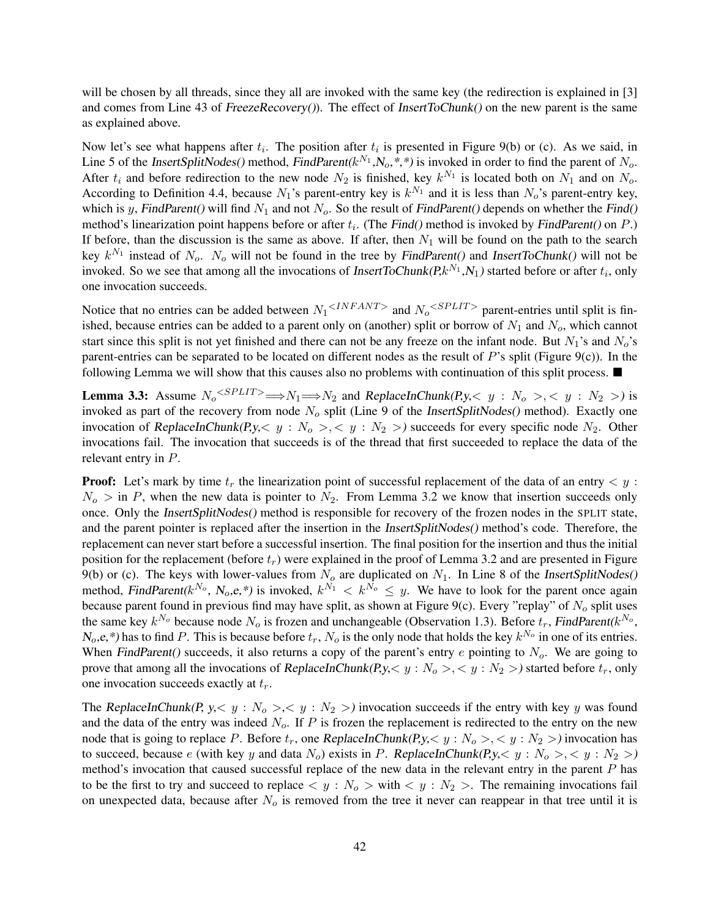will be chosen by all threads, since they all are invoked with the same key (the redirection is explained in [3] and comes from Line 43 of *FreezeRecovery()*). The effect of *InsertToChunk()* on the new parent is the same as explained above.

Now let's see what happens after $t_i$. The position after $t_i$ is presented in Figure 9(b) or (c). As we said, in Line 5 of the *InsertSplitNodes()* method, *FindParent($k^{N_1}$,$N_o$,*,*)* is invoked in order to find the parent of $N_o$. After $t_i$ and before redirection to the new node $N_2$ is finished, key $k^{N_1}$ is located both on $N_1$ and on $N_o$. According to Definition 4.4, because $N_1$'s parent-entry key is $k^{N_1}$ and it is less than $N_o$'s parent-entry key, which is $y$, *FindParent()* will find $N_1$ and not $N_o$. So the result of *FindParent()* depends on whether the *Find()* method's linearization point happens before or after $t_i$. (The *Find()* method is invoked by *FindParent()* on $P$.) If before, than the discussion is the same as above. If after, then $N_1$ will be found on the path to the search key $k^{N_1}$ instead of $N_o$. $N_o$ will not be found in the tree by *FindParent()* and *InsertToChunk()* will not be invoked. So we see that among all the invocations of *InsertToChunk(P,$k^{N_1}$,$N_1$)* started before or after $t_i$, only one invocation succeeds.

Notice that no entries can be added between ${N_1}^{<INFANT>}$ and ${N_o}^{<SPLIT>}$ parent-entries until split is finished, because entries can be added to a parent only on (another) split or borrow of $N_1$ and $N_o$, which cannot start since this split is not yet finished and there can not be any freeze on the infant node. But $N_1$'s and $N_o$'s parent-entries can be separated to be located on different nodes as the result of $P$'s split (Figure 9(c)). In the following Lemma we will show that this causes also no problems with continuation of this split process. ■

**Lemma 3.3:** Assume ${N_o}^{<SPLIT>} \Longrightarrow N_1 \Longrightarrow N_2$ and *ReplaceInChunk(P,y,$< y : N_o >$,$< y : N_2 >$)* is invoked as part of the recovery from node $N_o$ split (Line 9 of the *InsertSplitNodes()* method). Exactly one invocation of *ReplaceInChunk(P,y,$< y : N_o >$,$< y : N_2 >$)* succeeds for every specific node $N_2$. Other invocations fail. The invocation that succeeds is of the thread that first succeeded to replace the data of the relevant entry in $P$.

**Proof:** Let's mark by time $t_r$ the linearization point of successful replacement of the data of an entry $< y : N_o >$ in $P$, when the new data is pointer to $N_2$. From Lemma 3.2 we know that insertion succeeds only once. Only the *InsertSplitNodes()* method is responsible for recovery of the frozen nodes in the SPLIT state, and the parent pointer is replaced after the insertion in the *InsertSplitNodes()* method's code. Therefore, the replacement can never start before a successful insertion. The final position for the insertion and thus the initial position for the replacement (before $t_r$) were explained in the proof of Lemma 3.2 and are presented in Figure 9(b) or (c). The keys with lower-values from $N_o$ are duplicated on $N_1$. In Line 8 of the *InsertSplitNodes()* method, *FindParent($k^{N_o}$, $N_o$,e,*)* is invoked, $k^{N_1} < k^{N_o} \leq y$. We have to look for the parent once again because parent found in previous find may have split, as shown at Figure 9(c). Every "replay" of $N_o$ split uses the same key $k^{N_o}$ because node $N_o$ is frozen and unchangeable (Observation 1.3). Before $t_r$, *FindParent($k^{N_o}$, $N_o$,e,*)* has to find $P$. This is because before $t_r$, $N_o$ is the only node that holds the key $k^{N_o}$ in one of its entries. When *FindParent()* succeeds, it also returns a copy of the parent's entry $e$ pointing to $N_o$. We are going to prove that among all the invocations of *ReplaceInChunk(P,y,$< y : N_o >$,$< y : N_2 >$)* started before $t_r$, only one invocation succeeds exactly at $t_r$.

The *ReplaceInChunk(P, y,$< y : N_o >$,$< y : N_2 >$)* invocation succeeds if the entry with key $y$ was found and the data of the entry was indeed $N_o$. If $P$ is frozen the replacement is redirected to the entry on the new node that is going to replace $P$. Before $t_r$, one *ReplaceInChunk(P,y,$< y : N_o >$,$< y : N_2 >$)* invocation has to succeed, because $e$ (with key $y$ and data $N_o$) exists in $P$. *ReplaceInChunk(P,y,$< y : N_o >$,$< y : N_2 >$)* method's invocation that caused successful replace of the new data in the relevant entry in the parent $P$ has to be the first to try and succeed to replace $< y : N_o >$ with $< y : N_2 >$. The remaining invocations fail on unexpected data, because after $N_o$ is removed from the tree it never can reappear in that tree until it is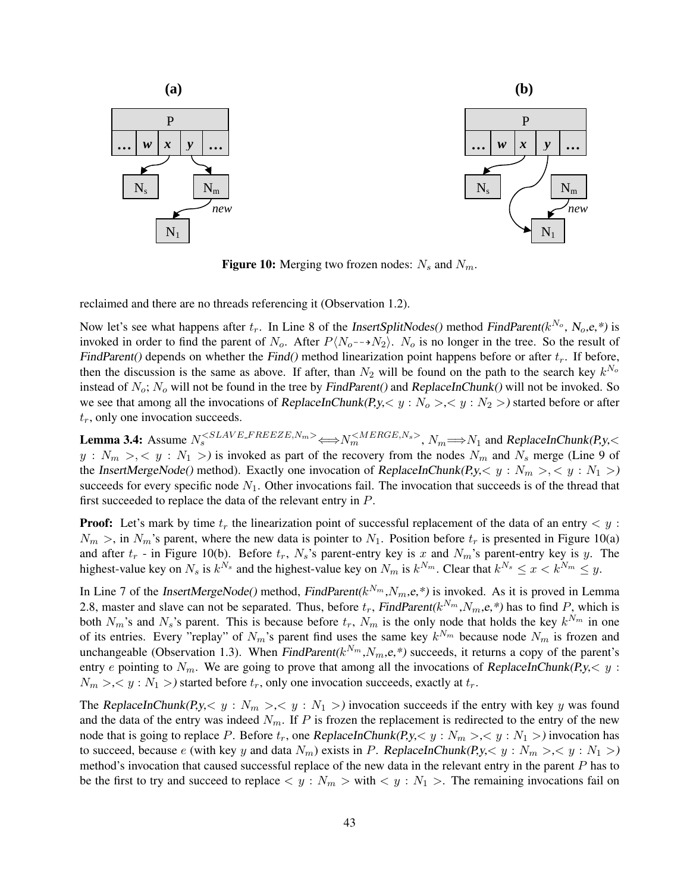**Figure 10:** Merging two frozen nodes: $N_s$ and $N_m$.

reclaimed and there are no threads referencing it (Observation 1.2).

Now let's see what happens after $t_r$. In Line 8 of the *InsertSplitNodes()* method *FindParent($k^{N_o}$, $N_o$,e,\*)* is invoked in order to find the parent of $N_o$. After $P\langle N_o \dashrightarrow N_2 \rangle$. $N_o$ is no longer in the tree. So the result of *FindParent()* depends on whether the *Find()* method linearization point happens before or after $t_r$. If before, then the discussion is the same as above. If after, than $N_2$ will be found on the path to the search key $k^{N_o}$ instead of $N_o$; $N_o$ will not be found in the tree by *FindParent()* and *ReplaceInChunk()* will not be invoked. So we see that among all the invocations of *ReplaceInChunk(P,y,$< y : N_o >$,$< y : N_2 >$)* started before or after $t_r$, only one invocation succeeds.

**Lemma 3.4:** Assume $N_s^{<SLAVE\_FREEZE, N_m>} \Longleftrightarrow N_m^{<MERGE, N_s>}$, $N_m \Longrightarrow N_1$ and *ReplaceInChunk(P,y,$< y : N_m >$,$< y : N_1 >$)* is invoked as part of the recovery from the nodes $N_m$ and $N_s$ merge (Line 9 of the *InsertMergeNode()* method). Exactly one invocation of *ReplaceInChunk(P,y,$< y : N_m >$,$< y : N_1 >$)* succeeds for every specific node $N_1$. Other invocations fail. The invocation that succeeds is of the thread that first succeeded to replace the data of the relevant entry in $P$.

**Proof:** Let's mark by time $t_r$ the linearization point of successful replacement of the data of an entry $< y : N_m >$, in $N_m$'s parent, where the new data is pointer to $N_1$. Position before $t_r$ is presented in Figure 10(a) and after $t_r$ - in Figure 10(b). Before $t_r$, $N_s$'s parent-entry key is $x$ and $N_m$'s parent-entry key is $y$. The highest-value key on $N_s$ is $k^{N_s}$ and the highest-value key on $N_m$ is $k^{N_m}$. Clear that $k^{N_s} \leq x < k^{N_m} \leq y$.

In Line 7 of the *InsertMergeNode()* method, *FindParent($k^{N_m}$,$N_m$,e,\*)* is invoked. As it is proved in Lemma 2.8, master and slave can not be separated. Thus, before $t_r$, *FindParent($k^{N_m}$,$N_m$,e,\*)* has to find $P$, which is both $N_m$'s and $N_s$'s parent. This is because before $t_r$, $N_m$ is the only node that holds the key $k^{N_m}$ in one of its entries. Every "replay" of $N_m$'s parent find uses the same key $k^{N_m}$ because node $N_m$ is frozen and unchangeable (Observation 1.3). When *FindParent($k^{N_m}$,$N_m$,e,\*)* succeeds, it returns a copy of the parent's entry $e$ pointing to $N_m$. We are going to prove that among all the invocations of *ReplaceInChunk(P,y,$< y : N_m >$,$< y : N_1 >$)* started before $t_r$, only one invocation succeeds, exactly at $t_r$.

The *ReplaceInChunk(P,y,$< y : N_m >$,$< y : N_1 >$)* invocation succeeds if the entry with key $y$ was found and the data of the entry was indeed $N_m$. If $P$ is frozen the replacement is redirected to the entry of the new node that is going to replace $P$. Before $t_r$, one *ReplaceInChunk(P,y,$< y : N_m >$,$< y : N_1 >$)* invocation has to succeed, because $e$ (with key $y$ and data $N_m$) exists in $P$. *ReplaceInChunk(P,y,$< y : N_m >$,$< y : N_1 >$)* method's invocation that caused successful replace of the new data in the relevant entry in the parent $P$ has to be the first to try and succeed to replace $< y : N_m >$ with $< y : N_1 >$. The remaining invocations fail on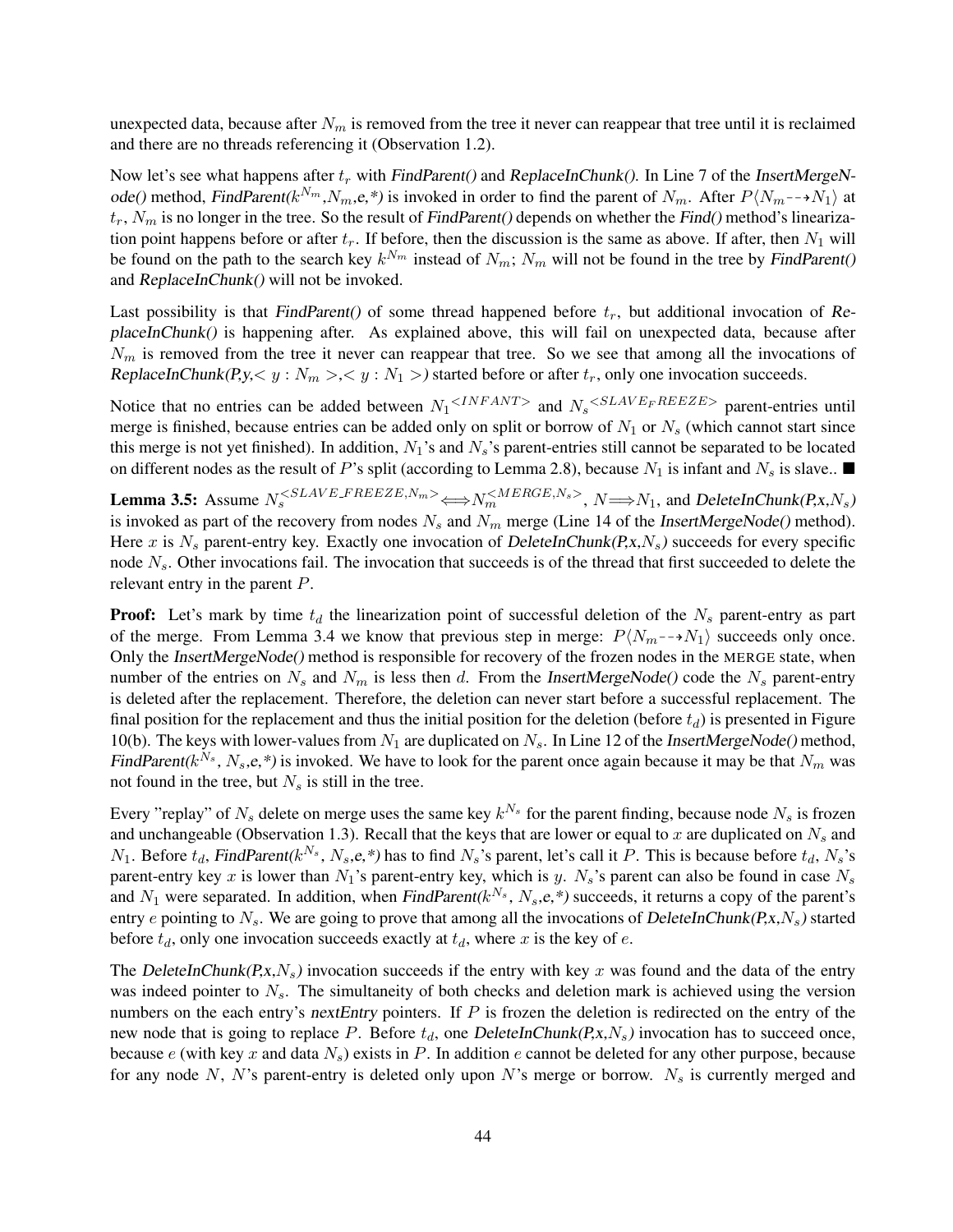unexpected data, because after $N_m$ is removed from the tree it never can reappear that tree until it is reclaimed and there are no threads referencing it (Observation 1.2).

Now let's see what happens after $t_r$ with *FindParent()* and *ReplaceInChunk()*. In Line 7 of the *InsertMergeNode()* method, *FindParent($k^{N_m}$,$N_m$,e,*)* is invoked in order to find the parent of $N_m$. After $P\langle N_m \dashrightarrow N_1\rangle$ at $t_r$, $N_m$ is no longer in the tree. So the result of *FindParent()* depends on whether the *Find()* method's linearization point happens before or after $t_r$. If before, then the discussion is the same as above. If after, then $N_1$ will be found on the path to the search key $k^{N_m}$ instead of $N_m$; $N_m$ will not be found in the tree by *FindParent()* and *ReplaceInChunk()* will not be invoked.

Last possibility is that *FindParent()* of some thread happened before $t_r$, but additional invocation of *ReplaceInChunk()* is happening after. As explained above, this will fail on unexpected data, because after $N_m$ is removed from the tree it never can reappear that tree. So we see that among all the invocations of *ReplaceInChunk(P,y,$< y : N_m >$,$< y : N_1 >$)* started before or after $t_r$, only one invocation succeeds.

Notice that no entries can be added between $N_1{}^{<INFANT>}$ and $N_s{}^{<SLAVE_FREEZE>}$ parent-entries until merge is finished, because entries can be added only on split or borrow of $N_1$ or $N_s$ (which cannot start since this merge is not yet finished). In addition, $N_1$'s and $N_s$'s parent-entries still cannot be separated to be located on different nodes as the result of $P$'s split (according to Lemma 2.8), because $N_1$ is infant and $N_s$ is slave.. ■

**Lemma 3.5:** Assume $N_s^{<SLAVE\_FREEZE,N_m>} \Longleftrightarrow N_m^{<MERGE,N_s>}$, $N \Longrightarrow N_1$, and *DeleteInChunk(P,x,$N_s$)* is invoked as part of the recovery from nodes $N_s$ and $N_m$ merge (Line 14 of the *InsertMergeNode()* method). Here $x$ is $N_s$ parent-entry key. Exactly one invocation of *DeleteInChunk(P,x,$N_s$)* succeeds for every specific node $N_s$. Other invocations fail. The invocation that succeeds is of the thread that first succeeded to delete the relevant entry in the parent $P$.

**Proof:** Let's mark by time $t_d$ the linearization point of successful deletion of the $N_s$ parent-entry as part of the merge. From Lemma 3.4 we know that previous step in merge: $P\langle N_m \dashrightarrow N_1\rangle$ succeeds only once. Only the *InsertMergeNode()* method is responsible for recovery of the frozen nodes in the MERGE state, when number of the entries on $N_s$ and $N_m$ is less then $d$. From the *InsertMergeNode()* code the $N_s$ parent-entry is deleted after the replacement. Therefore, the deletion can never start before a successful replacement. The final position for the replacement and thus the initial position for the deletion (before $t_d$) is presented in Figure 10(b). The keys with lower-values from $N_1$ are duplicated on $N_s$. In Line 12 of the *InsertMergeNode()* method, *FindParent($k^{N_s}$, $N_s$,e,*)* is invoked. We have to look for the parent once again because it may be that $N_m$ was not found in the tree, but $N_s$ is still in the tree.

Every "replay" of $N_s$ delete on merge uses the same key $k^{N_s}$ for the parent finding, because node $N_s$ is frozen and unchangeable (Observation 1.3). Recall that the keys that are lower or equal to $x$ are duplicated on $N_s$ and $N_1$. Before $t_d$, *FindParent($k^{N_s}$, $N_s$,e,*)* has to find $N_s$'s parent, let's call it $P$. This is because before $t_d$, $N_s$'s parent-entry key $x$ is lower than $N_1$'s parent-entry key, which is $y$. $N_s$'s parent can also be found in case $N_s$ and $N_1$ were separated. In addition, when *FindParent($k^{N_s}$, $N_s$,e,*)* succeeds, it returns a copy of the parent's entry $e$ pointing to $N_s$. We are going to prove that among all the invocations of *DeleteInChunk(P,x,$N_s$)* started before $t_d$, only one invocation succeeds exactly at $t_d$, where $x$ is the key of $e$.

The *DeleteInChunk(P,x,$N_s$)* invocation succeeds if the entry with key $x$ was found and the data of the entry was indeed pointer to $N_s$. The simultaneity of both checks and deletion mark is achieved using the version numbers on the each entry's *nextEntry* pointers. If $P$ is frozen the deletion is redirected on the entry of the new node that is going to replace $P$. Before $t_d$, one *DeleteInChunk(P,x,$N_s$)* invocation has to succeed once, because $e$ (with key $x$ and data $N_s$) exists in $P$. In addition $e$ cannot be deleted for any other purpose, because for any node $N$, $N$'s parent-entry is deleted only upon $N$'s merge or borrow. $N_s$ is currently merged and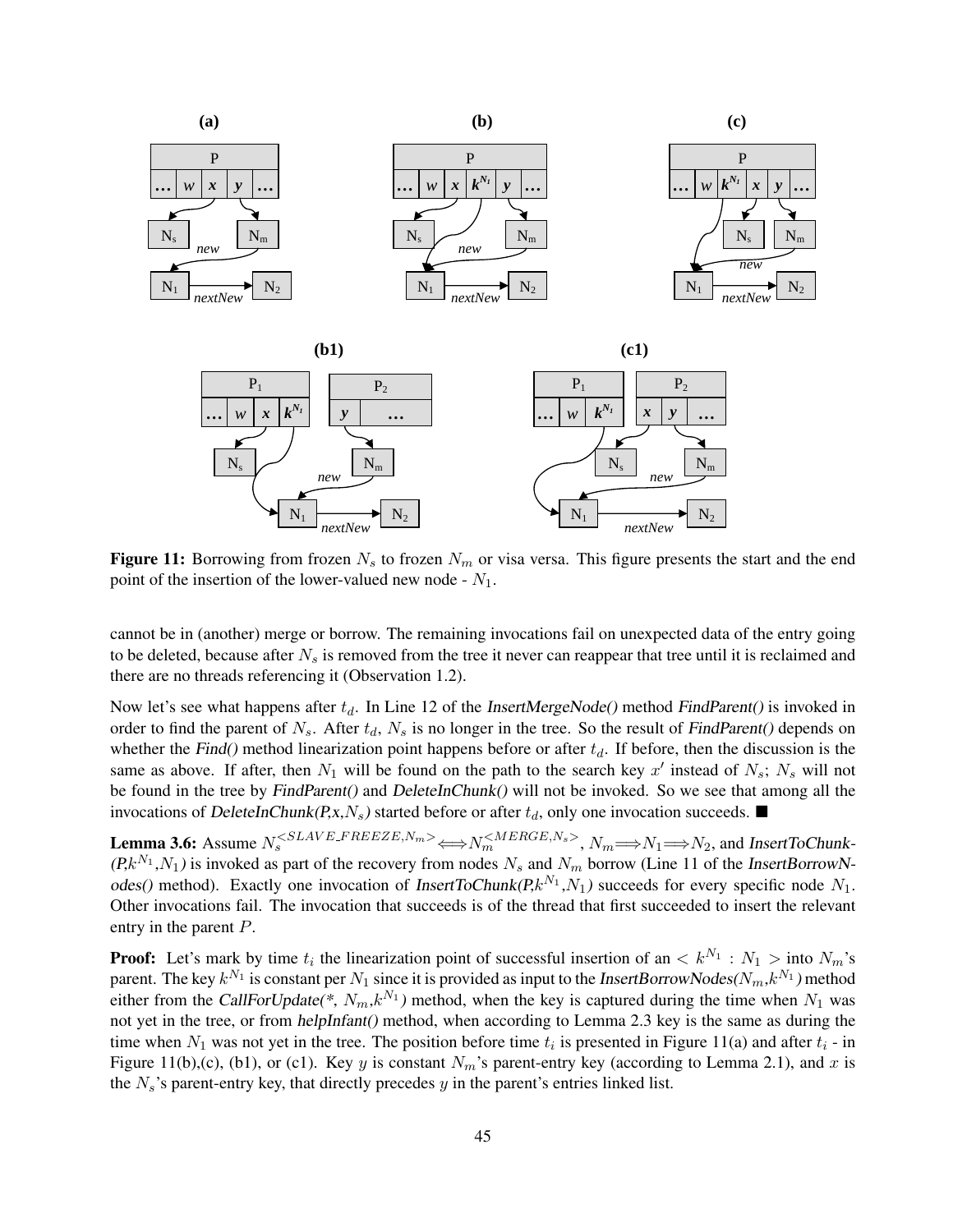**Figure 11:** Borrowing from frozen $N_s$ to frozen $N_m$ or visa versa. This figure presents the start and the end point of the insertion of the lower-valued new node - $N_1$.

cannot be in (another) merge or borrow. The remaining invocations fail on unexpected data of the entry going to be deleted, because after $N_s$ is removed from the tree it never can reappear that tree until it is reclaimed and there are no threads referencing it (Observation 1.2).

Now let's see what happens after $t_d$. In Line 12 of the *InsertMergeNode()* method *FindParent()* is invoked in order to find the parent of $N_s$. After $t_d$, $N_s$ is no longer in the tree. So the result of *FindParent()* depends on whether the *Find()* method linearization point happens before or after $t_d$. If before, then the discussion is the same as above. If after, then $N_1$ will be found on the path to the search key $x'$ instead of $N_s$; $N_s$ will not be found in the tree by *FindParent()* and *DeleteInChunk()* will not be invoked. So we see that among all the invocations of *DeleteInChunk(P,x,$N_s$)* started before or after $t_d$, only one invocation succeeds. ■

**Lemma 3.6:** Assume $N_s^{<SLAVE\_FREEZE,N_m>} \Longleftrightarrow N_m^{<MERGE,N_s>}$, $N_m \Longrightarrow N_1 \Longrightarrow N_2$, and *InsertToChunk-(P,$k^{N_1}$,$N_1$)* is invoked as part of the recovery from nodes $N_s$ and $N_m$ borrow (Line 11 of the *InsertBorrowNodes()* method). Exactly one invocation of *InsertToChunk(P,$k^{N_1}$,$N_1$)* succeeds for every specific node $N_1$. Other invocations fail. The invocation that succeeds is of the thread that first succeeded to insert the relevant entry in the parent $P$.

**Proof:** Let's mark by time $t_i$ the linearization point of successful insertion of an $< k^{N_1} : N_1 >$ into $N_m$'s parent. The key $k^{N_1}$ is constant per $N_1$ since it is provided as input to the *InsertBorrowNodes($N_m$,$k^{N_1}$)* method either from the *CallForUpdate(\*, $N_m$,$k^{N_1}$)* method, when the key is captured during the time when $N_1$ was not yet in the tree, or from *helpInfant()* method, when according to Lemma 2.3 key is the same as during the time when $N_1$ was not yet in the tree. The position before time $t_i$ is presented in Figure 11(a) and after $t_i$ - in Figure 11(b),(c), (b1), or (c1). Key $y$ is constant $N_m$'s parent-entry key (according to Lemma 2.1), and $x$ is the $N_s$'s parent-entry key, that directly precedes $y$ in the parent's entries linked list.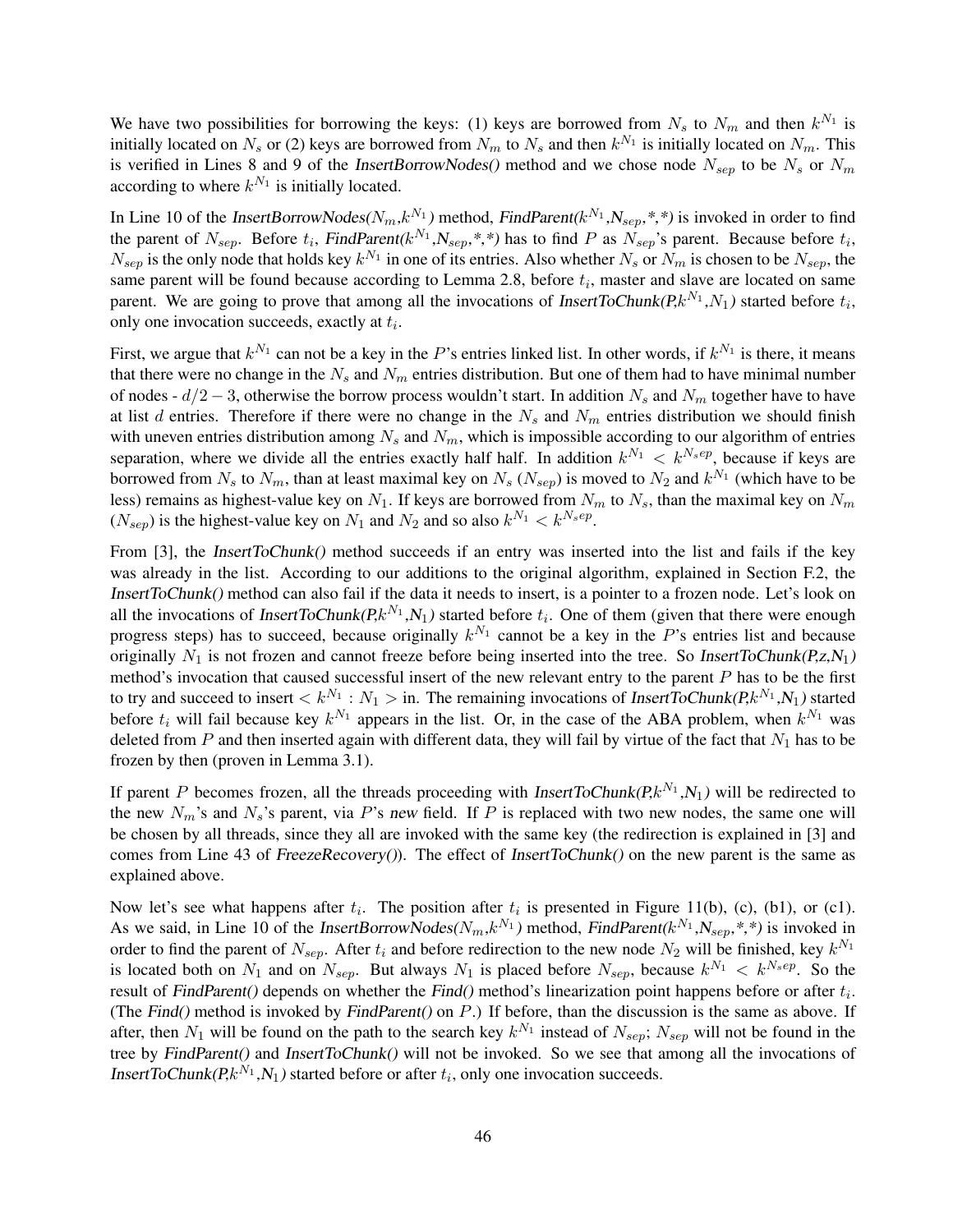We have two possibilities for borrowing the keys: (1) keys are borrowed from $N_s$ to $N_m$ and then $k^{N_1}$ is initially located on $N_s$ or (2) keys are borrowed from $N_m$ to $N_s$ and then $k^{N_1}$ is initially located on $N_m$. This is verified in Lines 8 and 9 of the *InsertBorrowNodes()* method and we chose node $N_{sep}$ to be $N_s$ or $N_m$ according to where $k^{N_1}$ is initially located.

In Line 10 of the *InsertBorrowNodes($N_m$,$k^{N_1}$)* method, *FindParent($k^{N_1}$,$N_{sep}$,\*,\*)* is invoked in order to find the parent of $N_{sep}$. Before $t_i$, *FindParent($k^{N_1}$,$N_{sep}$,\*,\*)* has to find $P$ as $N_{sep}$'s parent. Because before $t_i$, $N_{sep}$ is the only node that holds key $k^{N_1}$ in one of its entries. Also whether $N_s$ or $N_m$ is chosen to be $N_{sep}$, the same parent will be found because according to Lemma 2.8, before $t_i$, master and slave are located on same parent. We are going to prove that among all the invocations of *InsertToChunk(P,$k^{N_1}$,$N_1$)* started before $t_i$, only one invocation succeeds, exactly at $t_i$.

First, we argue that $k^{N_1}$ can not be a key in the $P$'s entries linked list. In other words, if $k^{N_1}$ is there, it means that there were no change in the $N_s$ and $N_m$ entries distribution. But one of them had to have minimal number of nodes - $d/2-3$, otherwise the borrow process wouldn't start. In addition $N_s$ and $N_m$ together have to have at list $d$ entries. Therefore if there were no change in the $N_s$ and $N_m$ entries distribution we should finish with uneven entries distribution among $N_s$ and $N_m$, which is impossible according to our algorithm of entries separation, where we divide all the entries exactly half half. In addition $k^{N_1} < k^{N_sep}$, because if keys are borrowed from $N_s$ to $N_m$, than at least maximal key on $N_s$ ($N_{sep}$) is moved to $N_2$ and $k^{N_1}$ (which have to be less) remains as highest-value key on $N_1$. If keys are borrowed from $N_m$ to $N_s$, than the maximal key on $N_m$ ($N_{sep}$) is the highest-value key on $N_1$ and $N_2$ and so also $k^{N_1} < k^{N_sep}$.

From [3], the *InsertToChunk()* method succeeds if an entry was inserted into the list and fails if the key was already in the list. According to our additions to the original algorithm, explained in Section F.2, the *InsertToChunk()* method can also fail if the data it needs to insert, is a pointer to a frozen node. Let's look on all the invocations of *InsertToChunk(P,$k^{N_1}$,$N_1$)* started before $t_i$. One of them (given that there were enough progress steps) has to succeed, because originally $k^{N_1}$ cannot be a key in the $P$'s entries list and because originally $N_1$ is not frozen and cannot freeze before being inserted into the tree. So *InsertToChunk(P,z,$N_1$)* method's invocation that caused successful insert of the new relevant entry to the parent $P$ has to be the first to try and succeed to insert $< k^{N_1} : N_1 >$ in. The remaining invocations of *InsertToChunk(P,$k^{N_1}$,$N_1$)* started before $t_i$ will fail because key $k^{N_1}$ appears in the list. Or, in the case of the ABA problem, when $k^{N_1}$ was deleted from $P$ and then inserted again with different data, they will fail by virtue of the fact that $N_1$ has to be frozen by then (proven in Lemma 3.1).

If parent $P$ becomes frozen, all the threads proceeding with *InsertToChunk(P,$k^{N_1}$,$N_1$)* will be redirected to the new $N_m$'s and $N_s$'s parent, via $P$'s *new* field. If $P$ is replaced with two new nodes, the same one will be chosen by all threads, since they all are invoked with the same key (the redirection is explained in [3] and comes from Line 43 of *FreezeRecovery()*). The effect of *InsertToChunk()* on the new parent is the same as explained above.

Now let's see what happens after $t_i$. The position after $t_i$ is presented in Figure 11(b), (c), (b1), or (c1). As we said, in Line 10 of the *InsertBorrowNodes($N_m$,$k^{N_1}$)* method, *FindParent($k^{N_1}$,$N_{sep}$,\*,\*)* is invoked in order to find the parent of $N_{sep}$. After $t_i$ and before redirection to the new node $N_2$ will be finished, key $k^{N_1}$ is located both on $N_1$ and on $N_{sep}$. But always $N_1$ is placed before $N_{sep}$, because $k^{N_1} < k^{N_sep}$. So the result of *FindParent()* depends on whether the *Find()* method's linearization point happens before or after $t_i$. (The *Find()* method is invoked by *FindParent()* on $P$.) If before, than the discussion is the same as above. If after, then $N_1$ will be found on the path to the search key $k^{N_1}$ instead of $N_{sep}$; $N_{sep}$ will not be found in the tree by *FindParent()* and *InsertToChunk()* will not be invoked. So we see that among all the invocations of *InsertToChunk(P,$k^{N_1}$,$N_1$)* started before or after $t_i$, only one invocation succeeds.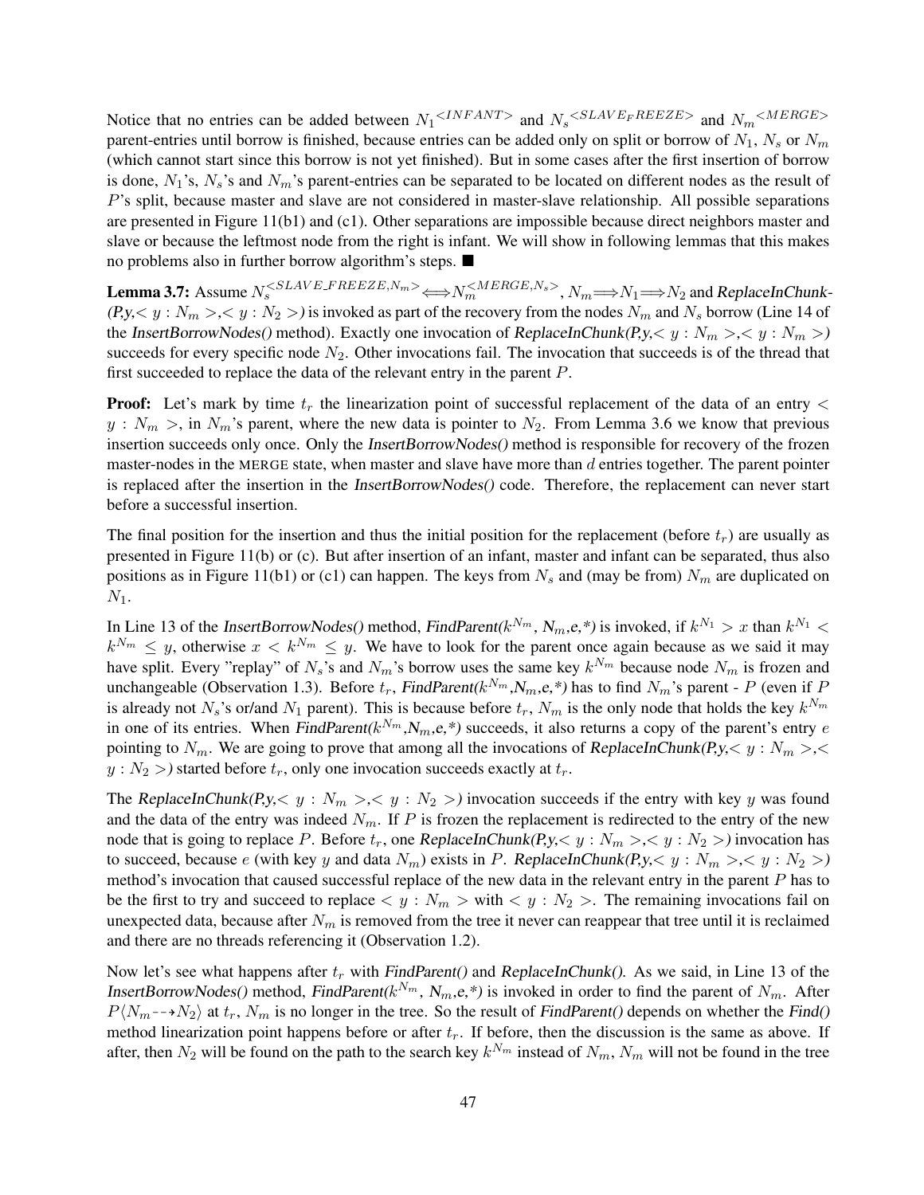Notice that no entries can be added between $N_1{}^{<INFANT>}$ and $N_s{}^{<SLAVE_FREEZE>}$ and $N_m{}^{<MERGE>}$ parent-entries until borrow is finished, because entries can be added only on split or borrow of $N_1$, $N_s$ or $N_m$ (which cannot start since this borrow is not yet finished). But in some cases after the first insertion of borrow is done, $N_1$'s, $N_s$'s and $N_m$'s parent-entries can be separated to be located on different nodes as the result of $P$'s split, because master and slave are not considered in master-slave relationship. All possible separations are presented in Figure 11(b1) and (c1). Other separations are impossible because direct neighbors master and slave or because the leftmost node from the right is infant. We will show in following lemmas that this makes no problems also in further borrow algorithm's steps. ■

**Lemma 3.7:** Assume $N_s^{<SLAVE\_FREEZE,N_m>} \Longleftrightarrow N_m^{<MERGE,N_s>}$, $N_m \Longrightarrow N_1 \Longrightarrow N_2$ and *ReplaceInChunk-(P,y,$< y : N_m >$,$< y : N_2 >$)* is invoked as part of the recovery from the nodes $N_m$ and $N_s$ borrow (Line 14 of the *InsertBorrowNodes()* method). Exactly one invocation of *ReplaceInChunk(P,y,$< y : N_m >$,$< y : N_m >$)* succeeds for every specific node $N_2$. Other invocations fail. The invocation that succeeds is of the thread that first succeeded to replace the data of the relevant entry in the parent $P$.

**Proof:** Let's mark by time $t_r$ the linearization point of successful replacement of the data of an entry $< y : N_m >$, in $N_m$'s parent, where the new data is pointer to $N_2$. From Lemma 3.6 we know that previous insertion succeeds only once. Only the *InsertBorrowNodes()* method is responsible for recovery of the frozen master-nodes in the MERGE state, when master and slave have more than $d$ entries together. The parent pointer is replaced after the insertion in the *InsertBorrowNodes()* code. Therefore, the replacement can never start before a successful insertion.

The final position for the insertion and thus the initial position for the replacement (before $t_r$) are usually as presented in Figure 11(b) or (c). But after insertion of an infant, master and infant can be separated, thus also positions as in Figure 11(b1) or (c1) can happen. The keys from $N_s$ and (may be from) $N_m$ are duplicated on $N_1$.

In Line 13 of the *InsertBorrowNodes()* method, *FindParent($k^{N_m}$, $N_m$,e,*)* is invoked, if $k^{N_1} > x$ than $k^{N_1} < k^{N_m} \leq y$, otherwise $x < k^{N_m} \leq y$. We have to look for the parent once again because as we said it may have split. Every "replay" of $N_s$'s and $N_m$'s borrow uses the same key $k^{N_m}$ because node $N_m$ is frozen and unchangeable (Observation 1.3). Before $t_r$, *FindParent($k^{N_m}$,$N_m$,e,*)* has to find $N_m$'s parent - $P$ (even if $P$ is already not $N_s$'s or/and $N_1$ parent). This is because before $t_r$, $N_m$ is the only node that holds the key $k^{N_m}$ in one of its entries. When *FindParent($k^{N_m}$,$N_m$,e,*)* succeeds, it also returns a copy of the parent's entry $e$ pointing to $N_m$. We are going to prove that among all the invocations of *ReplaceInChunk(P,y,$< y : N_m >$,$< y : N_2 >$)* started before $t_r$, only one invocation succeeds exactly at $t_r$.

The *ReplaceInChunk(P,y,$< y : N_m >$,$< y : N_2 >$)* invocation succeeds if the entry with key $y$ was found and the data of the entry was indeed $N_m$. If $P$ is frozen the replacement is redirected to the entry of the new node that is going to replace $P$. Before $t_r$, one *ReplaceInChunk(P,y,$< y : N_m >$,$< y : N_2 >$)* invocation has to succeed, because $e$ (with key $y$ and data $N_m$) exists in $P$. *ReplaceInChunk(P,y,$< y : N_m >$,$< y : N_2 >$)* method's invocation that caused successful replace of the new data in the relevant entry in the parent $P$ has to be the first to try and succeed to replace $< y : N_m >$ with $< y : N_2 >$. The remaining invocations fail on unexpected data, because after $N_m$ is removed from the tree it never can reappear that tree until it is reclaimed and there are no threads referencing it (Observation 1.2).

Now let's see what happens after $t_r$ with *FindParent()* and *ReplaceInChunk()*. As we said, in Line 13 of the *InsertBorrowNodes()* method, *FindParent($k^{N_m}$, $N_m$,e,*)* is invoked in order to find the parent of $N_m$. After $P\langle N_m \dashrightarrow N_2 \rangle$ at $t_r$, $N_m$ is no longer in the tree. So the result of *FindParent()* depends on whether the *Find()* method linearization point happens before or after $t_r$. If before, then the discussion is the same as above. If after, then $N_2$ will be found on the path to the search key $k^{N_m}$ instead of $N_m$, $N_m$ will not be found in the tree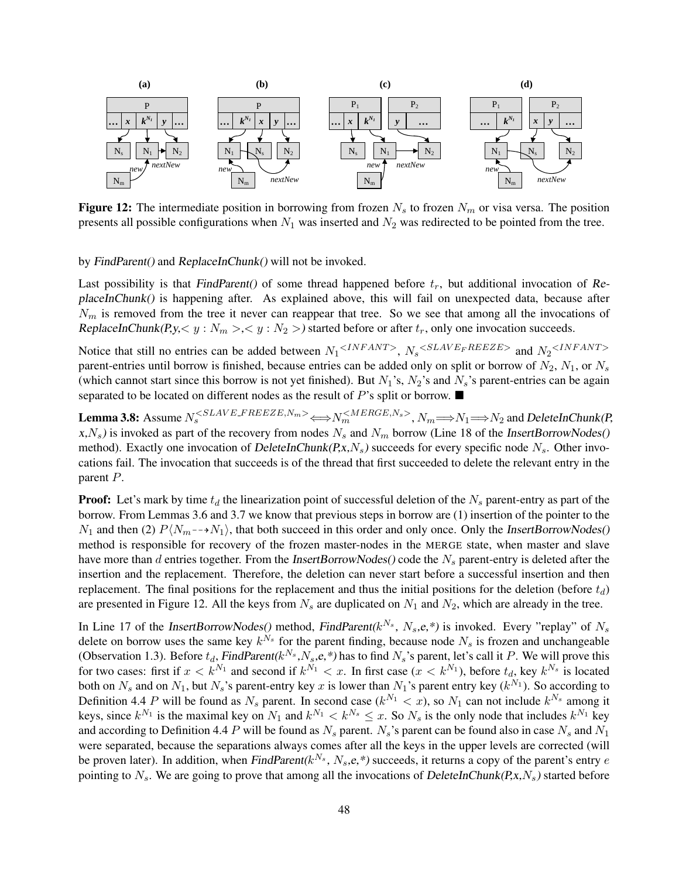**Figure 12:** The intermediate position in borrowing from frozen $N_s$ to frozen $N_m$ or visa versa. The position presents all possible configurations when $N_1$ was inserted and $N_2$ was redirected to be pointed from the tree.

by *FindParent()* and *ReplaceInChunk()* will not be invoked.

Last possibility is that *FindParent()* of some thread happened before $t_r$, but additional invocation of *ReplaceInChunk()* is happening after. As explained above, this will fail on unexpected data, because after $N_m$ is removed from the tree it never can reappear that tree. So we see that among all the invocations of *ReplaceInChunk(P,y,*$< y : N_m >$,$< y : N_2 >$*)* started before or after $t_r$, only one invocation succeeds.

Notice that still no entries can be added between $N_1^{<INFANT>}$, $N_s^{<SLAVE_FREEZE>}$ and $N_2^{<INFANT>}$ parent-entries until borrow is finished, because entries can be added only on split or borrow of $N_2$, $N_1$, or $N_s$ (which cannot start since this borrow is not yet finished). But $N_1$'s, $N_2$'s and $N_s$'s parent-entries can be again separated to be located on different nodes as the result of $P$'s split or borrow. ■

**Lemma 3.8:** Assume $N_s^{<SLAVE\_FREEZE,N_m>} \Longleftrightarrow N_m^{<MERGE,N_s>}$, $N_m \Longrightarrow N_1 \Longrightarrow N_2$ and *DeleteInChunk(P, x,*$N_s$*)* is invoked as part of the recovery from nodes $N_s$ and $N_m$ borrow (Line 18 of the *InsertBorrowNodes()* method). Exactly one invocation of *DeleteInChunk(P,x,*$N_s$*)* succeeds for every specific node $N_s$. Other invocations fail. The invocation that succeeds is of the thread that first succeeded to delete the relevant entry in the parent $P$.

**Proof:** Let's mark by time $t_d$ the linearization point of successful deletion of the $N_s$ parent-entry as part of the borrow. From Lemmas 3.6 and 3.7 we know that previous steps in borrow are (1) insertion of the pointer to the $N_1$ and then (2) $P\langle N_m \dashrightarrow N_1 \rangle$, that both succeed in this order and only once. Only the *InsertBorrowNodes()* method is responsible for recovery of the frozen master-nodes in the MERGE state, when master and slave have more than $d$ entries together. From the *InsertBorrowNodes()* code the $N_s$ parent-entry is deleted after the insertion and the replacement. Therefore, the deletion can never start before a successful insertion and then replacement. The final positions for the replacement and thus the initial positions for the deletion (before $t_d$) are presented in Figure 12. All the keys from $N_s$ are duplicated on $N_1$ and $N_2$, which are already in the tree.

In Line 17 of the *InsertBorrowNodes()* method, *FindParent(*$k^{N_s}$*,* $N_s$*,e,\*)* is invoked. Every "replay" of $N_s$ delete on borrow uses the same key $k^{N_s}$ for the parent finding, because node $N_s$ is frozen and unchangeable (Observation 1.3). Before $t_d$, *FindParent(*$k^{N_s}$*,*$N_s$*,e,\*)* has to find $N_s$'s parent, let's call it $P$. We will prove this for two cases: first if $x < k^{N_1}$ and second if $k^{N_1} < x$. In first case ($x < k^{N_1}$), before $t_d$, key $k^{N_s}$ is located both on $N_s$ and on $N_1$, but $N_s$'s parent-entry key $x$ is lower than $N_1$'s parent entry key ($k^{N_1}$). So according to Definition 4.4 $P$ will be found as $N_s$ parent. In second case ($k^{N_1} < x$), so $N_1$ can not include $k^{N_s}$ among it keys, since $k^{N_1}$ is the maximal key on $N_1$ and $k^{N_1} < k^{N_s} \leq x$. So $N_s$ is the only node that includes $k^{N_1}$ key and according to Definition 4.4 $P$ will be found as $N_s$ parent. $N_s$'s parent can be found also in case $N_s$ and $N_1$ were separated, because the separations always comes after all the keys in the upper levels are corrected (will be proven later). In addition, when *FindParent(*$k^{N_s}$*,* $N_s$*,e,\*)* succeeds, it returns a copy of the parent's entry $e$ pointing to $N_s$. We are going to prove that among all the invocations of *DeleteInChunk(P,x,*$N_s$*)* started before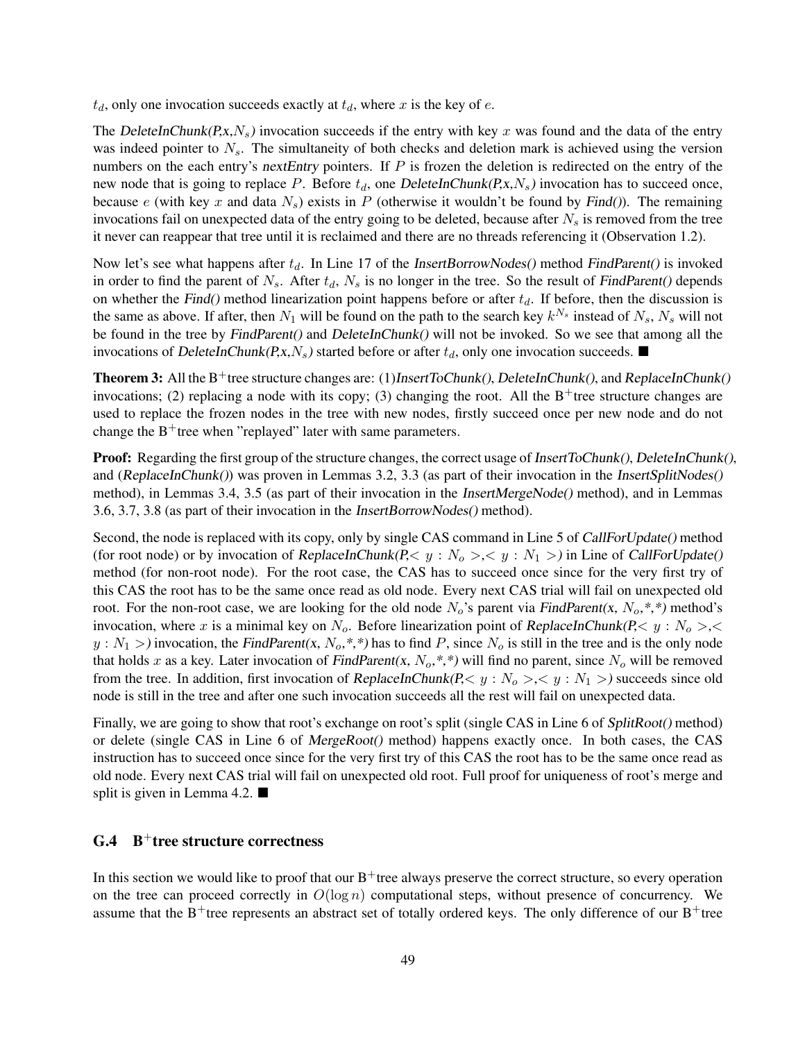$t_d$, only one invocation succeeds exactly at $t_d$, where $x$ is the key of $e$.

The *DeleteInChunk(P,x,$N_s$)* invocation succeeds if the entry with key $x$ was found and the data of the entry was indeed pointer to $N_s$. The simultaneity of both checks and deletion mark is achieved using the version numbers on the each entry's *nextEntry* pointers. If $P$ is frozen the deletion is redirected on the entry of the new node that is going to replace $P$. Before $t_d$, one *DeleteInChunk(P,x,$N_s$)* invocation has to succeed once, because $e$ (with key $x$ and data $N_s$) exists in $P$ (otherwise it wouldn't be found by *Find()*). The remaining invocations fail on unexpected data of the entry going to be deleted, because after $N_s$ is removed from the tree it never can reappear that tree until it is reclaimed and there are no threads referencing it (Observation 1.2).

Now let's see what happens after $t_d$. In Line 17 of the *InsertBorrowNodes()* method *FindParent()* is invoked in order to find the parent of $N_s$. After $t_d$, $N_s$ is no longer in the tree. So the result of *FindParent()* depends on whether the *Find()* method linearization point happens before or after $t_d$. If before, then the discussion is the same as above. If after, then $N_1$ will be found on the path to the search key $k^{N_s}$ instead of $N_s$, $N_s$ will not be found in the tree by *FindParent()* and *DeleteInChunk()* will not be invoked. So we see that among all the invocations of *DeleteInChunk(P,x,$N_s$)* started before or after $t_d$, only one invocation succeeds. ■

**Theorem 3:** All the B$^+$tree structure changes are: (1)*InsertToChunk()*, *DeleteInChunk()*, and *ReplaceInChunk()* invocations; (2) replacing a node with its copy; (3) changing the root. All the B$^+$tree structure changes are used to replace the frozen nodes in the tree with new nodes, firstly succeed once per new node and do not change the B$^+$tree when "replayed" later with same parameters.

**Proof:** Regarding the first group of the structure changes, the correct usage of *InsertToChunk()*, *DeleteInChunk()*, and (*ReplaceInChunk()*) was proven in Lemmas 3.2, 3.3 (as part of their invocation in the *InsertSplitNodes()* method), in Lemmas 3.4, 3.5 (as part of their invocation in the *InsertMergeNode()* method), and in Lemmas 3.6, 3.7, 3.8 (as part of their invocation in the *InsertBorrowNodes()* method).

Second, the node is replaced with its copy, only by single CAS command in Line 5 of *CallForUpdate()* method (for root node) or by invocation of *ReplaceInChunk(P,$< y : N_o >$,$< y : N_1 >$)* in Line of *CallForUpdate()* method (for non-root node). For the root case, the CAS has to succeed once since for the very first try of this CAS the root has to be the same once read as old node. Every next CAS trial will fail on unexpected old root. For the non-root case, we are looking for the old node $N_o$'s parent via *FindParent(x, $N_o$,\*,\*)* method's invocation, where $x$ is a minimal key on $N_o$. Before linearization point of *ReplaceInChunk(P,$< y : N_o >$,$< y : N_1 >$)* invocation, the *FindParent(x, $N_o$,\*,\*)* has to find $P$, since $N_o$ is still in the tree and is the only node that holds $x$ as a key. Later invocation of *FindParent(x, $N_o$,\*,\*)* will find no parent, since $N_o$ will be removed from the tree. In addition, first invocation of *ReplaceInChunk(P,$< y : N_o >$,$< y : N_1 >$)* succeeds since old node is still in the tree and after one such invocation succeeds all the rest will fail on unexpected data.

Finally, we are going to show that root's exchange on root's split (single CAS in Line 6 of *SplitRoot()* method) or delete (single CAS in Line 6 of *MergeRoot()* method) happens exactly once. In both cases, the CAS instruction has to succeed once since for the very first try of this CAS the root has to be the same once read as old node. Every next CAS trial will fail on unexpected old root. Full proof for uniqueness of root's merge and split is given in Lemma 4.2. ■

## G.4 B$^+$tree structure correctness

In this section we would like to proof that our B$^+$tree always preserve the correct structure, so every operation on the tree can proceed correctly in $O(\log n)$ computational steps, without presence of concurrency. We assume that the B$^+$tree represents an abstract set of totally ordered keys. The only difference of our B$^+$tree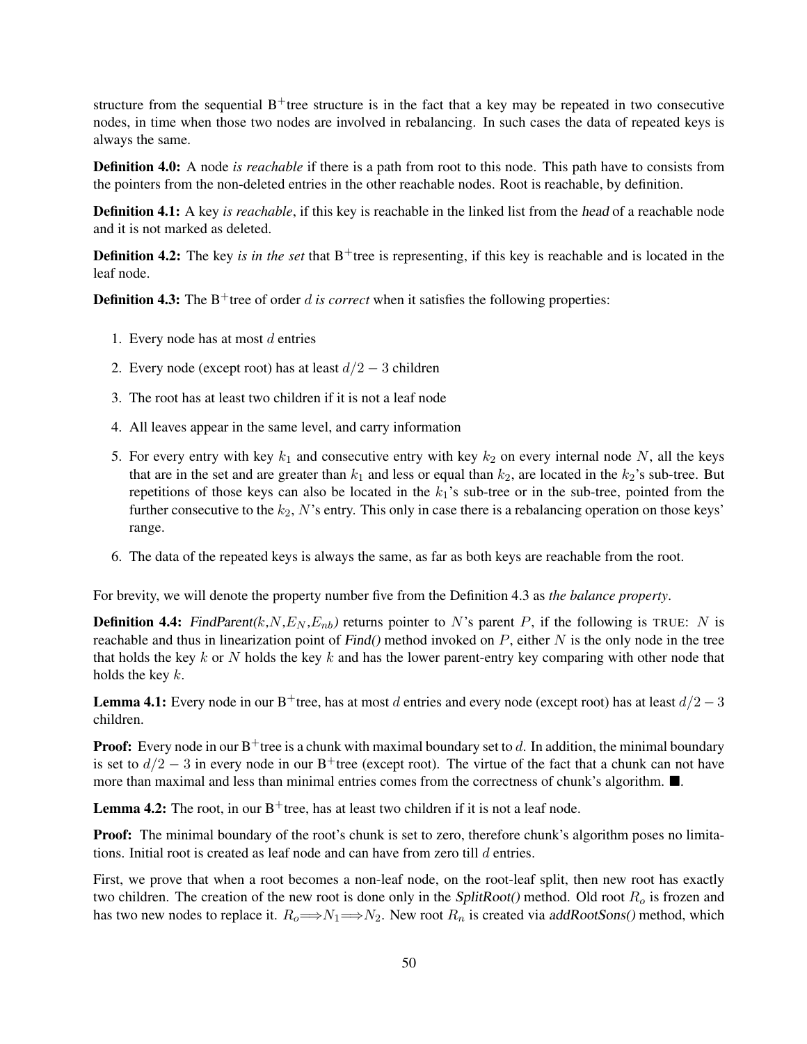structure from the sequential B$^+$tree structure is in the fact that a key may be repeated in two consecutive nodes, in time when those two nodes are involved in rebalancing. In such cases the data of repeated keys is always the same.

**Definition 4.0:** A node *is reachable* if there is a path from root to this node. This path have to consists from the pointers from the non-deleted entries in the other reachable nodes. Root is reachable, by definition.

**Definition 4.1:** A key *is reachable*, if this key is reachable in the linked list from the *head* of a reachable node and it is not marked as deleted.

**Definition 4.2:** The key *is in the set* that B$^+$tree is representing, if this key is reachable and is located in the leaf node.

**Definition 4.3:** The B$^+$tree of order $d$ *is correct* when it satisfies the following properties:

1. Every node has at most $d$ entries
2. Every node (except root) has at least $d/2 - 3$ children
3. The root has at least two children if it is not a leaf node
4. All leaves appear in the same level, and carry information
5. For every entry with key $k_1$ and consecutive entry with key $k_2$ on every internal node $N$, all the keys that are in the set and are greater than $k_1$ and less or equal than $k_2$, are located in the $k_2$'s sub-tree. But repetitions of those keys can also be located in the $k_1$'s sub-tree or in the sub-tree, pointed from the further consecutive to the $k_2$, $N$'s entry. This only in case there is a rebalancing operation on those keys' range.
6. The data of the repeated keys is always the same, as far as both keys are reachable from the root.

For brevity, we will denote the property number five from the Definition 4.3 as *the balance property*.

**Definition 4.4:** *FindParent($k$,$N$,$E_N$,$E_{nb}$)* returns pointer to $N$'s parent $P$, if the following is TRUE: $N$ is reachable and thus in linearization point of *Find()* method invoked on $P$, either $N$ is the only node in the tree that holds the key $k$ or $N$ holds the key $k$ and has the lower parent-entry key comparing with other node that holds the key $k$.

**Lemma 4.1:** Every node in our B$^+$tree, has at most $d$ entries and every node (except root) has at least $d/2 - 3$ children.

**Proof:** Every node in our B$^+$tree is a chunk with maximal boundary set to $d$. In addition, the minimal boundary is set to $d/2 - 3$ in every node in our B$^+$tree (except root). The virtue of the fact that a chunk can not have more than maximal and less than minimal entries comes from the correctness of chunk's algorithm. ■.

**Lemma 4.2:** The root, in our B$^+$tree, has at least two children if it is not a leaf node.

**Proof:** The minimal boundary of the root's chunk is set to zero, therefore chunk's algorithm poses no limitations. Initial root is created as leaf node and can have from zero till $d$ entries.

First, we prove that when a root becomes a non-leaf node, on the root-leaf split, then new root has exactly two children. The creation of the new root is done only in the *SplitRoot()* method. Old root $R_o$ is frozen and has two new nodes to replace it. $R_o \Longrightarrow N_1 \Longrightarrow N_2$. New root $R_n$ is created via *addRootSons()* method, which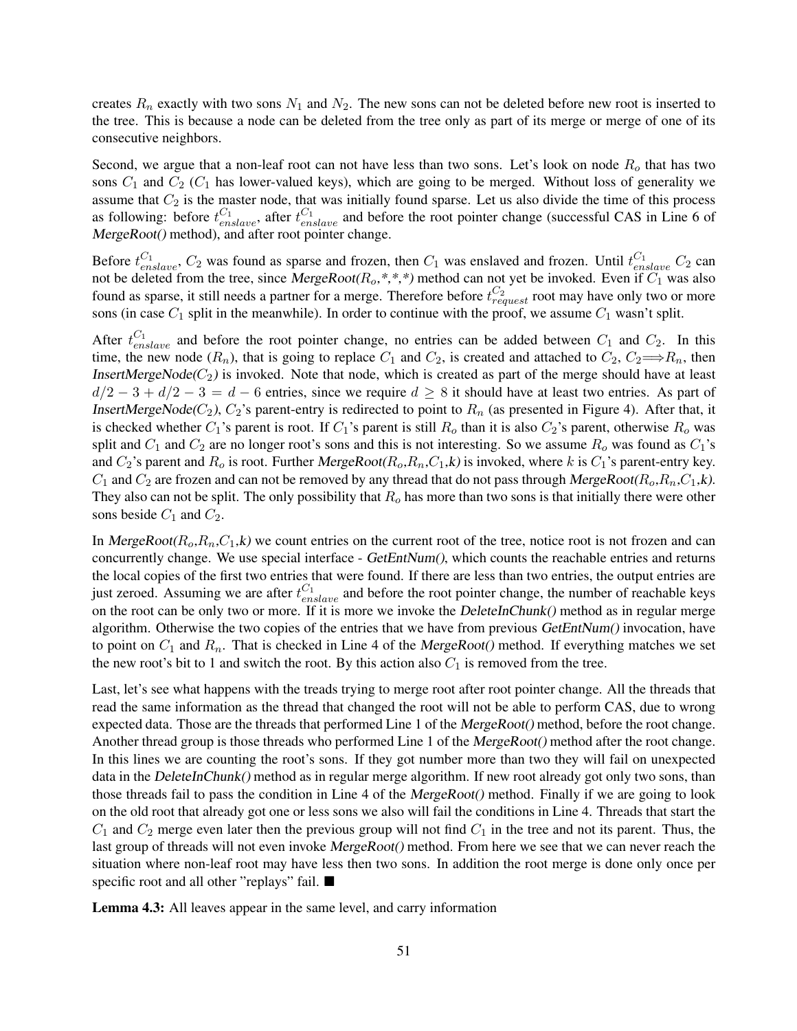creates $R_n$ exactly with two sons $N_1$ and $N_2$. The new sons can not be deleted before new root is inserted to the tree. This is because a node can be deleted from the tree only as part of its merge or merge of one of its consecutive neighbors.

Second, we argue that a non-leaf root can not have less than two sons. Let's look on node $R_o$ that has two sons $C_1$ and $C_2$ ($C_1$ has lower-valued keys), which are going to be merged. Without loss of generality we assume that $C_2$ is the master node, that was initially found sparse. Let us also divide the time of this process as following: before $t^{C_1}_{enslave}$, after $t^{C_1}_{enslave}$ and before the root pointer change (successful CAS in Line 6 of *MergeRoot()* method), and after root pointer change.

Before $t^{C_1}_{enslave}$, $C_2$ was found as sparse and frozen, then $C_1$ was enslaved and frozen. Until $t^{C_1}_{enslave}$ $C_2$ can not be deleted from the tree, since *MergeRoot($R_o$,\*,\*,\*)* method can not yet be invoked. Even if $C_1$ was also found as sparse, it still needs a partner for a merge. Therefore before $t^{C_2}_{request}$ root may have only two or more sons (in case $C_1$ split in the meanwhile). In order to continue with the proof, we assume $C_1$ wasn't split.

After $t^{C_1}_{enslave}$ and before the root pointer change, no entries can be added between $C_1$ and $C_2$. In this time, the new node ($R_n$), that is going to replace $C_1$ and $C_2$, is created and attached to $C_2$, $C_2 \Longrightarrow R_n$, then *InsertMergeNode($C_2$)* is invoked. Note that node, which is created as part of the merge should have at least $d/2 - 3 + d/2 - 3 = d - 6$ entries, since we require $d \geq 8$ it should have at least two entries. As part of *InsertMergeNode($C_2$)*, $C_2$'s parent-entry is redirected to point to $R_n$ (as presented in Figure 4). After that, it is checked whether $C_1$'s parent is root. If $C_1$'s parent is still $R_o$ than it is also $C_2$'s parent, otherwise $R_o$ was split and $C_1$ and $C_2$ are no longer root's sons and this is not interesting. So we assume $R_o$ was found as $C_1$'s and $C_2$'s parent and $R_o$ is root. Further *MergeRoot($R_o$,$R_n$,$C_1$,k)* is invoked, where $k$ is $C_1$'s parent-entry key. $C_1$ and $C_2$ are frozen and can not be removed by any thread that do not pass through *MergeRoot($R_o$,$R_n$,$C_1$,k)*. They also can not be split. The only possibility that $R_o$ has more than two sons is that initially there were other sons beside $C_1$ and $C_2$.

In *MergeRoot($R_o$,$R_n$,$C_1$,k)* we count entries on the current root of the tree, notice root is not frozen and can concurrently change. We use special interface - *GetEntNum()*, which counts the reachable entries and returns the local copies of the first two entries that were found. If there are less than two entries, the output entries are just zeroed. Assuming we are after $t^{C_1}_{enslave}$ and before the root pointer change, the number of reachable keys on the root can be only two or more. If it is more we invoke the *DeleteInChunk()* method as in regular merge algorithm. Otherwise the two copies of the entries that we have from previous *GetEntNum()* invocation, have to point on $C_1$ and $R_n$. That is checked in Line 4 of the *MergeRoot()* method. If everything matches we set the new root's bit to 1 and switch the root. By this action also $C_1$ is removed from the tree.

Last, let's see what happens with the treads trying to merge root after root pointer change. All the threads that read the same information as the thread that changed the root will not be able to perform CAS, due to wrong expected data. Those are the threads that performed Line 1 of the *MergeRoot()* method, before the root change. Another thread group is those threads who performed Line 1 of the *MergeRoot()* method after the root change. In this lines we are counting the root's sons. If they got number more than two they will fail on unexpected data in the *DeleteInChunk()* method as in regular merge algorithm. If new root already got only two sons, than those threads fail to pass the condition in Line 4 of the *MergeRoot()* method. Finally if we are going to look on the old root that already got one or less sons we also will fail the conditions in Line 4. Threads that start the $C_1$ and $C_2$ merge even later then the previous group will not find $C_1$ in the tree and not its parent. Thus, the last group of threads will not even invoke *MergeRoot()* method. From here we see that we can never reach the situation where non-leaf root may have less then two sons. In addition the root merge is done only once per specific root and all other "replays" fail. ■

**Lemma 4.3:** All leaves appear in the same level, and carry information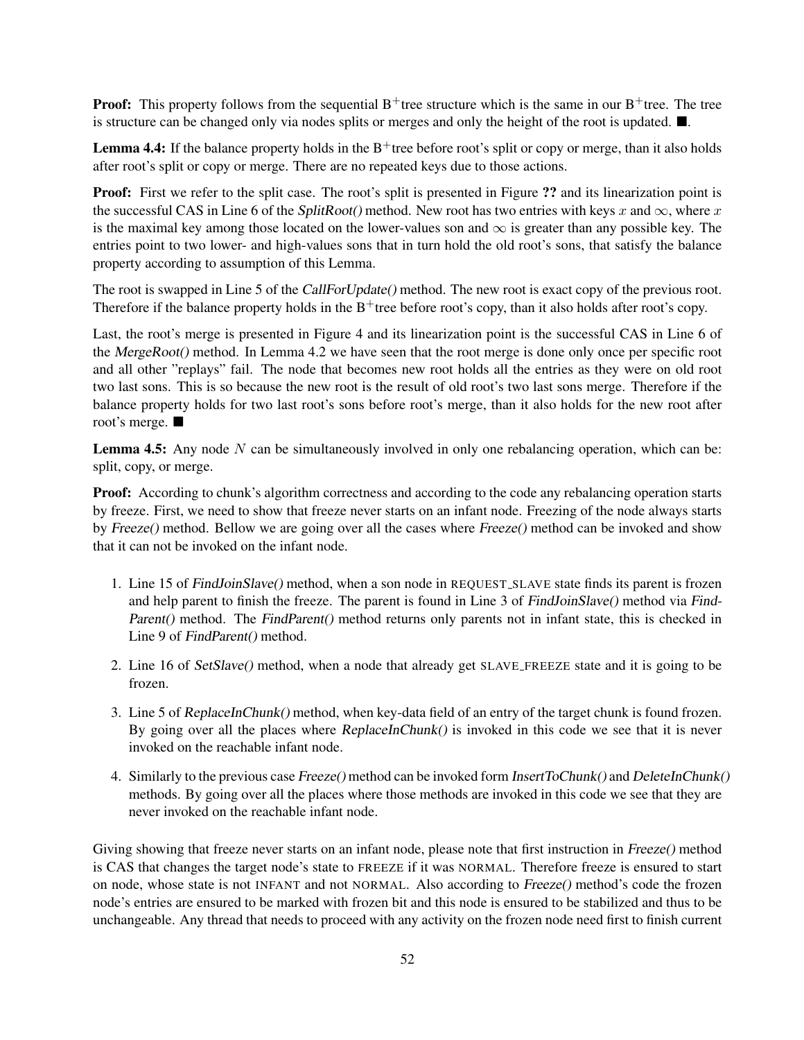**Proof:** This property follows from the sequential B$^+$tree structure which is the same in our B$^+$tree. The tree is structure can be changed only via nodes splits or merges and only the height of the root is updated. ■.

**Lemma 4.4:** If the balance property holds in the B$^+$tree before root's split or copy or merge, than it also holds after root's split or copy or merge. There are no repeated keys due to those actions.

**Proof:** First we refer to the split case. The root's split is presented in Figure **??** and its linearization point is the successful CAS in Line 6 of the *SplitRoot()* method. New root has two entries with keys $x$ and $\infty$, where $x$ is the maximal key among those located on the lower-values son and $\infty$ is greater than any possible key. The entries point to two lower- and high-values sons that in turn hold the old root's sons, that satisfy the balance property according to assumption of this Lemma.

The root is swapped in Line 5 of the *CallForUpdate()* method. The new root is exact copy of the previous root. Therefore if the balance property holds in the B$^+$tree before root's copy, than it also holds after root's copy.

Last, the root's merge is presented in Figure 4 and its linearization point is the successful CAS in Line 6 of the *MergeRoot()* method. In Lemma 4.2 we have seen that the root merge is done only once per specific root and all other "replays" fail. The node that becomes new root holds all the entries as they were on old root two last sons. This is so because the new root is the result of old root's two last sons merge. Therefore if the balance property holds for two last root's sons before root's merge, than it also holds for the new root after root's merge. ■

**Lemma 4.5:** Any node $N$ can be simultaneously involved in only one rebalancing operation, which can be: split, copy, or merge.

**Proof:** According to chunk's algorithm correctness and according to the code any rebalancing operation starts by freeze. First, we need to show that freeze never starts on an infant node. Freezing of the node always starts by *Freeze()* method. Bellow we are going over all the cases where *Freeze()* method can be invoked and show that it can not be invoked on the infant node.

1. Line 15 of *FindJoinSlave()* method, when a son node in REQUEST_SLAVE state finds its parent is frozen and help parent to finish the freeze. The parent is found in Line 3 of *FindJoinSlave()* method via *FindParent()* method. The *FindParent()* method returns only parents not in infant state, this is checked in Line 9 of *FindParent()* method.
2. Line 16 of *SetSlave()* method, when a node that already get SLAVE_FREEZE state and it is going to be frozen.
3. Line 5 of *ReplaceInChunk()* method, when key-data field of an entry of the target chunk is found frozen. By going over all the places where *ReplaceInChunk()* is invoked in this code we see that it is never invoked on the reachable infant node.
4. Similarly to the previous case *Freeze()* method can be invoked form *InsertToChunk()* and *DeleteInChunk()* methods. By going over all the places where those methods are invoked in this code we see that they are never invoked on the reachable infant node.

Giving showing that freeze never starts on an infant node, please note that first instruction in *Freeze()* method is CAS that changes the target node's state to FREEZE if it was NORMAL. Therefore freeze is ensured to start on node, whose state is not INFANT and not NORMAL. Also according to *Freeze()* method's code the frozen node's entries are ensured to be marked with frozen bit and this node is ensured to be stabilized and thus to be unchangeable. Any thread that needs to proceed with any activity on the frozen node need first to finish current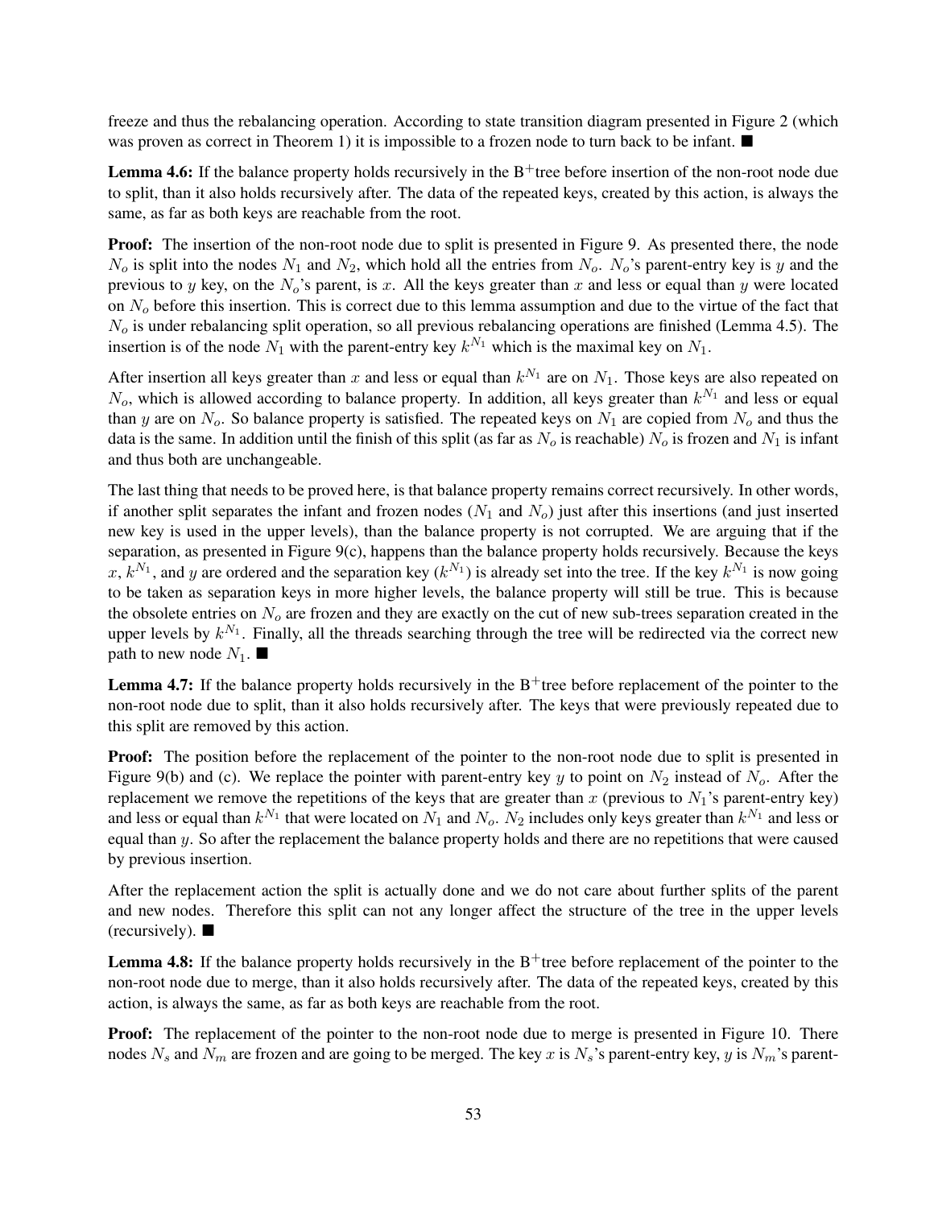freeze and thus the rebalancing operation. According to state transition diagram presented in Figure 2 (which was proven as correct in Theorem 1) it is impossible to a frozen node to turn back to be infant. ■

**Lemma 4.6:** If the balance property holds recursively in the B$^+$tree before insertion of the non-root node due to split, than it also holds recursively after. The data of the repeated keys, created by this action, is always the same, as far as both keys are reachable from the root.

**Proof:** The insertion of the non-root node due to split is presented in Figure 9. As presented there, the node $N_o$ is split into the nodes $N_1$ and $N_2$, which hold all the entries from $N_o$. $N_o$'s parent-entry key is $y$ and the previous to $y$ key, on the $N_o$'s parent, is $x$. All the keys greater than $x$ and less or equal than $y$ were located on $N_o$ before this insertion. This is correct due to this lemma assumption and due to the virtue of the fact that $N_o$ is under rebalancing split operation, so all previous rebalancing operations are finished (Lemma 4.5). The insertion is of the node $N_1$ with the parent-entry key $k^{N_1}$ which is the maximal key on $N_1$.

After insertion all keys greater than $x$ and less or equal than $k^{N_1}$ are on $N_1$. Those keys are also repeated on $N_o$, which is allowed according to balance property. In addition, all keys greater than $k^{N_1}$ and less or equal than $y$ are on $N_o$. So balance property is satisfied. The repeated keys on $N_1$ are copied from $N_o$ and thus the data is the same. In addition until the finish of this split (as far as $N_o$ is reachable) $N_o$ is frozen and $N_1$ is infant and thus both are unchangeable.

The last thing that needs to be proved here, is that balance property remains correct recursively. In other words, if another split separates the infant and frozen nodes ($N_1$ and $N_o$) just after this insertions (and just inserted new key is used in the upper levels), than the balance property is not corrupted. We are arguing that if the separation, as presented in Figure 9(c), happens than the balance property holds recursively. Because the keys $x$, $k^{N_1}$, and $y$ are ordered and the separation key ($k^{N_1}$) is already set into the tree. If the key $k^{N_1}$ is now going to be taken as separation keys in more higher levels, the balance property will still be true. This is because the obsolete entries on $N_o$ are frozen and they are exactly on the cut of new sub-trees separation created in the upper levels by $k^{N_1}$. Finally, all the threads searching through the tree will be redirected via the correct new path to new node $N_1$. ■

**Lemma 4.7:** If the balance property holds recursively in the B$^+$tree before replacement of the pointer to the non-root node due to split, than it also holds recursively after. The keys that were previously repeated due to this split are removed by this action.

**Proof:** The position before the replacement of the pointer to the non-root node due to split is presented in Figure 9(b) and (c). We replace the pointer with parent-entry key $y$ to point on $N_2$ instead of $N_o$. After the replacement we remove the repetitions of the keys that are greater than $x$ (previous to $N_1$'s parent-entry key) and less or equal than $k^{N_1}$ that were located on $N_1$ and $N_o$. $N_2$ includes only keys greater than $k^{N_1}$ and less or equal than $y$. So after the replacement the balance property holds and there are no repetitions that were caused by previous insertion.

After the replacement action the split is actually done and we do not care about further splits of the parent and new nodes. Therefore this split can not any longer affect the structure of the tree in the upper levels (recursively). ■

**Lemma 4.8:** If the balance property holds recursively in the B$^+$tree before replacement of the pointer to the non-root node due to merge, than it also holds recursively after. The data of the repeated keys, created by this action, is always the same, as far as both keys are reachable from the root.

**Proof:** The replacement of the pointer to the non-root node due to merge is presented in Figure 10. There nodes $N_s$ and $N_m$ are frozen and are going to be merged. The key $x$ is $N_s$'s parent-entry key, $y$ is $N_m$'s parent-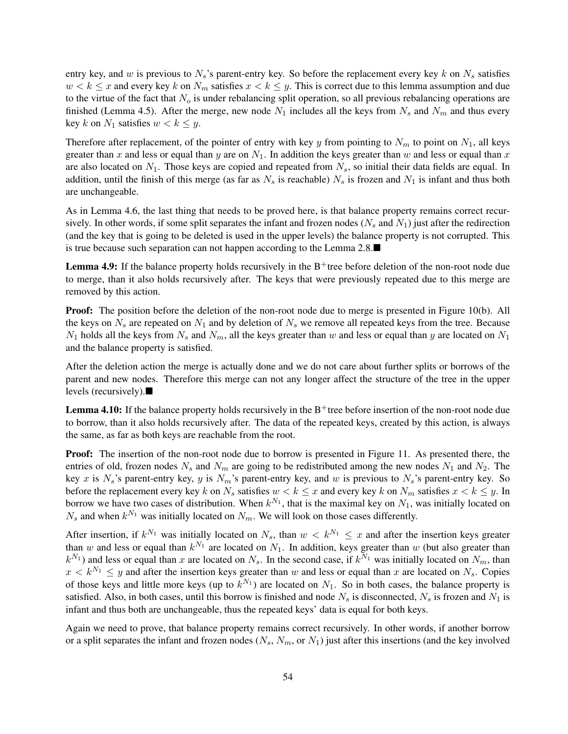entry key, and $w$ is previous to $N_s$'s parent-entry key. So before the replacement every key $k$ on $N_s$ satisfies $w < k \leq x$ and every key $k$ on $N_m$ satisfies $x < k \leq y$. This is correct due to this lemma assumption and due to the virtue of the fact that $N_o$ is under rebalancing split operation, so all previous rebalancing operations are finished (Lemma 4.5). After the merge, new node $N_1$ includes all the keys from $N_s$ and $N_m$ and thus every key $k$ on $N_1$ satisfies $w < k \leq y$.

Therefore after replacement, of the pointer of entry with key $y$ from pointing to $N_m$ to point on $N_1$, all keys greater than $x$ and less or equal than $y$ are on $N_1$. In addition the keys greater than $w$ and less or equal than $x$ are also located on $N_1$. Those keys are copied and repeated from $N_s$, so initial their data fields are equal. In addition, until the finish of this merge (as far as $N_s$ is reachable) $N_s$ is frozen and $N_1$ is infant and thus both are unchangeable.

As in Lemma 4.6, the last thing that needs to be proved here, is that balance property remains correct recursively. In other words, if some split separates the infant and frozen nodes ($N_s$ and $N_1$) just after the redirection (and the key that is going to be deleted is used in the upper levels) the balance property is not corrupted. This is true because such separation can not happen according to the Lemma 2.8.■

**Lemma 4.9:** If the balance property holds recursively in the B$^+$tree before deletion of the non-root node due to merge, than it also holds recursively after. The keys that were previously repeated due to this merge are removed by this action.

**Proof:** The position before the deletion of the non-root node due to merge is presented in Figure 10(b). All the keys on $N_s$ are repeated on $N_1$ and by deletion of $N_s$ we remove all repeated keys from the tree. Because $N_1$ holds all the keys from $N_s$ and $N_m$, all the keys greater than $w$ and less or equal than $y$ are located on $N_1$ and the balance property is satisfied.

After the deletion action the merge is actually done and we do not care about further splits or borrows of the parent and new nodes. Therefore this merge can not any longer affect the structure of the tree in the upper levels (recursively).■

**Lemma 4.10:** If the balance property holds recursively in the B$^+$tree before insertion of the non-root node due to borrow, than it also holds recursively after. The data of the repeated keys, created by this action, is always the same, as far as both keys are reachable from the root.

**Proof:** The insertion of the non-root node due to borrow is presented in Figure 11. As presented there, the entries of old, frozen nodes $N_s$ and $N_m$ are going to be redistributed among the new nodes $N_1$ and $N_2$. The key $x$ is $N_s$'s parent-entry key, $y$ is $N_m$'s parent-entry key, and $w$ is previous to $N_s$'s parent-entry key. So before the replacement every key $k$ on $N_s$ satisfies $w < k \leq x$ and every key $k$ on $N_m$ satisfies $x < k \leq y$. In borrow we have two cases of distribution. When $k^{N_1}$, that is the maximal key on $N_1$, was initially located on $N_s$ and when $k^{N_1}$ was initially located on $N_m$. We will look on those cases differently.

After insertion, if $k^{N_1}$ was initially located on $N_s$, than $w < k^{N_1} \leq x$ and after the insertion keys greater than $w$ and less or equal than $k^{N_1}$ are located on $N_1$. In addition, keys greater than $w$ (but also greater than $k^{N_1}$) and less or equal than $x$ are located on $N_s$. In the second case, if $k^{N_1}$ was initially located on $N_m$, than $x < k^{N_1} \leq y$ and after the insertion keys greater than $w$ and less or equal than $x$ are located on $N_s$. Copies of those keys and little more keys (up to $k^{N_1}$) are located on $N_1$. So in both cases, the balance property is satisfied. Also, in both cases, until this borrow is finished and node $N_s$ is disconnected, $N_s$ is frozen and $N_1$ is infant and thus both are unchangeable, thus the repeated keys' data is equal for both keys.

Again we need to prove, that balance property remains correct recursively. In other words, if another borrow or a split separates the infant and frozen nodes ($N_s$, $N_m$, or $N_1$) just after this insertions (and the key involved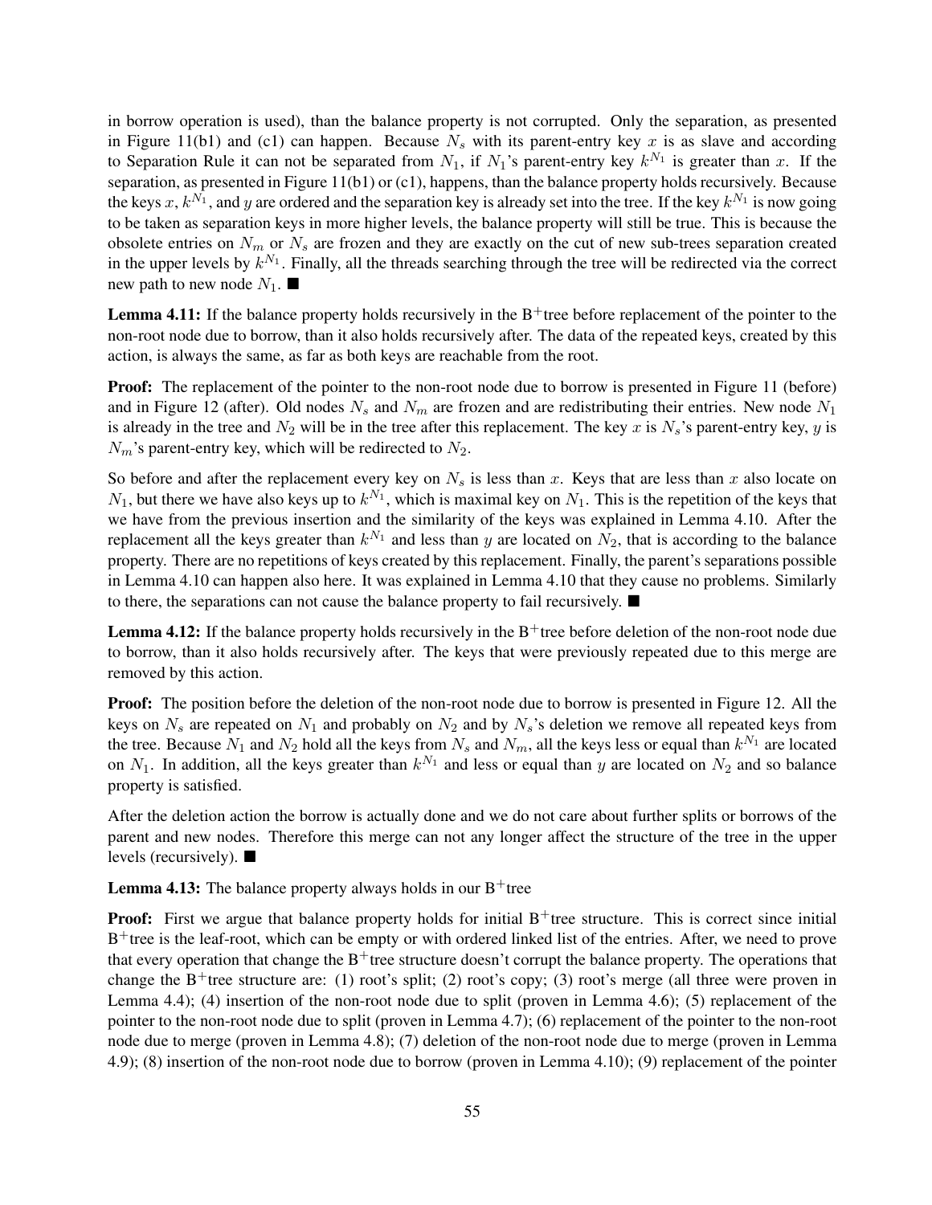in borrow operation is used), than the balance property is not corrupted. Only the separation, as presented in Figure 11(b1) and (c1) can happen. Because $N_s$ with its parent-entry key $x$ is as slave and according to Separation Rule it can not be separated from $N_1$, if $N_1$'s parent-entry key $k^{N_1}$ is greater than $x$. If the separation, as presented in Figure 11(b1) or (c1), happens, than the balance property holds recursively. Because the keys $x$, $k^{N_1}$, and $y$ are ordered and the separation key is already set into the tree. If the key $k^{N_1}$ is now going to be taken as separation keys in more higher levels, the balance property will still be true. This is because the obsolete entries on $N_m$ or $N_s$ are frozen and they are exactly on the cut of new sub-trees separation created in the upper levels by $k^{N_1}$. Finally, all the threads searching through the tree will be redirected via the correct new path to new node $N_1$. ■

**Lemma 4.11:** If the balance property holds recursively in the B$^+$tree before replacement of the pointer to the non-root node due to borrow, than it also holds recursively after. The data of the repeated keys, created by this action, is always the same, as far as both keys are reachable from the root.

**Proof:** The replacement of the pointer to the non-root node due to borrow is presented in Figure 11 (before) and in Figure 12 (after). Old nodes $N_s$ and $N_m$ are frozen and are redistributing their entries. New node $N_1$ is already in the tree and $N_2$ will be in the tree after this replacement. The key $x$ is $N_s$'s parent-entry key, $y$ is $N_m$'s parent-entry key, which will be redirected to $N_2$.

So before and after the replacement every key on $N_s$ is less than $x$. Keys that are less than $x$ also locate on $N_1$, but there we have also keys up to $k^{N_1}$, which is maximal key on $N_1$. This is the repetition of the keys that we have from the previous insertion and the similarity of the keys was explained in Lemma 4.10. After the replacement all the keys greater than $k^{N_1}$ and less than $y$ are located on $N_2$, that is according to the balance property. There are no repetitions of keys created by this replacement. Finally, the parent's separations possible in Lemma 4.10 can happen also here. It was explained in Lemma 4.10 that they cause no problems. Similarly to there, the separations can not cause the balance property to fail recursively. ■

**Lemma 4.12:** If the balance property holds recursively in the B$^+$tree before deletion of the non-root node due to borrow, than it also holds recursively after. The keys that were previously repeated due to this merge are removed by this action.

**Proof:** The position before the deletion of the non-root node due to borrow is presented in Figure 12. All the keys on $N_s$ are repeated on $N_1$ and probably on $N_2$ and by $N_s$'s deletion we remove all repeated keys from the tree. Because $N_1$ and $N_2$ hold all the keys from $N_s$ and $N_m$, all the keys less or equal than $k^{N_1}$ are located on $N_1$. In addition, all the keys greater than $k^{N_1}$ and less or equal than $y$ are located on $N_2$ and so balance property is satisfied.

After the deletion action the borrow is actually done and we do not care about further splits or borrows of the parent and new nodes. Therefore this merge can not any longer affect the structure of the tree in the upper levels (recursively). ■

**Lemma 4.13:** The balance property always holds in our B$^+$tree

**Proof:** First we argue that balance property holds for initial B$^+$tree structure. This is correct since initial B$^+$tree is the leaf-root, which can be empty or with ordered linked list of the entries. After, we need to prove that every operation that change the B$^+$tree structure doesn't corrupt the balance property. The operations that change the B$^+$tree structure are: (1) root's split; (2) root's copy; (3) root's merge (all three were proven in Lemma 4.4); (4) insertion of the non-root node due to split (proven in Lemma 4.6); (5) replacement of the pointer to the non-root node due to split (proven in Lemma 4.7); (6) replacement of the pointer to the non-root node due to merge (proven in Lemma 4.8); (7) deletion of the non-root node due to merge (proven in Lemma 4.9); (8) insertion of the non-root node due to borrow (proven in Lemma 4.10); (9) replacement of the pointer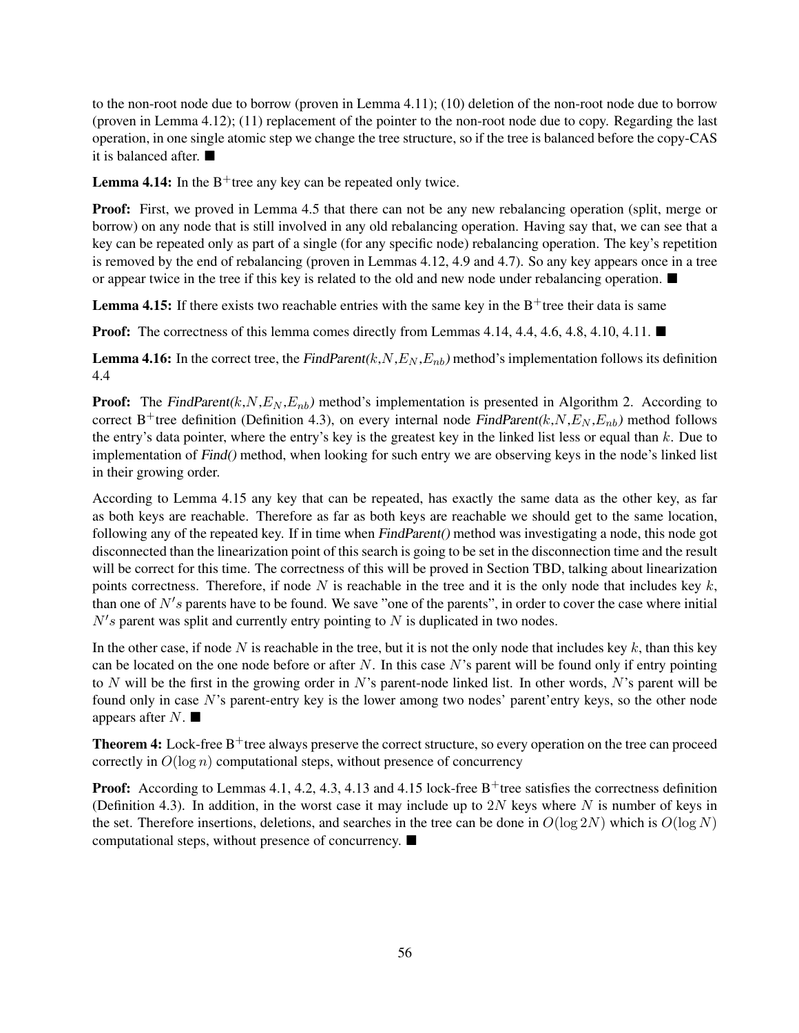to the non-root node due to borrow (proven in Lemma 4.11); (10) deletion of the non-root node due to borrow (proven in Lemma 4.12); (11) replacement of the pointer to the non-root node due to copy. Regarding the last operation, in one single atomic step we change the tree structure, so if the tree is balanced before the copy-CAS it is balanced after. ■

**Lemma 4.14:** In the B$^+$tree any key can be repeated only twice.

**Proof:** First, we proved in Lemma 4.5 that there can not be any new rebalancing operation (split, merge or borrow) on any node that is still involved in any old rebalancing operation. Having say that, we can see that a key can be repeated only as part of a single (for any specific node) rebalancing operation. The key's repetition is removed by the end of rebalancing (proven in Lemmas 4.12, 4.9 and 4.7). So any key appears once in a tree or appear twice in the tree if this key is related to the old and new node under rebalancing operation. ■

**Lemma 4.15:** If there exists two reachable entries with the same key in the B$^+$tree their data is same

**Proof:** The correctness of this lemma comes directly from Lemmas 4.14, 4.4, 4.6, 4.8, 4.10, 4.11. ■

**Lemma 4.16:** In the correct tree, the *FindParent($k$,$N$,$E_N$,$E_{nb}$)* method's implementation follows its definition 4.4

**Proof:** The *FindParent($k$,$N$,$E_N$,$E_{nb}$)* method's implementation is presented in Algorithm 2. According to correct B$^+$tree definition (Definition 4.3), on every internal node *FindParent($k$,$N$,$E_N$,$E_{nb}$)* method follows the entry's data pointer, where the entry's key is the greatest key in the linked list less or equal than $k$. Due to implementation of *Find()* method, when looking for such entry we are observing keys in the node's linked list in their growing order.

According to Lemma 4.15 any key that can be repeated, has exactly the same data as the other key, as far as both keys are reachable. Therefore as far as both keys are reachable we should get to the same location, following any of the repeated key. If in time when *FindParent()* method was investigating a node, this node got disconnected than the linearization point of this search is going to be set in the disconnection time and the result will be correct for this time. The correctness of this will be proved in Section TBD, talking about linearization points correctness. Therefore, if node $N$ is reachable in the tree and it is the only node that includes key $k$, than one of $N's$ parents have to be found. We save "one of the parents", in order to cover the case where initial $N's$ parent was split and currently entry pointing to $N$ is duplicated in two nodes.

In the other case, if node $N$ is reachable in the tree, but it is not the only node that includes key $k$, than this key can be located on the one node before or after $N$. In this case $N$'s parent will be found only if entry pointing to $N$ will be the first in the growing order in $N$'s parent-node linked list. In other words, $N$'s parent will be found only in case $N$'s parent-entry key is the lower among two nodes' parent'entry keys, so the other node appears after $N$. ■

**Theorem 4:** Lock-free B$^+$tree always preserve the correct structure, so every operation on the tree can proceed correctly in $O(\log n)$ computational steps, without presence of concurrency

**Proof:** According to Lemmas 4.1, 4.2, 4.3, 4.13 and 4.15 lock-free B$^+$tree satisfies the correctness definition (Definition 4.3). In addition, in the worst case it may include up to $2N$ keys where $N$ is number of keys in the set. Therefore insertions, deletions, and searches in the tree can be done in $O(\log 2N)$ which is $O(\log N)$ computational steps, without presence of concurrency. ■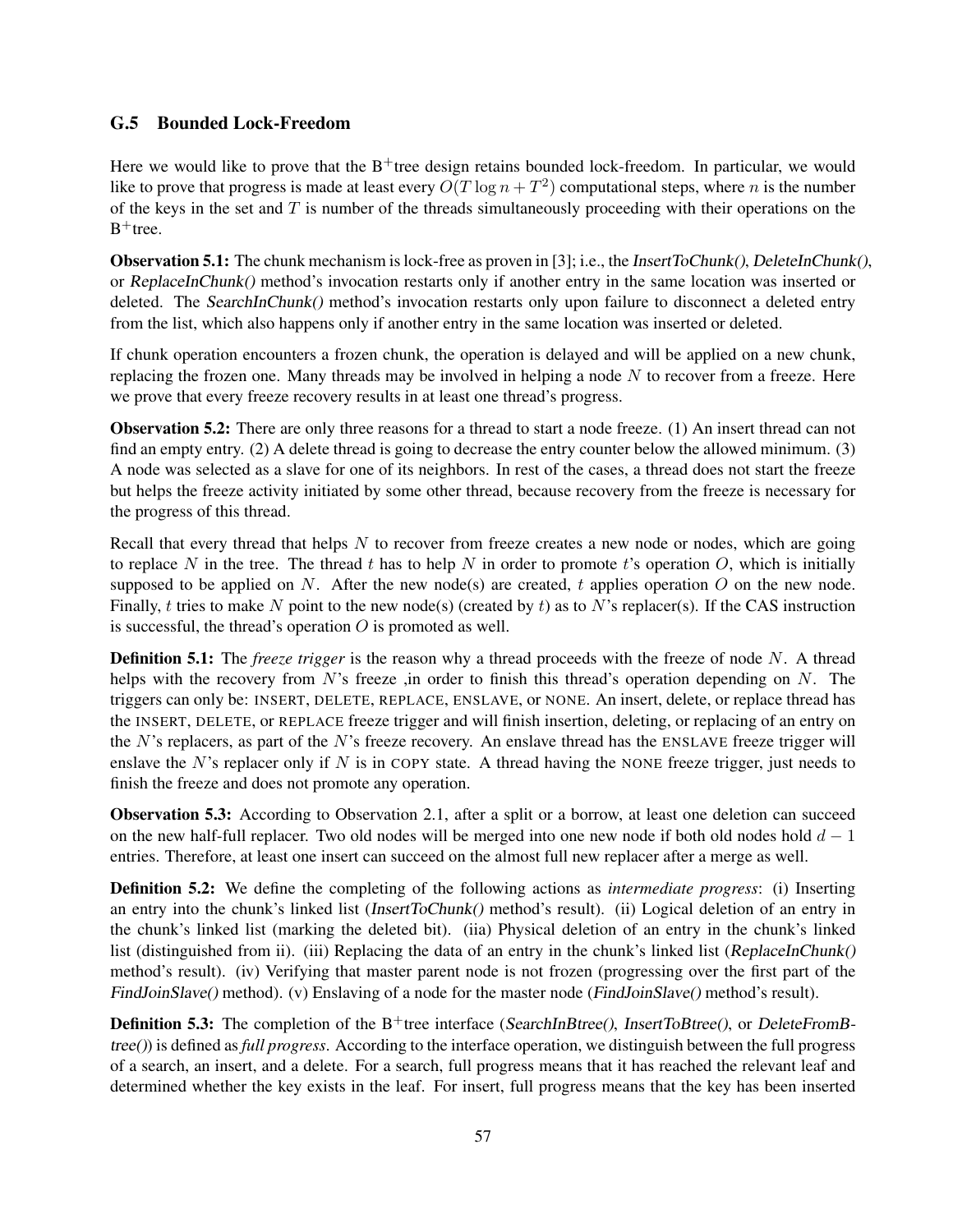### G.5 Bounded Lock-Freedom

Here we would like to prove that the B$^+$tree design retains bounded lock-freedom. In particular, we would like to prove that progress is made at least every $O(T \log n + T^2)$ computational steps, where $n$ is the number of the keys in the set and $T$ is number of the threads simultaneously proceeding with their operations on the B$^+$tree.

**Observation 5.1:** The chunk mechanism is lock-free as proven in [3]; i.e., the *InsertToChunk()*, *DeleteInChunk()*, or *ReplaceInChunk()* method's invocation restarts only if another entry in the same location was inserted or deleted. The *SearchInChunk()* method's invocation restarts only upon failure to disconnect a deleted entry from the list, which also happens only if another entry in the same location was inserted or deleted.

If chunk operation encounters a frozen chunk, the operation is delayed and will be applied on a new chunk, replacing the frozen one. Many threads may be involved in helping a node $N$ to recover from a freeze. Here we prove that every freeze recovery results in at least one thread's progress.

**Observation 5.2:** There are only three reasons for a thread to start a node freeze. (1) An insert thread can not find an empty entry. (2) A delete thread is going to decrease the entry counter below the allowed minimum. (3) A node was selected as a slave for one of its neighbors. In rest of the cases, a thread does not start the freeze but helps the freeze activity initiated by some other thread, because recovery from the freeze is necessary for the progress of this thread.

Recall that every thread that helps $N$ to recover from freeze creates a new node or nodes, which are going to replace $N$ in the tree. The thread $t$ has to help $N$ in order to promote $t$'s operation $O$, which is initially supposed to be applied on $N$. After the new node(s) are created, $t$ applies operation $O$ on the new node. Finally, $t$ tries to make $N$ point to the new node(s) (created by $t$) as to $N$'s replacer(s). If the CAS instruction is successful, the thread's operation $O$ is promoted as well.

**Definition 5.1:** The *freeze trigger* is the reason why a thread proceeds with the freeze of node $N$. A thread helps with the recovery from $N$'s freeze ,in order to finish this thread's operation depending on $N$. The triggers can only be: INSERT, DELETE, REPLACE, ENSLAVE, or NONE. An insert, delete, or replace thread has the INSERT, DELETE, or REPLACE freeze trigger and will finish insertion, deleting, or replacing of an entry on the $N$'s replacers, as part of the $N$'s freeze recovery. An enslave thread has the ENSLAVE freeze trigger will enslave the $N$'s replacer only if $N$ is in COPY state. A thread having the NONE freeze trigger, just needs to finish the freeze and does not promote any operation.

**Observation 5.3:** According to Observation 2.1, after a split or a borrow, at least one deletion can succeed on the new half-full replacer. Two old nodes will be merged into one new node if both old nodes hold $d - 1$ entries. Therefore, at least one insert can succeed on the almost full new replacer after a merge as well.

**Definition 5.2:** We define the completing of the following actions as *intermediate progress*: (i) Inserting an entry into the chunk's linked list (*InsertToChunk()* method's result). (ii) Logical deletion of an entry in the chunk's linked list (marking the deleted bit). (iia) Physical deletion of an entry in the chunk's linked list (distinguished from ii). (iii) Replacing the data of an entry in the chunk's linked list (*ReplaceInChunk()* method's result). (iv) Verifying that master parent node is not frozen (progressing over the first part of the *FindJoinSlave()* method). (v) Enslaving of a node for the master node (*FindJoinSlave()* method's result).

**Definition 5.3:** The completion of the B$^+$tree interface (*SearchInBtree()*, *InsertToBtree()*, or *DeleteFromBtree()*) is defined as *full progress*. According to the interface operation, we distinguish between the full progress of a search, an insert, and a delete. For a search, full progress means that it has reached the relevant leaf and determined whether the key exists in the leaf. For insert, full progress means that the key has been inserted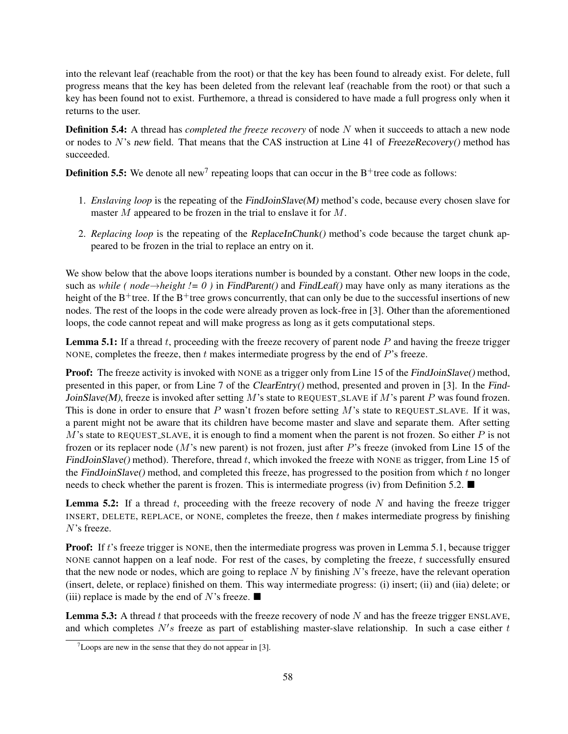into the relevant leaf (reachable from the root) or that the key has been found to already exist. For delete, full progress means that the key has been deleted from the relevant leaf (reachable from the root) or that such a key has been found not to exist. Furthemore, a thread is considered to have made a full progress only when it returns to the user.

**Definition 5.4:** A thread has *completed the freeze recovery* of node $N$ when it succeeds to attach a new node or nodes to $N$'s *new* field. That means that the CAS instruction at Line 41 of *FreezeRecovery()* method has succeeded.

**Definition 5.5:** We denote all new[7] repeating loops that can occur in the B$^+$tree code as follows:

1. *Enslaving loop* is the repeating of the *FindJoinSlave(M)* method's code, because every chosen slave for master $M$ appeared to be frozen in the trial to enslave it for $M$.
2. *Replacing loop* is the repeating of the *ReplaceInChunk()* method's code because the target chunk appeared to be frozen in the trial to replace an entry on it.

We show below that the above loops iterations number is bounded by a constant. Other new loops in the code, such as *while ( node→height != 0 )* in *FindParent()* and *FindLeaf()* may have only as many iterations as the height of the B$^+$tree. If the B$^+$tree grows concurrently, that can only be due to the successful insertions of new nodes. The rest of the loops in the code were already proven as lock-free in [3]. Other than the aforementioned loops, the code cannot repeat and will make progress as long as it gets computational steps.

**Lemma 5.1:** If a thread $t$, proceeding with the freeze recovery of parent node $P$ and having the freeze trigger NONE, completes the freeze, then $t$ makes intermediate progress by the end of $P$'s freeze.

**Proof:** The freeze activity is invoked with NONE as a trigger only from Line 15 of the *FindJoinSlave()* method, presented in this paper, or from Line 7 of the *ClearEntry()* method, presented and proven in [3]. In the *FindJoinSlave(M)*, freeze is invoked after setting $M$'s state to REQUEST_SLAVE if $M$'s parent $P$ was found frozen. This is done in order to ensure that $P$ wasn't frozen before setting $M$'s state to REQUEST_SLAVE. If it was, a parent might not be aware that its children have become master and slave and separate them. After setting $M$'s state to REQUEST_SLAVE, it is enough to find a moment when the parent is not frozen. So either $P$ is not frozen or its replacer node ($M$'s new parent) is not frozen, just after $P$'s freeze (invoked from Line 15 of the *FindJoinSlave()* method). Therefore, thread $t$, which invoked the freeze with NONE as trigger, from Line 15 of the *FindJoinSlave()* method, and completed this freeze, has progressed to the position from which $t$ no longer needs to check whether the parent is frozen. This is intermediate progress (iv) from Definition 5.2. ■

**Lemma 5.2:** If a thread $t$, proceeding with the freeze recovery of node $N$ and having the freeze trigger INSERT, DELETE, REPLACE, or NONE, completes the freeze, then $t$ makes intermediate progress by finishing $N$'s freeze.

**Proof:** If $t$'s freeze trigger is NONE, then the intermediate progress was proven in Lemma 5.1, because trigger NONE cannot happen on a leaf node. For rest of the cases, by completing the freeze, $t$ successfully ensured that the new node or nodes, which are going to replace $N$ by finishing $N$'s freeze, have the relevant operation (insert, delete, or replace) finished on them. This way intermediate progress: (i) insert; (ii) and (iia) delete; or (iii) replace is made by the end of $N$'s freeze. ■

**Lemma 5.3:** A thread $t$ that proceeds with the freeze recovery of node $N$ and has the freeze trigger ENSLAVE, and which completes $N's$ freeze as part of establishing master-slave relationship. In such a case either $t$

[7] Loops are new in the sense that they do not appear in [3].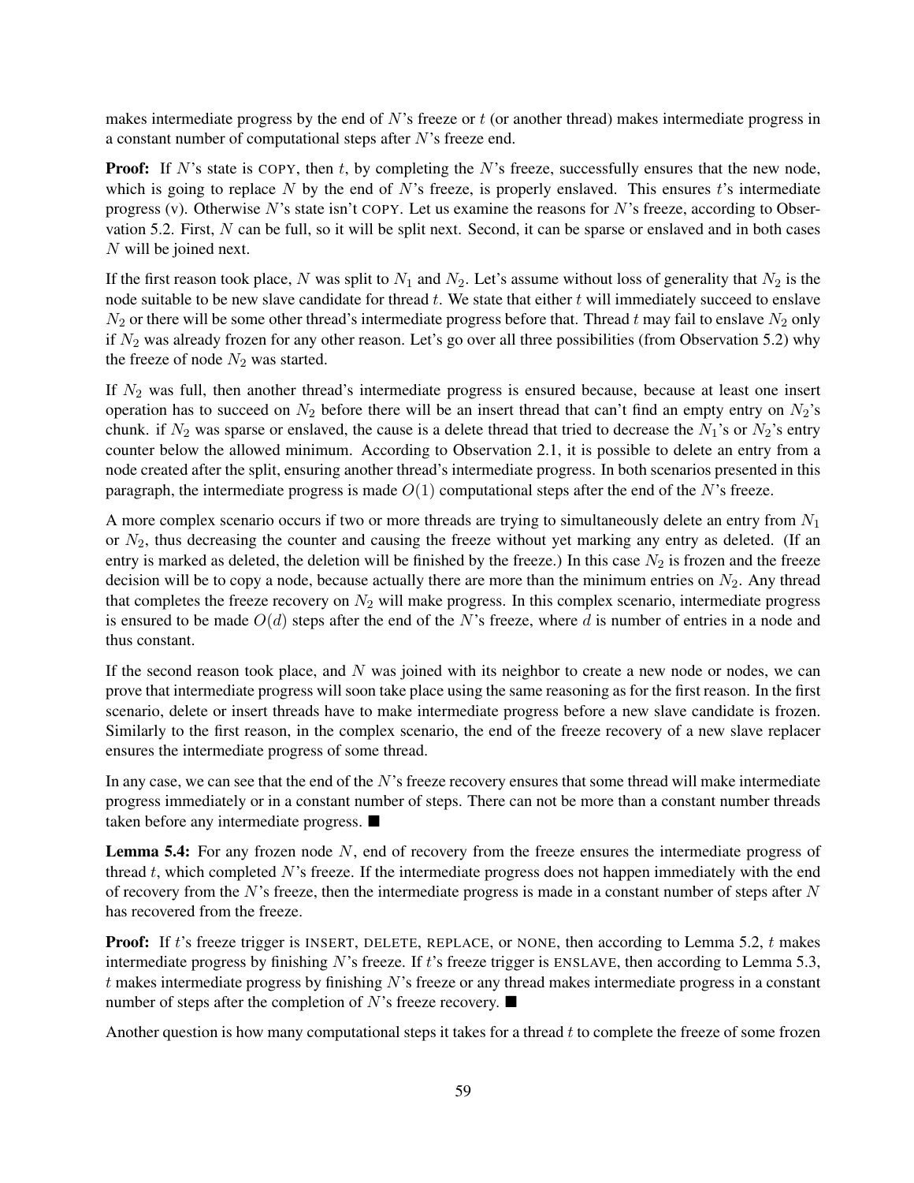makes intermediate progress by the end of $N$'s freeze or $t$ (or another thread) makes intermediate progress in a constant number of computational steps after $N$'s freeze end.

**Proof:** If $N$'s state is COPY, then $t$, by completing the $N$'s freeze, successfully ensures that the new node, which is going to replace $N$ by the end of $N$'s freeze, is properly enslaved. This ensures $t$'s intermediate progress (v). Otherwise $N$'s state isn't COPY. Let us examine the reasons for $N$'s freeze, according to Observation 5.2. First, $N$ can be full, so it will be split next. Second, it can be sparse or enslaved and in both cases $N$ will be joined next.

If the first reason took place, $N$ was split to $N_1$ and $N_2$. Let's assume without loss of generality that $N_2$ is the node suitable to be new slave candidate for thread $t$. We state that either $t$ will immediately succeed to enslave $N_2$ or there will be some other thread's intermediate progress before that. Thread $t$ may fail to enslave $N_2$ only if $N_2$ was already frozen for any other reason. Let's go over all three possibilities (from Observation 5.2) why the freeze of node $N_2$ was started.

If $N_2$ was full, then another thread's intermediate progress is ensured because, because at least one insert operation has to succeed on $N_2$ before there will be an insert thread that can't find an empty entry on $N_2$'s chunk. if $N_2$ was sparse or enslaved, the cause is a delete thread that tried to decrease the $N_1$'s or $N_2$'s entry counter below the allowed minimum. According to Observation 2.1, it is possible to delete an entry from a node created after the split, ensuring another thread's intermediate progress. In both scenarios presented in this paragraph, the intermediate progress is made $O(1)$ computational steps after the end of the $N$'s freeze.

A more complex scenario occurs if two or more threads are trying to simultaneously delete an entry from $N_1$ or $N_2$, thus decreasing the counter and causing the freeze without yet marking any entry as deleted. (If an entry is marked as deleted, the deletion will be finished by the freeze.) In this case $N_2$ is frozen and the freeze decision will be to copy a node, because actually there are more than the minimum entries on $N_2$. Any thread that completes the freeze recovery on $N_2$ will make progress. In this complex scenario, intermediate progress is ensured to be made $O(d)$ steps after the end of the $N$'s freeze, where $d$ is number of entries in a node and thus constant.

If the second reason took place, and $N$ was joined with its neighbor to create a new node or nodes, we can prove that intermediate progress will soon take place using the same reasoning as for the first reason. In the first scenario, delete or insert threads have to make intermediate progress before a new slave candidate is frozen. Similarly to the first reason, in the complex scenario, the end of the freeze recovery of a new slave replacer ensures the intermediate progress of some thread.

In any case, we can see that the end of the $N$'s freeze recovery ensures that some thread will make intermediate progress immediately or in a constant number of steps. There can not be more than a constant number threads taken before any intermediate progress. ■

**Lemma 5.4:** For any frozen node $N$, end of recovery from the freeze ensures the intermediate progress of thread $t$, which completed $N$'s freeze. If the intermediate progress does not happen immediately with the end of recovery from the $N$'s freeze, then the intermediate progress is made in a constant number of steps after $N$ has recovered from the freeze.

**Proof:** If $t$'s freeze trigger is INSERT, DELETE, REPLACE, or NONE, then according to Lemma 5.2, $t$ makes intermediate progress by finishing $N$'s freeze. If $t$'s freeze trigger is ENSLAVE, then according to Lemma 5.3, $t$ makes intermediate progress by finishing $N$'s freeze or any thread makes intermediate progress in a constant number of steps after the completion of $N$'s freeze recovery. ■

Another question is how many computational steps it takes for a thread $t$ to complete the freeze of some frozen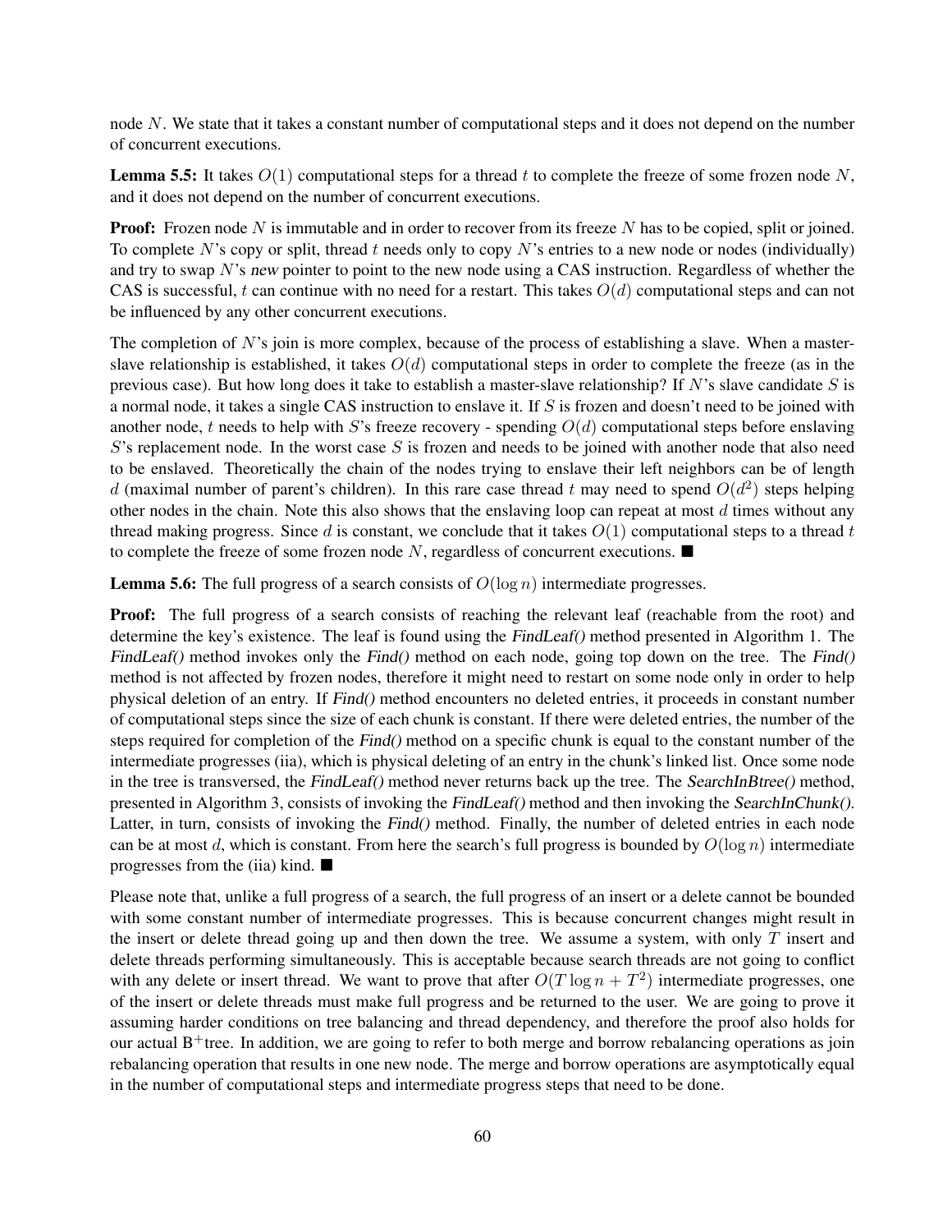node $N$. We state that it takes a constant number of computational steps and it does not depend on the number of concurrent executions.

**Lemma 5.5:** It takes $O(1)$ computational steps for a thread $t$ to complete the freeze of some frozen node $N$, and it does not depend on the number of concurrent executions.

**Proof:** Frozen node $N$ is immutable and in order to recover from its freeze $N$ has to be copied, split or joined. To complete $N$'s copy or split, thread $t$ needs only to copy $N$'s entries to a new node or nodes (individually) and try to swap $N$'s *new* pointer to point to the new node using a CAS instruction. Regardless of whether the CAS is successful, $t$ can continue with no need for a restart. This takes $O(d)$ computational steps and can not be influenced by any other concurrent executions.

The completion of $N$'s join is more complex, because of the process of establishing a slave. When a master-slave relationship is established, it takes $O(d)$ computational steps in order to complete the freeze (as in the previous case). But how long does it take to establish a master-slave relationship? If $N$'s slave candidate $S$ is a normal node, it takes a single CAS instruction to enslave it. If $S$ is frozen and doesn't need to be joined with another node, $t$ needs to help with $S$'s freeze recovery - spending $O(d)$ computational steps before enslaving $S$'s replacement node. In the worst case $S$ is frozen and needs to be joined with another node that also need to be enslaved. Theoretically the chain of the nodes trying to enslave their left neighbors can be of length $d$ (maximal number of parent's children). In this rare case thread $t$ may need to spend $O(d^2)$ steps helping other nodes in the chain. Note this also shows that the enslaving loop can repeat at most $d$ times without any thread making progress. Since $d$ is constant, we conclude that it takes $O(1)$ computational steps to a thread $t$ to complete the freeze of some frozen node $N$, regardless of concurrent executions. ■

**Lemma 5.6:** The full progress of a search consists of $O(\log n)$ intermediate progresses.

**Proof:** The full progress of a search consists of reaching the relevant leaf (reachable from the root) and determine the key's existence. The leaf is found using the *FindLeaf()* method presented in Algorithm 1. The *FindLeaf()* method invokes only the *Find()* method on each node, going top down on the tree. The *Find()* method is not affected by frozen nodes, therefore it might need to restart on some node only in order to help physical deletion of an entry. If *Find()* method encounters no deleted entries, it proceeds in constant number of computational steps since the size of each chunk is constant. If there were deleted entries, the number of the steps required for completion of the *Find()* method on a specific chunk is equal to the constant number of the intermediate progresses (iia), which is physical deleting of an entry in the chunk's linked list. Once some node in the tree is transversed, the *FindLeaf()* method never returns back up the tree. The *SearchInBtree()* method, presented in Algorithm 3, consists of invoking the *FindLeaf()* method and then invoking the *SearchInChunk()*. Latter, in turn, consists of invoking the *Find()* method. Finally, the number of deleted entries in each node can be at most $d$, which is constant. From here the search's full progress is bounded by $O(\log n)$ intermediate progresses from the (iia) kind. ■

Please note that, unlike a full progress of a search, the full progress of an insert or a delete cannot be bounded with some constant number of intermediate progresses. This is because concurrent changes might result in the insert or delete thread going up and then down the tree. We assume a system, with only $T$ insert and delete threads performing simultaneously. This is acceptable because search threads are not going to conflict with any delete or insert thread. We want to prove that after $O(T \log n + T^2)$ intermediate progresses, one of the insert or delete threads must make full progress and be returned to the user. We are going to prove it assuming harder conditions on tree balancing and thread dependency, and therefore the proof also holds for our actual B$^+$tree. In addition, we are going to refer to both merge and borrow rebalancing operations as join rebalancing operation that results in one new node. The merge and borrow operations are asymptotically equal in the number of computational steps and intermediate progress steps that need to be done.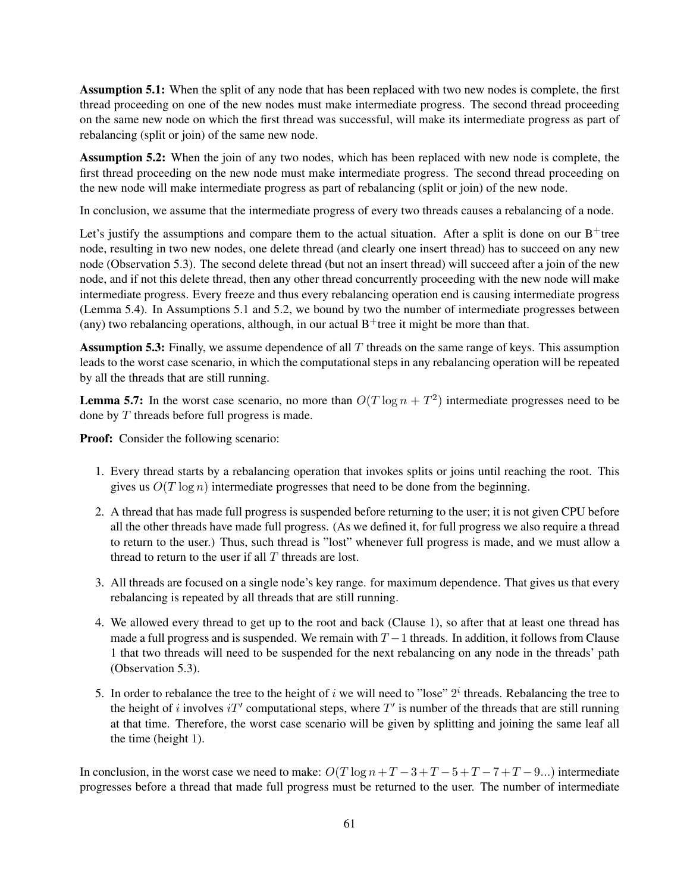**Assumption 5.1:** When the split of any node that has been replaced with two new nodes is complete, the first thread proceeding on one of the new nodes must make intermediate progress. The second thread proceeding on the same new node on which the first thread was successful, will make its intermediate progress as part of rebalancing (split or join) of the same new node.

**Assumption 5.2:** When the join of any two nodes, which has been replaced with new node is complete, the first thread proceeding on the new node must make intermediate progress. The second thread proceeding on the new node will make intermediate progress as part of rebalancing (split or join) of the new node.

In conclusion, we assume that the intermediate progress of every two threads causes a rebalancing of a node.

Let's justify the assumptions and compare them to the actual situation. After a split is done on our B$^+$tree node, resulting in two new nodes, one delete thread (and clearly one insert thread) has to succeed on any new node (Observation 5.3). The second delete thread (but not an insert thread) will succeed after a join of the new node, and if not this delete thread, then any other thread concurrently proceeding with the new node will make intermediate progress. Every freeze and thus every rebalancing operation end is causing intermediate progress (Lemma 5.4). In Assumptions 5.1 and 5.2, we bound by two the number of intermediate progresses between (any) two rebalancing operations, although, in our actual B$^+$tree it might be more than that.

**Assumption 5.3:** Finally, we assume dependence of all $T$ threads on the same range of keys. This assumption leads to the worst case scenario, in which the computational steps in any rebalancing operation will be repeated by all the threads that are still running.

**Lemma 5.7:** In the worst case scenario, no more than $O(T \log n + T^2)$ intermediate progresses need to be done by $T$ threads before full progress is made.

**Proof:** Consider the following scenario:

1. Every thread starts by a rebalancing operation that invokes splits or joins until reaching the root. This gives us $O(T \log n)$ intermediate progresses that need to be done from the beginning.
2. A thread that has made full progress is suspended before returning to the user; it is not given CPU before all the other threads have made full progress. (As we defined it, for full progress we also require a thread to return to the user.) Thus, such thread is "lost" whenever full progress is made, and we must allow a thread to return to the user if all $T$ threads are lost.
3. All threads are focused on a single node's key range. for maximum dependence. That gives us that every rebalancing is repeated by all threads that are still running.
4. We allowed every thread to get up to the root and back (Clause 1), so after that at least one thread has made a full progress and is suspended. We remain with $T-1$ threads. In addition, it follows from Clause 1 that two threads will need to be suspended for the next rebalancing on any node in the threads' path (Observation 5.3).
5. In order to rebalance the tree to the height of $i$ we will need to "lose" $2^i$ threads. Rebalancing the tree to the height of $i$ involves $iT'$ computational steps, where $T'$ is number of the threads that are still running at that time. Therefore, the worst case scenario will be given by splitting and joining the same leaf all the time (height 1).

In conclusion, in the worst case we need to make: $O(T \log n + T - 3 + T - 5 + T - 7 + T - 9 ...)$ intermediate progresses before a thread that made full progress must be returned to the user. The number of intermediate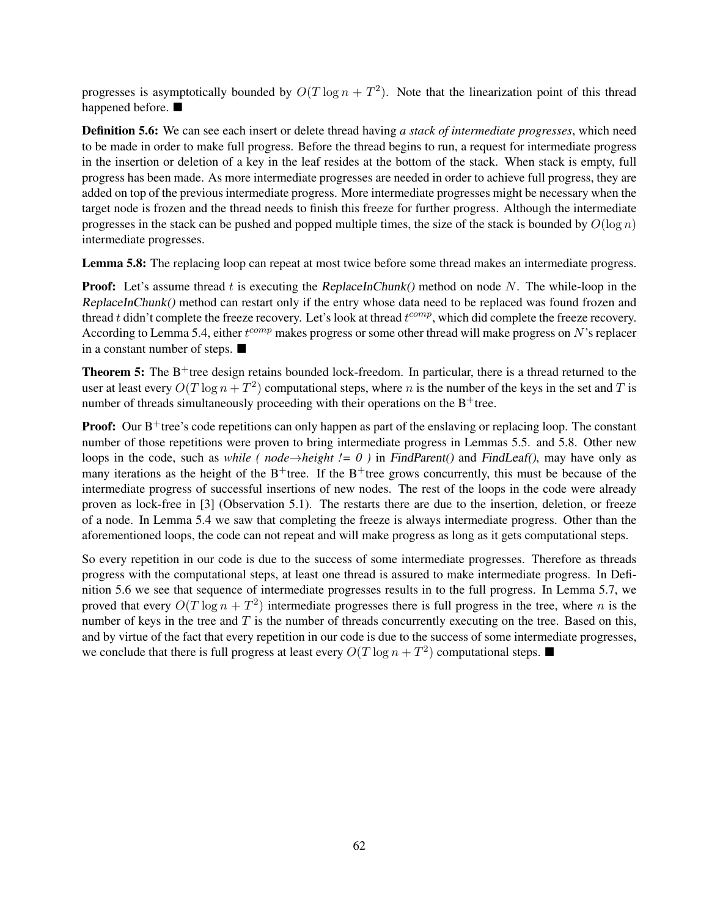progresses is asymptotically bounded by $O(T \log n + T^2)$. Note that the linearization point of this thread happened before. ■

**Definition 5.6:** We can see each insert or delete thread having *a stack of intermediate progresses*, which need to be made in order to make full progress. Before the thread begins to run, a request for intermediate progress in the insertion or deletion of a key in the leaf resides at the bottom of the stack. When stack is empty, full progress has been made. As more intermediate progresses are needed in order to achieve full progress, they are added on top of the previous intermediate progress. More intermediate progresses might be necessary when the target node is frozen and the thread needs to finish this freeze for further progress. Although the intermediate progresses in the stack can be pushed and popped multiple times, the size of the stack is bounded by $O(\log n)$ intermediate progresses.

**Lemma 5.8:** The replacing loop can repeat at most twice before some thread makes an intermediate progress.

**Proof:** Let's assume thread $t$ is executing the *ReplaceInChunk()* method on node $N$. The while-loop in the *ReplaceInChunk()* method can restart only if the entry whose data need to be replaced was found frozen and thread $t$ didn't complete the freeze recovery. Let's look at thread $t^{comp}$, which did complete the freeze recovery. According to Lemma 5.4, either $t^{comp}$ makes progress or some other thread will make progress on $N$'s replacer in a constant number of steps. ■

**Theorem 5:** The B$^+$tree design retains bounded lock-freedom. In particular, there is a thread returned to the user at least every $O(T \log n + T^2)$ computational steps, where $n$ is the number of the keys in the set and $T$ is number of threads simultaneously proceeding with their operations on the B$^+$tree.

**Proof:** Our B$^+$tree's code repetitions can only happen as part of the enslaving or replacing loop. The constant number of those repetitions were proven to bring intermediate progress in Lemmas 5.5. and 5.8. Other new loops in the code, such as *while ( node→height != 0 )* in FindParent() and FindLeaf(), may have only as many iterations as the height of the B$^+$tree. If the B$^+$tree grows concurrently, this must be because of the intermediate progress of successful insertions of new nodes. The rest of the loops in the code were already proven as lock-free in [3] (Observation 5.1). The restarts there are due to the insertion, deletion, or freeze of a node. In Lemma 5.4 we saw that completing the freeze is always intermediate progress. Other than the aforementioned loops, the code can not repeat and will make progress as long as it gets computational steps.

So every repetition in our code is due to the success of some intermediate progresses. Therefore as threads progress with the computational steps, at least one thread is assured to make intermediate progress. In Definition 5.6 we see that sequence of intermediate progresses results in to the full progress. In Lemma 5.7, we proved that every $O(T \log n + T^2)$ intermediate progresses there is full progress in the tree, where $n$ is the number of keys in the tree and $T$ is the number of threads concurrently executing on the tree. Based on this, and by virtue of the fact that every repetition in our code is due to the success of some intermediate progresses, we conclude that there is full progress at least every $O(T \log n + T^2)$ computational steps. ■